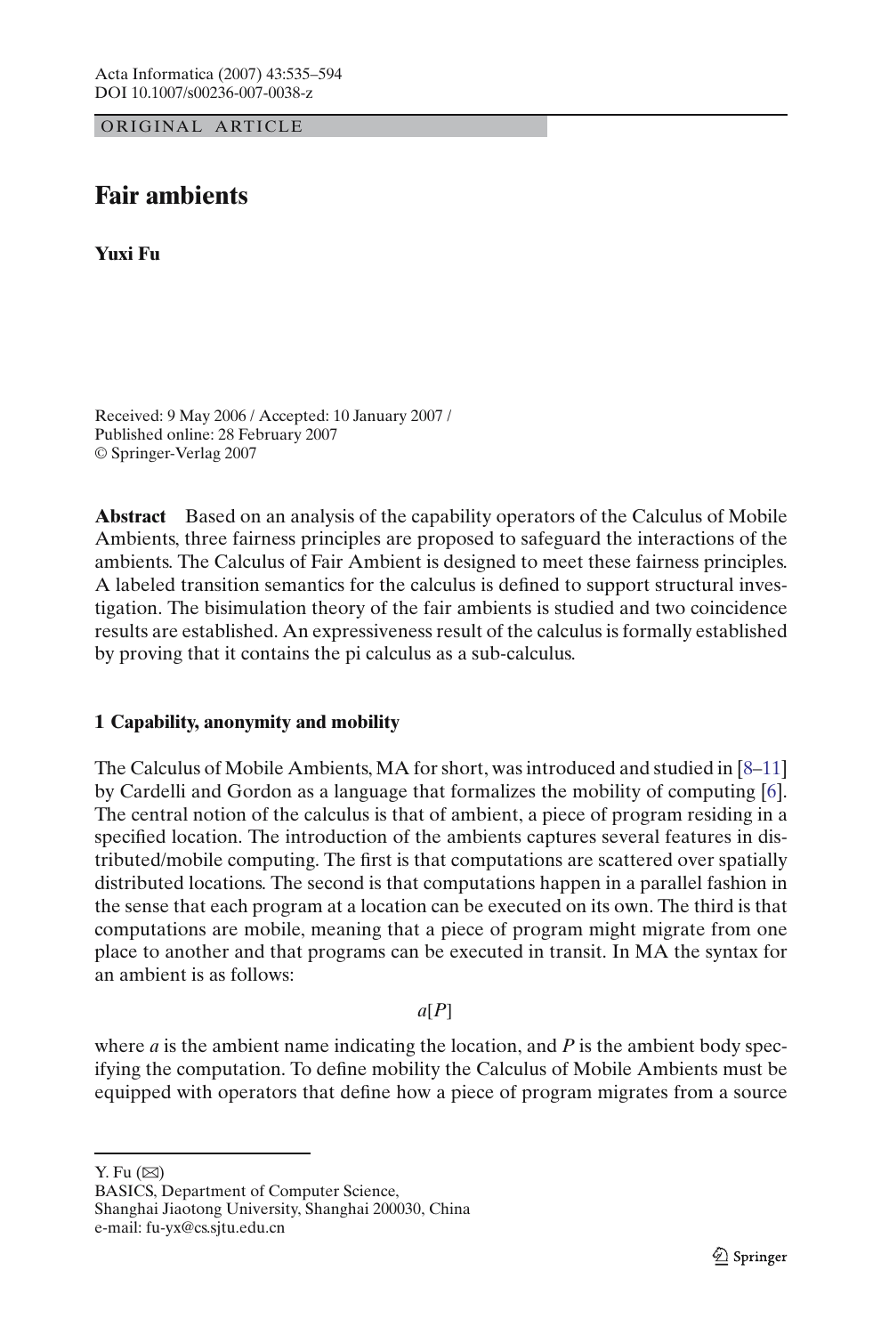ORIGINAL ARTICLE

# Fair ambients

**Yuxi Fu**

Received: 9 May 2006 / Accepted: 10 January 2007 /
Published online: 28 February 2007
© Springer-Verlag 2007

**Abstract** Based on an analysis of the capability operators of the Calculus of Mobile Ambients, three fairness principles are proposed to safeguard the interactions of the ambients. The Calculus of Fair Ambient is designed to meet these fairness principles. A labeled transition semantics for the calculus is defined to support structural investigation. The bisimulation theory of the fair ambients is studied and two coincidence results are established. An expressiveness result of the calculus is formally established by proving that it contains the pi calculus as a sub-calculus.

## 1 Capability, anonymity and mobility

The Calculus of Mobile Ambients, MA for short, was introduced and studied in [8–11] by Cardelli and Gordon as a language that formalizes the mobility of computing [6]. The central notion of the calculus is that of ambient, a piece of program residing in a specified location. The introduction of the ambients captures several features in distributed/mobile computing. The first is that computations are scattered over spatially distributed locations. The second is that computations happen in a parallel fashion in the sense that each program at a location can be executed on its own. The third is that computations are mobile, meaning that a piece of program might migrate from one place to another and that programs can be executed in transit. In MA the syntax for an ambient is as follows:

$$a[P]$$

where $a$ is the ambient name indicating the location, and $P$ is the ambient body specifying the computation. To define mobility the Calculus of Mobile Ambients must be equipped with operators that define how a piece of program migrates from a source

Y. Fu (✉)
BASICS, Department of Computer Science,
Shanghai Jiaotong University, Shanghai 200030, China
e-mail: fu-yx@cs.sjtu.edu.cn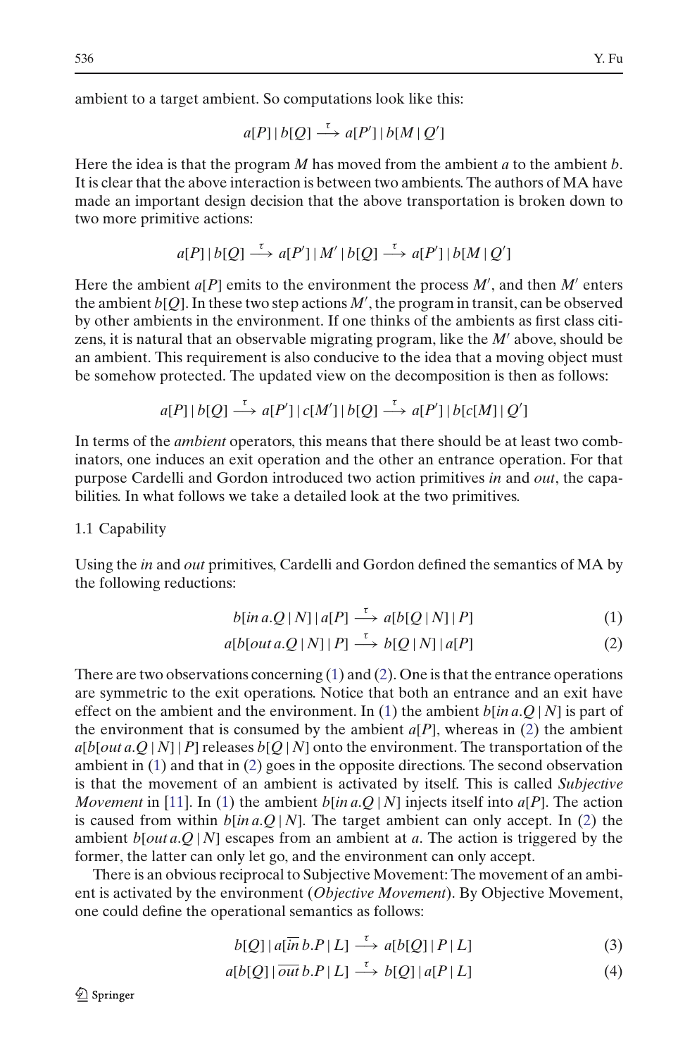ambient to a target ambient. So computations look like this:

$$a[P] \mid b[Q] \xrightarrow{\tau} a[P'] \mid b[M \mid Q']$$

Here the idea is that the program $M$ has moved from the ambient $a$ to the ambient $b$. It is clear that the above interaction is between two ambients. The authors of MA have made an important design decision that the above transportation is broken down to two more primitive actions:

$$a[P] \mid b[Q] \xrightarrow{\tau} a[P'] \mid M' \mid b[Q] \xrightarrow{\tau} a[P'] \mid b[M \mid Q']$$

Here the ambient $a[P]$ emits to the environment the process $M'$, and then $M'$ enters the ambient $b[Q]$. In these two step actions $M'$, the program in transit, can be observed by other ambients in the environment. If one thinks of the ambients as first class citizens, it is natural that an observable migrating program, like the $M'$ above, should be an ambient. This requirement is also conducive to the idea that a moving object must be somehow protected. The updated view on the decomposition is then as follows:

$$a[P] \mid b[Q] \xrightarrow{\tau} a[P'] \mid c[M'] \mid b[Q] \xrightarrow{\tau} a[P'] \mid b[c[M] \mid Q']$$

In terms of the *ambient* operators, this means that there should be at least two combinators, one induces an exit operation and the other an entrance operation. For that purpose Cardelli and Gordon introduced two action primitives *in* and *out*, the capabilities. In what follows we take a detailed look at the two primitives.

### 1.1 Capability

Using the *in* and *out* primitives, Cardelli and Gordon defined the semantics of MA by the following reductions:

$$b[in\, a.Q \mid N] \mid a[P] \xrightarrow{\tau} a[b[Q \mid N] \mid P] \tag{1}$$

$$a[b[out\, a.Q \mid N] \mid P] \xrightarrow{\tau} b[Q \mid N] \mid a[P] \tag{2}$$

There are two observations concerning (1) and (2). One is that the entrance operations are symmetric to the exit operations. Notice that both an entrance and an exit have effect on the ambient and the environment. In (1) the ambient $b[in\, a.Q \mid N]$ is part of the environment that is consumed by the ambient $a[P]$, whereas in (2) the ambient $a[b[out\, a.Q \mid N] \mid P]$ releases $b[Q \mid N]$ onto the environment. The transportation of the ambient in (1) and that in (2) goes in the opposite directions. The second observation is that the movement of an ambient is activated by itself. This is called *Subjective Movement* in [11]. In (1) the ambient $b[in\, a.Q \mid N]$ injects itself into $a[P]$. The action is caused from within $b[in\, a.Q \mid N]$. The target ambient can only accept. In (2) the ambient $b[out\, a.Q \mid N]$ escapes from an ambient at $a$. The action is triggered by the former, the latter can only let go, and the environment can only accept.

There is an obvious reciprocal to Subjective Movement: The movement of an ambient is activated by the environment (*Objective Movement*). By Objective Movement, one could define the operational semantics as follows:

$$b[Q] \mid a[\overline{in}\, b.P \mid L] \xrightarrow{\tau} a[b[Q] \mid P \mid L] \tag{3}$$

$$a[b[Q] \mid \overline{out}\, b.P \mid L] \xrightarrow{\tau} b[Q] \mid a[P \mid L] \tag{4}$$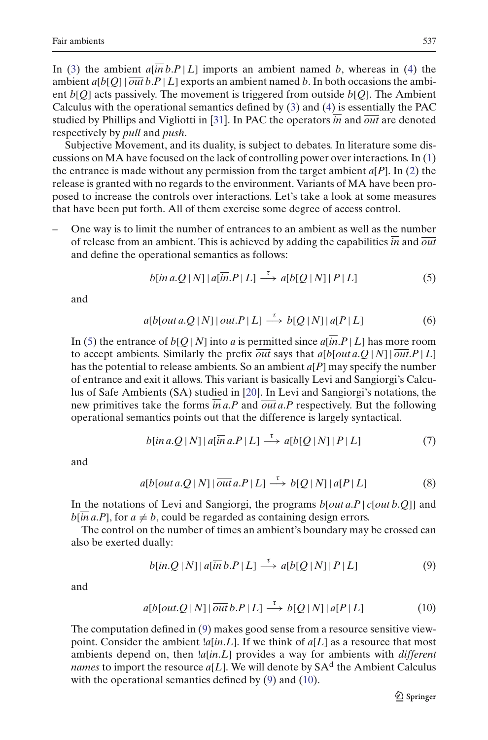In (3) the ambient $a[\overline{in}\, b.P \mid L]$ imports an ambient named $b$, whereas in (4) the ambient $a[b[Q] \mid \overline{out}\, b.P \mid L]$ exports an ambient named $b$. In both occasions the ambient $b[Q]$ acts passively. The movement is triggered from outside $b[Q]$. The Ambient Calculus with the operational semantics defined by (3) and (4) is essentially the PAC studied by Phillips and Vigliotti in [31]. In PAC the operators $\overline{in}$ and $\overline{out}$ are denoted respectively by *pull* and *push*.

Subjective Movement, and its duality, is subject to debates. In literature some discussions on MA have focused on the lack of controlling power over interactions. In (1) the entrance is made without any permission from the target ambient $a[P]$. In (2) the release is granted with no regards to the environment. Variants of MA have been proposed to increase the controls over interactions. Let's take a look at some measures that have been put forth. All of them exercise some degree of access control.

– One way is to limit the number of entrances to an ambient as well as the number of release from an ambient. This is achieved by adding the capabilities $\overline{in}$ and $\overline{out}$ and define the operational semantics as follows:

$$b[in\, a.Q \mid N] \mid a[\overline{in}.P \mid L] \xrightarrow{\tau} a[b[Q \mid N] \mid P \mid L] \tag{5}$$

and

$$a[b[out\, a.Q \mid N] \mid \overline{out}.P \mid L] \xrightarrow{\tau} b[Q \mid N] \mid a[P \mid L] \tag{6}$$

In (5) the entrance of $b[Q \mid N]$ into $a$ is permitted since $a[\overline{in}.P \mid L]$ has more room to accept ambients. Similarly the prefix $\overline{out}$ says that $a[b[out\, a.Q \mid N] \mid \overline{out}.P \mid L]$ has the potential to release ambients. So an ambient $a[P]$ may specify the number of entrance and exit it allows. This variant is basically Levi and Sangiorgi's Calculus of Safe Ambients (SA) studied in [20]. In Levi and Sangiorgi's notations, the new primitives take the forms $\overline{in}\, a.P$ and $\overline{out}\, a.P$ respectively. But the following operational semantics points out that the difference is largely syntactical.

$$b[in\, a.Q \mid N] \mid a[\overline{in}\, a.P \mid L] \xrightarrow{\tau} a[b[Q \mid N] \mid P \mid L] \tag{7}$$

and

$$a[b[out\, a.Q \mid N] \mid \overline{out}\, a.P \mid L] \xrightarrow{\tau} b[Q \mid N] \mid a[P \mid L] \tag{8}$$

In the notations of Levi and Sangiorgi, the programs $b[\overline{out}\, a.P \mid c[out\, b.Q]]$ and $b[\overline{in}\, a.P]$, for $a \neq b$, could be regarded as containing design errors.

The control on the number of times an ambient's boundary may be crossed can also be exerted dually:

$$b[in.Q \mid N] \mid a[\overline{in}\, b.P \mid L] \xrightarrow{\tau} a[b[Q \mid N] \mid P \mid L] \tag{9}$$

and

$$a[b[out.Q \mid N] \mid \overline{out}\, b.P \mid L] \xrightarrow{\tau} b[Q \mid N] \mid a[P \mid L] \tag{10}$$

The computation defined in (9) makes good sense from a resource sensitive viewpoint. Consider the ambient $!a[in.L]$. If we think of $a[L]$ as a resource that most ambients depend on, then $!a[in.L]$ provides a way for ambients with *different names* to import the resource $a[L]$. We will denote by $\mathrm{SA}^{\mathrm{d}}$ the Ambient Calculus with the operational semantics defined by (9) and (10).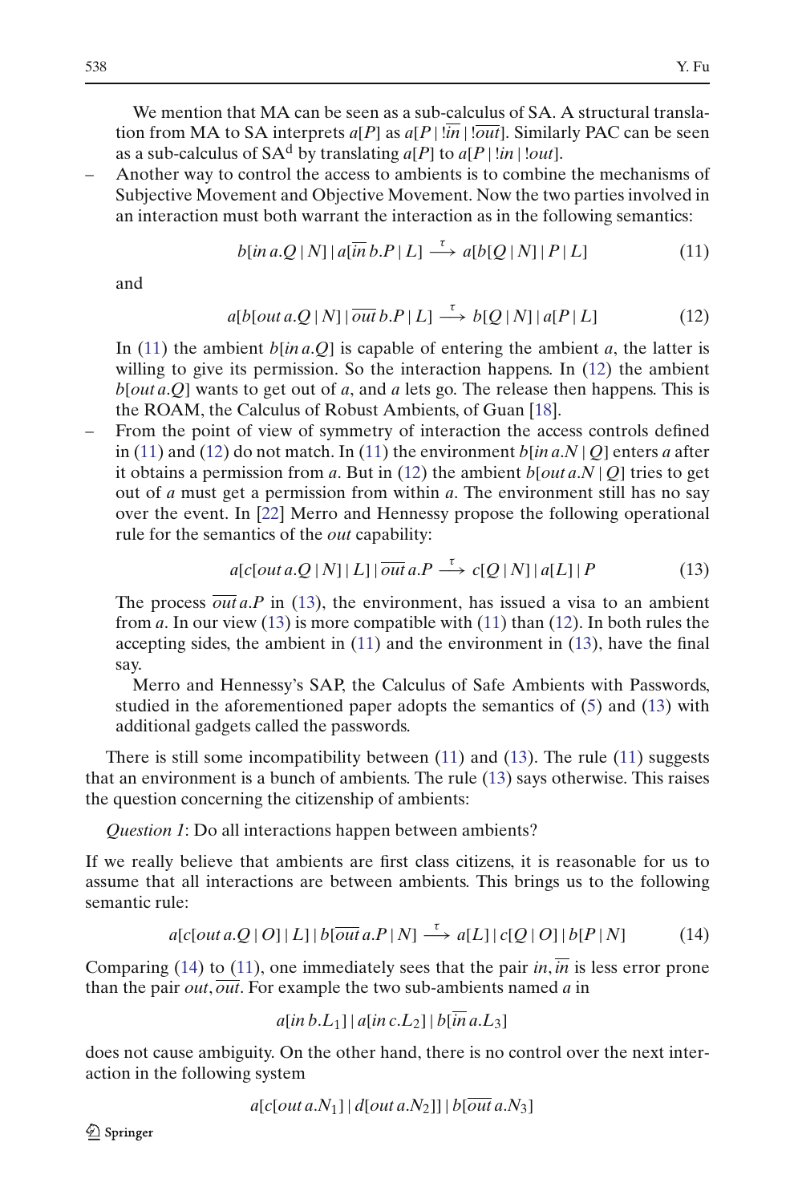We mention that MA can be seen as a sub-calculus of SA. A structural translation from MA to SA interprets $a[P]$ as $a[P \mid !\overline{in} \mid !\overline{out}]$. Similarly PAC can be seen as a sub-calculus of SA$^{d}$ by translating $a[P]$ to $a[P \mid !in \mid !out]$.

– Another way to control the access to ambients is to combine the mechanisms of Subjective Movement and Objective Movement. Now the two parties involved in an interaction must both warrant the interaction as in the following semantics:

$$b[in\, a.Q \mid N] \mid a[\overline{in}\, b.P \mid L] \xrightarrow{\tau} a[b[Q \mid N] \mid P \mid L] \tag{11}$$

and

$$a[b[out\, a.Q \mid N] \mid \overline{out}\, b.P \mid L] \xrightarrow{\tau} b[Q \mid N] \mid a[P \mid L] \tag{12}$$

In (11) the ambient $b[in\, a.Q]$ is capable of entering the ambient $a$, the latter is willing to give its permission. So the interaction happens. In (12) the ambient $b[out\, a.Q]$ wants to get out of $a$, and $a$ lets go. The release then happens. This is the ROAM, the Calculus of Robust Ambients, of Guan [18].

– From the point of view of symmetry of interaction the access controls defined in (11) and (12) do not match. In (11) the environment $b[in\, a.N \mid Q]$ enters $a$ after it obtains a permission from $a$. But in (12) the ambient $b[out\, a.N \mid Q]$ tries to get out of $a$ must get a permission from within $a$. The environment still has no say over the event. In [22] Merro and Hennessy propose the following operational rule for the semantics of the *out* capability:

$$a[c[out\, a.Q \mid N] \mid L] \mid \overline{out}\, a.P \xrightarrow{\tau} c[Q \mid N] \mid a[L] \mid P \tag{13}$$

The process $\overline{out}\, a.P$ in (13), the environment, has issued a visa to an ambient from $a$. In our view (13) is more compatible with (11) than (12). In both rules the accepting sides, the ambient in (11) and the environment in (13), have the final say.

Merro and Hennessy's SAP, the Calculus of Safe Ambients with Passwords, studied in the aforementioned paper adopts the semantics of (5) and (13) with additional gadgets called the passwords.

There is still some incompatibility between (11) and (13). The rule (11) suggests that an environment is a bunch of ambients. The rule (13) says otherwise. This raises the question concerning the citizenship of ambients:

*Question 1*: Do all interactions happen between ambients?

If we really believe that ambients are first class citizens, it is reasonable for us to assume that all interactions are between ambients. This brings us to the following semantic rule:

$$a[c[out\, a.Q \mid O] \mid L] \mid b[\overline{out}\, a.P \mid N] \xrightarrow{\tau} a[L] \mid c[Q \mid O] \mid b[P \mid N] \tag{14}$$

Comparing (14) to (11), one immediately sees that the pair $in, \overline{in}$ is less error prone than the pair $out, \overline{out}$. For example the two sub-ambients named $a$ in

$$a[in\, b.L_1] \mid a[in\, c.L_2] \mid b[\overline{in}\, a.L_3]$$

does not cause ambiguity. On the other hand, there is no control over the next interaction in the following system

$$a[c[out\, a.N_1] \mid d[out\, a.N_2]] \mid b[\overline{out}\, a.N_3]$$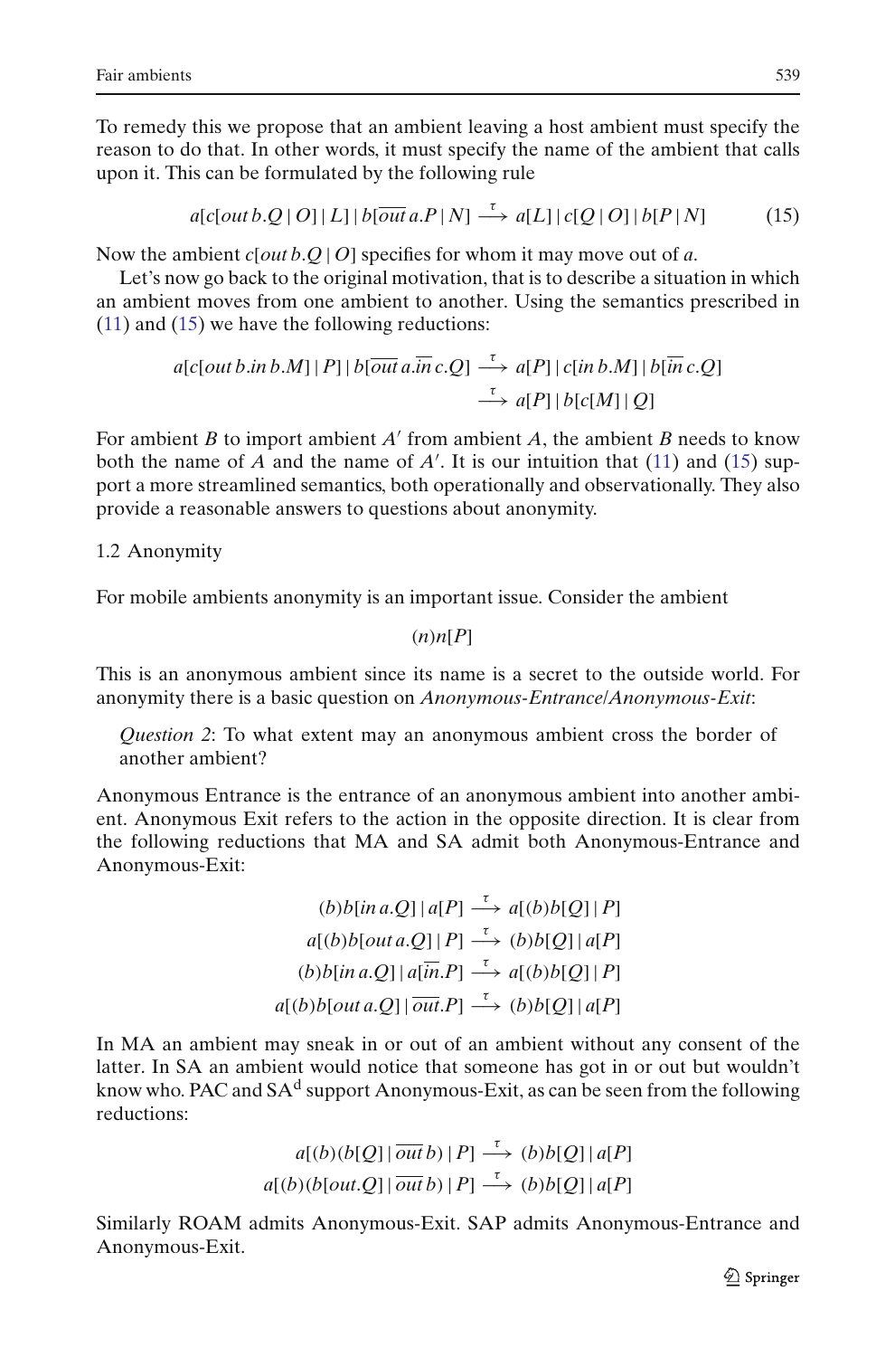To remedy this we propose that an ambient leaving a host ambient must specify the reason to do that. In other words, it must specify the name of the ambient that calls upon it. This can be formulated by the following rule

$$a[c[out\, b.Q \mid O] \mid L] \mid b[\overline{out}\, a.P \mid N] \xrightarrow{\tau} a[L] \mid c[Q \mid O] \mid b[P \mid N] \tag{15}$$

Now the ambient $c[out\, b.Q \mid O]$ specifies for whom it may move out of $a$.

Let's now go back to the original motivation, that is to describe a situation in which an ambient moves from one ambient to another. Using the semantics prescribed in (11) and (15) we have the following reductions:

$$\begin{aligned} a[c[out\, b.in\, b.M] \mid P] \mid b[\overline{out}\, a.\overline{in}\, c.Q] &\xrightarrow{\tau} a[P] \mid c[in\, b.M] \mid b[\overline{in}\, c.Q] \\ &\xrightarrow{\tau} a[P] \mid b[c[M] \mid Q] \end{aligned}$$

For ambient $B$ to import ambient $A'$ from ambient $A$, the ambient $B$ needs to know both the name of $A$ and the name of $A'$. It is our intuition that (11) and (15) support a more streamlined semantics, both operationally and observationally. They also provide a reasonable answers to questions about anonymity.

### 1.2 Anonymity

For mobile ambients anonymity is an important issue. Consider the ambient

$$(n)n[P]$$

This is an anonymous ambient since its name is a secret to the outside world. For anonymity there is a basic question on *Anonymous-Entrance*/*Anonymous-Exit*:

> *Question 2*: To what extent may an anonymous ambient cross the border of another ambient?

Anonymous Entrance is the entrance of an anonymous ambient into another ambient. Anonymous Exit refers to the action in the opposite direction. It is clear from the following reductions that MA and SA admit both Anonymous-Entrance and Anonymous-Exit:

$$\begin{aligned} (b)b[in\, a.Q] \mid a[P] &\xrightarrow{\tau} a[(b)b[Q] \mid P] \\ a[(b)b[out\, a.Q] \mid P] &\xrightarrow{\tau} (b)b[Q] \mid a[P] \\ (b)b[in\, a.Q] \mid a[\overline{in}.P] &\xrightarrow{\tau} a[(b)b[Q] \mid P] \\ a[(b)b[out\, a.Q] \mid \overline{out}.P] &\xrightarrow{\tau} (b)b[Q] \mid a[P] \end{aligned}$$

In MA an ambient may sneak in or out of an ambient without any consent of the latter. In SA an ambient would notice that someone has got in or out but wouldn't know who. PAC and SA$^{\mathrm{d}}$ support Anonymous-Exit, as can be seen from the following reductions:

$$\begin{aligned} a[(b)(b[Q] \mid \overline{out}\, b) \mid P] &\xrightarrow{\tau} (b)b[Q] \mid a[P] \\ a[(b)(b[out.Q] \mid \overline{out}\, b) \mid P] &\xrightarrow{\tau} (b)b[Q] \mid a[P] \end{aligned}$$

Similarly ROAM admits Anonymous-Exit. SAP admits Anonymous-Entrance and Anonymous-Exit.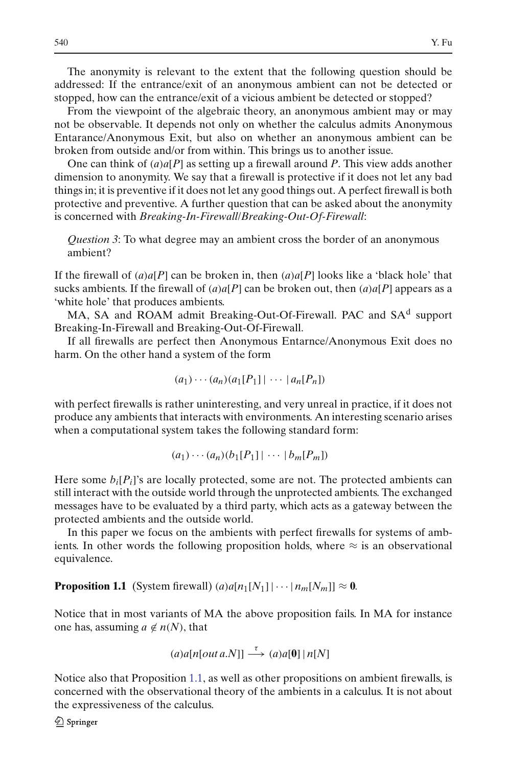The anonymity is relevant to the extent that the following question should be addressed: If the entrance/exit of an anonymous ambient can not be detected or stopped, how can the entrance/exit of a vicious ambient be detected or stopped?

From the viewpoint of the algebraic theory, an anonymous ambient may or may not be observable. It depends not only on whether the calculus admits Anonymous Entarance/Anonymous Exit, but also on whether an anonymous ambient can be broken from outside and/or from within. This brings us to another issue.

One can think of $(a)a[P]$ as setting up a firewall around $P$. This view adds another dimension to anonymity. We say that a firewall is protective if it does not let any bad things in; it is preventive if it does not let any good things out. A perfect firewall is both protective and preventive. A further question that can be asked about the anonymity is concerned with *Breaking-In-Firewall*/*Breaking-Out-Of-Firewall*:

> *Question 3*: To what degree may an ambient cross the border of an anonymous ambient?

If the firewall of $(a)a[P]$ can be broken in, then $(a)a[P]$ looks like a 'black hole' that sucks ambients. If the firewall of $(a)a[P]$ can be broken out, then $(a)a[P]$ appears as a 'white hole' that produces ambients.

MA, SA and ROAM admit Breaking-Out-Of-Firewall. PAC and $\text{SA}^{\text{d}}$ support Breaking-In-Firewall and Breaking-Out-Of-Firewall.

If all firewalls are perfect then Anonymous Entarnce/Anonymous Exit does no harm. On the other hand a system of the form

$$(a_1)\cdots(a_n)(a_1[P_1] \mid \cdots \mid a_n[P_n])$$

with perfect firewalls is rather uninteresting, and very unreal in practice, if it does not produce any ambients that interacts with environments. An interesting scenario arises when a computational system takes the following standard form:

$$(a_1)\cdots(a_n)(b_1[P_1] \mid \cdots \mid b_m[P_m])$$

Here some $b_i[P_i]$'s are locally protected, some are not. The protected ambients can still interact with the outside world through the unprotected ambients. The exchanged messages have to be evaluated by a third party, which acts as a gateway between the protected ambients and the outside world.

In this paper we focus on the ambients with perfect firewalls for systems of ambients. In other words the following proposition holds, where $\approx$ is an observational equivalence.

**Proposition 1.1** (System firewall) $(a)a[n_1[N_1] \mid \cdots \mid n_m[N_m]] \approx \mathbf{0}$.

Notice that in most variants of MA the above proposition fails. In MA for instance one has, assuming $a \notin n(N)$, that

$$(a)a[n[out\, a.N]] \xrightarrow{\tau} (a)a[\mathbf{0}] \mid n[N]$$

Notice also that Proposition 1.1, as well as other propositions on ambient firewalls, is concerned with the observational theory of the ambients in a calculus. It is not about the expressiveness of the calculus.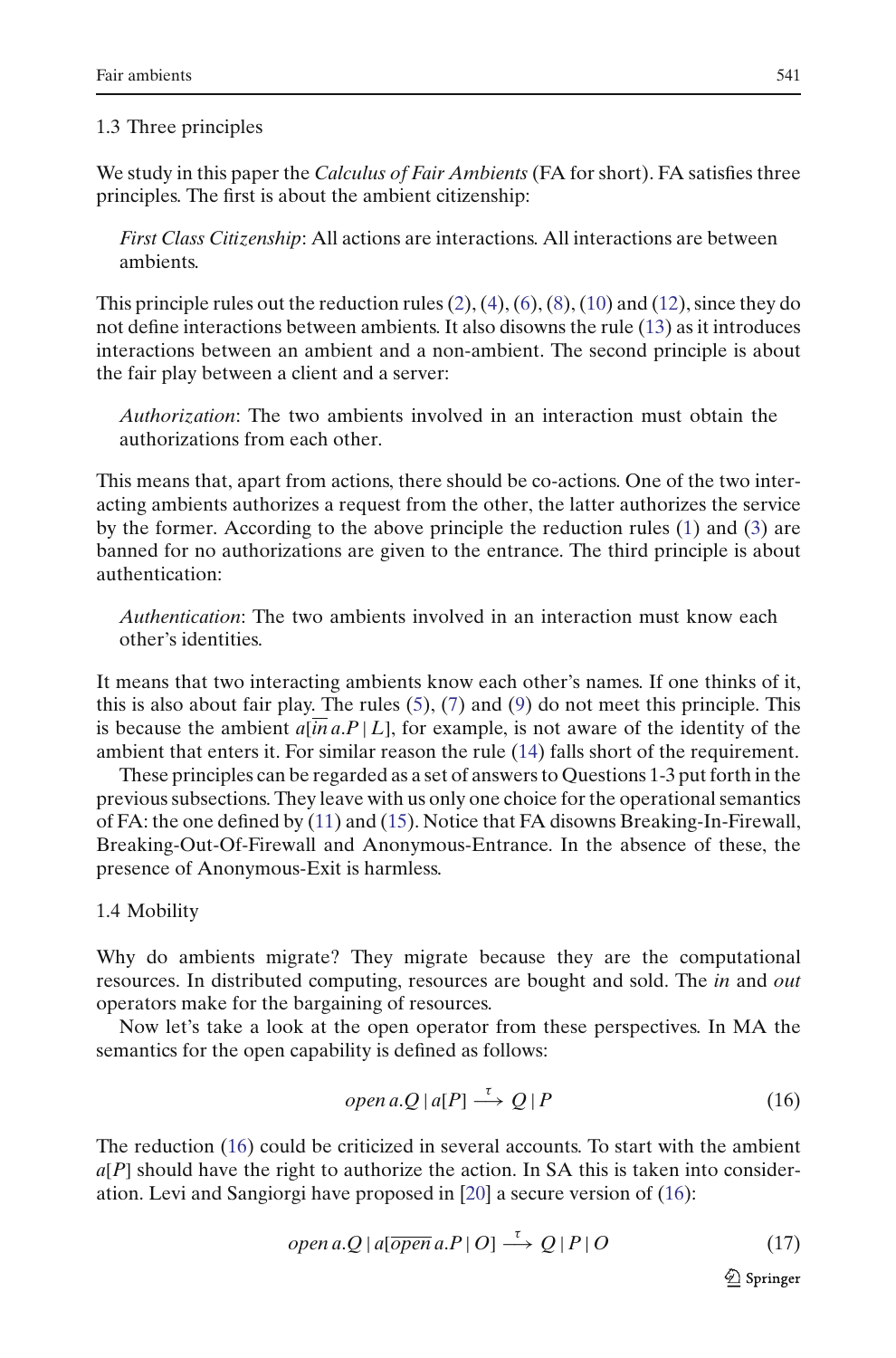### 1.3 Three principles

We study in this paper the *Calculus of Fair Ambients* (FA for short). FA satisfies three principles. The first is about the ambient citizenship:

> *First Class Citizenship*: All actions are interactions. All interactions are between ambients.

This principle rules out the reduction rules (2), (4), (6), (8), (10) and (12), since they do not define interactions between ambients. It also disowns the rule (13) as it introduces interactions between an ambient and a non-ambient. The second principle is about the fair play between a client and a server:

> *Authorization*: The two ambients involved in an interaction must obtain the authorizations from each other.

This means that, apart from actions, there should be co-actions. One of the two interacting ambients authorizes a request from the other, the latter authorizes the service by the former. According to the above principle the reduction rules (1) and (3) are banned for no authorizations are given to the entrance. The third principle is about authentication:

> *Authentication*: The two ambients involved in an interaction must know each other's identities.

It means that two interacting ambients know each other's names. If one thinks of it, this is also about fair play. The rules (5), (7) and (9) do not meet this principle. This is because the ambient $a[\overline{in}\, a.P \mid L]$, for example, is not aware of the identity of the ambient that enters it. For similar reason the rule (14) falls short of the requirement.

These principles can be regarded as a set of answers to Questions 1-3 put forth in the previous subsections. They leave with us only one choice for the operational semantics of FA: the one defined by (11) and (15). Notice that FA disowns Breaking-In-Firewall, Breaking-Out-Of-Firewall and Anonymous-Entrance. In the absence of these, the presence of Anonymous-Exit is harmless.

### 1.4 Mobility

Why do ambients migrate? They migrate because they are the computational resources. In distributed computing, resources are bought and sold. The *in* and *out* operators make for the bargaining of resources.

Now let's take a look at the open operator from these perspectives. In MA the semantics for the open capability is defined as follows:

$$open\, a.Q \mid a[P] \xrightarrow{\tau} Q \mid P \tag{16}$$

The reduction (16) could be criticized in several accounts. To start with the ambient $a[P]$ should have the right to authorize the action. In SA this is taken into consideration. Levi and Sangiorgi have proposed in [20] a secure version of (16):

$$open\, a.Q \mid a[\overline{open}\, a.P \mid O] \xrightarrow{\tau} Q \mid P \mid O \tag{17}$$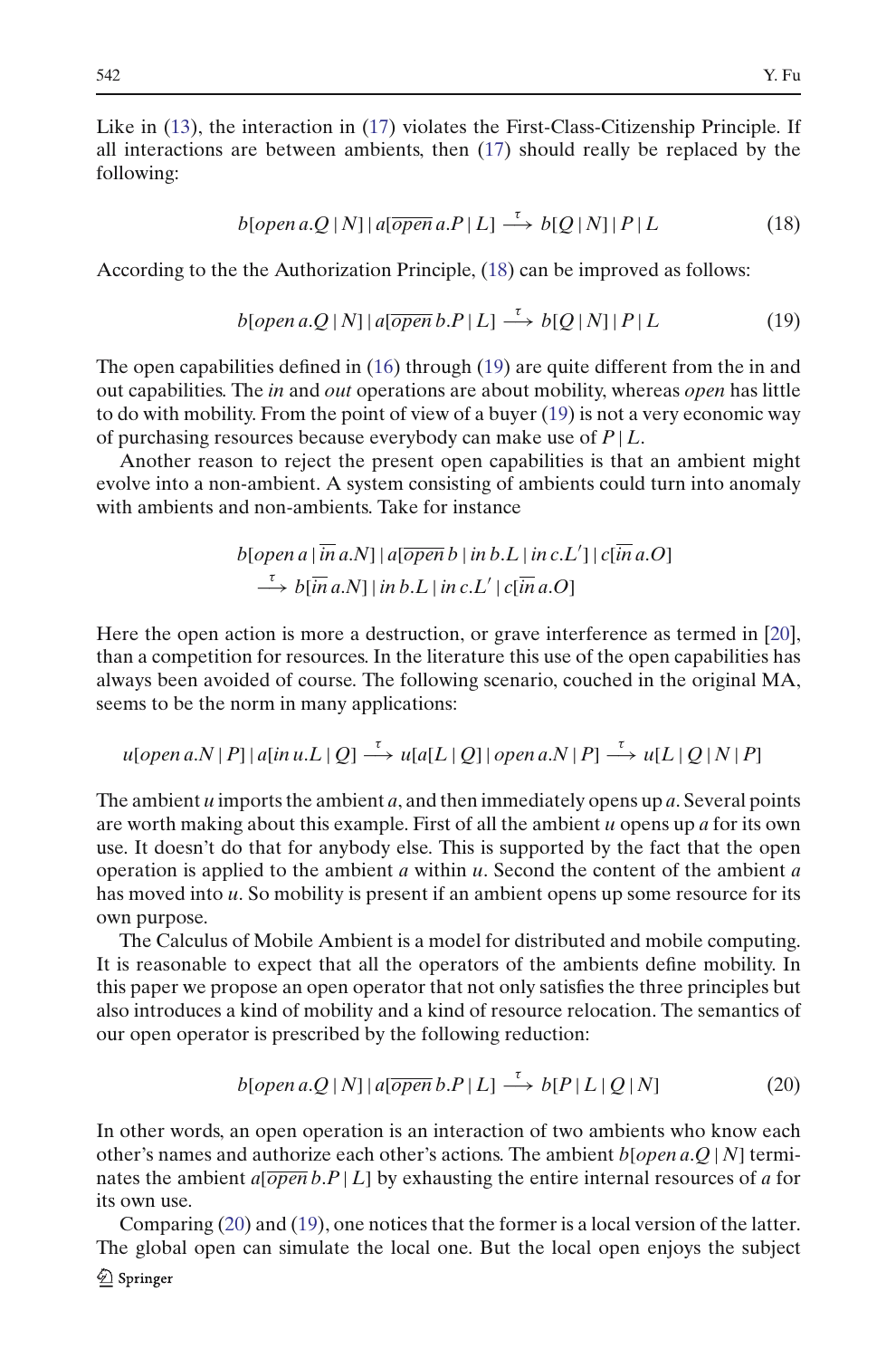Like in (13), the interaction in (17) violates the First-Class-Citizenship Principle. If all interactions are between ambients, then (17) should really be replaced by the following:

$$b[open\, a.Q \mid N] \mid a[\overline{open}\, a.P \mid L] \xrightarrow{\tau} b[Q \mid N] \mid P \mid L \tag{18}$$

According to the the Authorization Principle, (18) can be improved as follows:

$$b[open\, a.Q \mid N] \mid a[\overline{open}\, b.P \mid L] \xrightarrow{\tau} b[Q \mid N] \mid P \mid L \tag{19}$$

The open capabilities defined in (16) through (19) are quite different from the in and out capabilities. The *in* and *out* operations are about mobility, whereas *open* has little to do with mobility. From the point of view of a buyer (19) is not a very economic way of purchasing resources because everybody can make use of $P \mid L$.

Another reason to reject the present open capabilities is that an ambient might evolve into a non-ambient. A system consisting of ambients could turn into anomaly with ambients and non-ambients. Take for instance

$$\begin{aligned} &b[open\, a \mid \overline{in}\, a.N] \mid a[\overline{open}\, b \mid in\, b.L \mid in\, c.L'] \mid c[\overline{in}\, a.O] \\ &\xrightarrow{\tau} b[\overline{in}\, a.N] \mid in\, b.L \mid in\, c.L' \mid c[\overline{in}\, a.O] \end{aligned}$$

Here the open action is more a destruction, or grave interference as termed in [20], than a competition for resources. In the literature this use of the open capabilities has always been avoided of course. The following scenario, couched in the original MA, seems to be the norm in many applications:

$$u[open\, a.N \mid P] \mid a[in\, u.L \mid Q] \xrightarrow{\tau} u[a[L \mid Q] \mid open\, a.N \mid P] \xrightarrow{\tau} u[L \mid Q \mid N \mid P]$$

The ambient $u$ imports the ambient $a$, and then immediately opens up $a$. Several points are worth making about this example. First of all the ambient $u$ opens up $a$ for its own use. It doesn't do that for anybody else. This is supported by the fact that the open operation is applied to the ambient $a$ within $u$. Second the content of the ambient $a$ has moved into $u$. So mobility is present if an ambient opens up some resource for its own purpose.

The Calculus of Mobile Ambient is a model for distributed and mobile computing. It is reasonable to expect that all the operators of the ambients define mobility. In this paper we propose an open operator that not only satisfies the three principles but also introduces a kind of mobility and a kind of resource relocation. The semantics of our open operator is prescribed by the following reduction:

$$b[open\, a.Q \mid N] \mid a[\overline{open}\, b.P \mid L] \xrightarrow{\tau} b[P \mid L \mid Q \mid N] \tag{20}$$

In other words, an open operation is an interaction of two ambients who know each other's names and authorize each other's actions. The ambient $b[open\, a.Q \mid N]$ terminates the ambient $a[\overline{open}\, b.P \mid L]$ by exhausting the entire internal resources of $a$ for its own use.

Comparing (20) and (19), one notices that the former is a local version of the latter. The global open can simulate the local one. But the local open enjoys the subject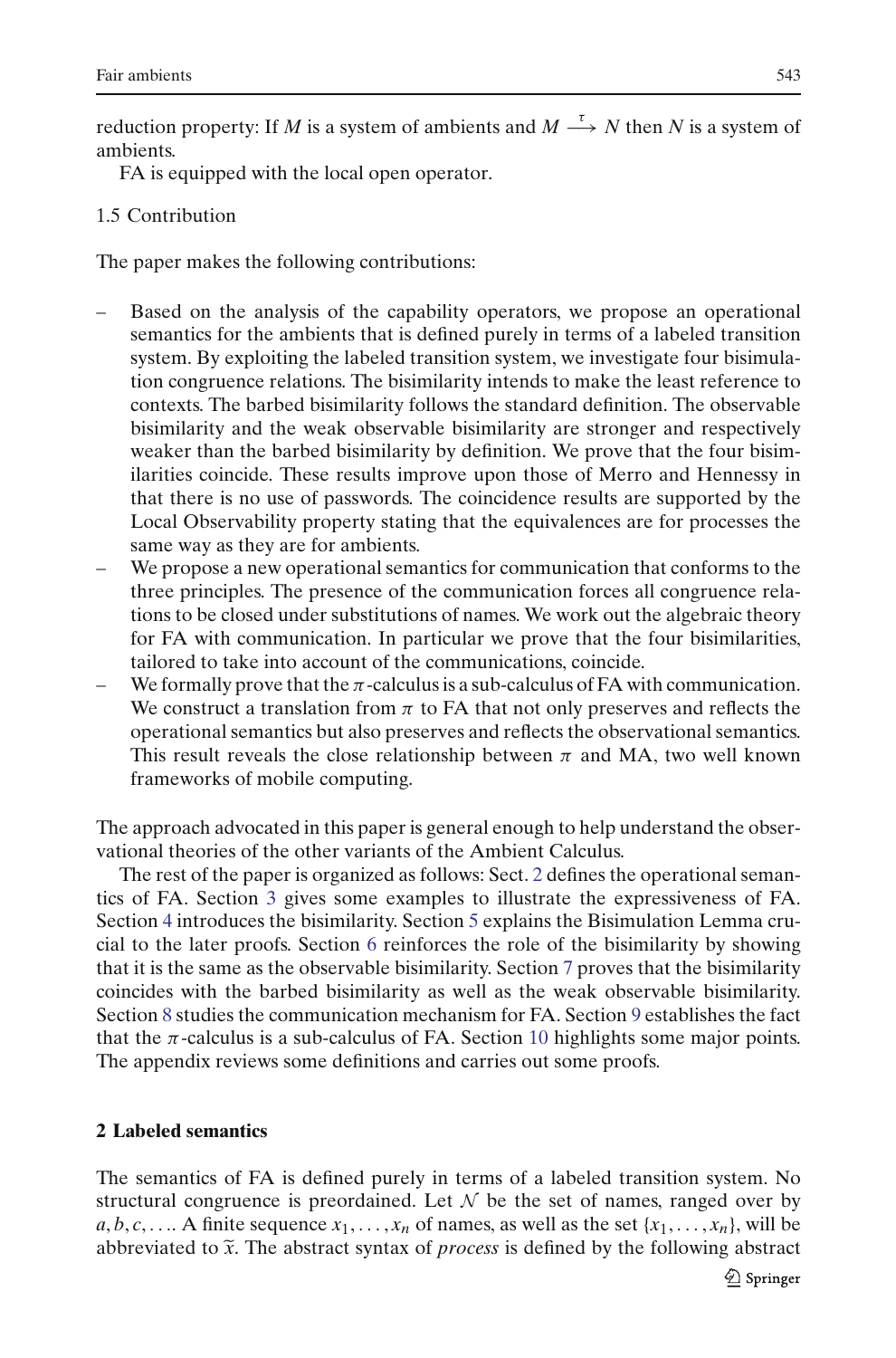reduction property: If $M$ is a system of ambients and $M \xrightarrow{\tau} N$ then $N$ is a system of ambients.

FA is equipped with the local open operator.

### 1.5 Contribution

The paper makes the following contributions:

- Based on the analysis of the capability operators, we propose an operational semantics for the ambients that is defined purely in terms of a labeled transition system. By exploiting the labeled transition system, we investigate four bisimulation congruence relations. The bisimilarity intends to make the least reference to contexts. The barbed bisimilarity follows the standard definition. The observable bisimilarity and the weak observable bisimilarity are stronger and respectively weaker than the barbed bisimilarity by definition. We prove that the four bisimilarities coincide. These results improve upon those of Merro and Hennessy in that there is no use of passwords. The coincidence results are supported by the Local Observability property stating that the equivalences are for processes the same way as they are for ambients.
- We propose a new operational semantics for communication that conforms to the three principles. The presence of the communication forces all congruence relations to be closed under substitutions of names. We work out the algebraic theory for FA with communication. In particular we prove that the four bisimilarities, tailored to take into account of the communications, coincide.
- We formally prove that the $\pi$-calculus is a sub-calculus of FA with communication. We construct a translation from $\pi$ to FA that not only preserves and reflects the operational semantics but also preserves and reflects the observational semantics. This result reveals the close relationship between $\pi$ and MA, two well known frameworks of mobile computing.

The approach advocated in this paper is general enough to help understand the observational theories of the other variants of the Ambient Calculus.

The rest of the paper is organized as follows: Sect. 2 defines the operational semantics of FA. Section 3 gives some examples to illustrate the expressiveness of FA. Section 4 introduces the bisimilarity. Section 5 explains the Bisimulation Lemma crucial to the later proofs. Section 6 reinforces the role of the bisimilarity by showing that it is the same as the observable bisimilarity. Section 7 proves that the bisimilarity coincides with the barbed bisimilarity as well as the weak observable bisimilarity. Section 8 studies the communication mechanism for FA. Section 9 establishes the fact that the $\pi$-calculus is a sub-calculus of FA. Section 10 highlights some major points. The appendix reviews some definitions and carries out some proofs.

## 2 Labeled semantics

The semantics of FA is defined purely in terms of a labeled transition system. No structural congruence is preordained. Let $\mathcal{N}$ be the set of names, ranged over by $a, b, c, \ldots$. A finite sequence $x_1, \ldots, x_n$ of names, as well as the set $\{x_1, \ldots, x_n\}$, will be abbreviated to $\widetilde{x}$. The abstract syntax of *process* is defined by the following abstract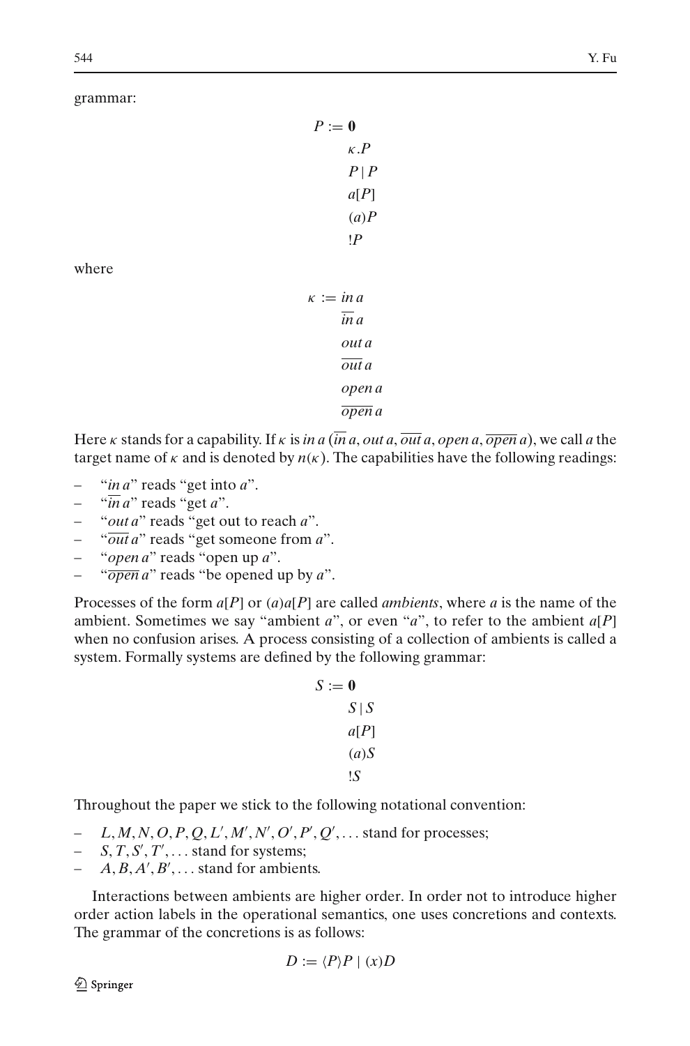grammar:

$$
\begin{aligned}
P := \ & \mathbf{0} \\
& \kappa.P \\
& P \mid P \\
& a[P] \\
& (a)P \\
& !P
\end{aligned}
$$

where

$$
\begin{aligned}
\kappa := \ & in\, a \\
& \overline{in}\, a \\
& out\, a \\
& \overline{out}\, a \\
& open\, a \\
& \overline{open}\, a
\end{aligned}
$$

Here $\kappa$ stands for a capability. If $\kappa$ is $in\, a$ ($\overline{in}\, a$, $out\, a$, $\overline{out}\, a$, $open\, a$, $\overline{open}\, a$), we call $a$ the target name of $\kappa$ and is denoted by $n(\kappa)$. The capabilities have the following readings:

- "$in\, a$" reads "get into $a$".
- "$\overline{in}\, a$" reads "get $a$".
- "$out\, a$" reads "get out to reach $a$".
- "$\overline{out}\, a$" reads "get someone from $a$".
- "$open\, a$" reads "open up $a$".
- "$\overline{open}\, a$" reads "be opened up by $a$".

Processes of the form $a[P]$ or $(a)a[P]$ are called *ambients*, where $a$ is the name of the ambient. Sometimes we say "ambient $a$", or even "$a$", to refer to the ambient $a[P]$ when no confusion arises. A process consisting of a collection of ambients is called a system. Formally systems are defined by the following grammar:

$$
\begin{aligned}
S := \ & \mathbf{0} \\
& S \mid S \\
& a[P] \\
& (a)S \\
& !S
\end{aligned}
$$

Throughout the paper we stick to the following notational convention:

- $L, M, N, O, P, Q, L', M', N', O', P', Q', \ldots$ stand for processes;
- $S, T, S', T', \ldots$ stand for systems;
- $A, B, A', B', \ldots$ stand for ambients.

Interactions between ambients are higher order. In order not to introduce higher order action labels in the operational semantics, one uses concretions and contexts. The grammar of the concretions is as follows:

$$
D := \langle P \rangle P \mid (x)D
$$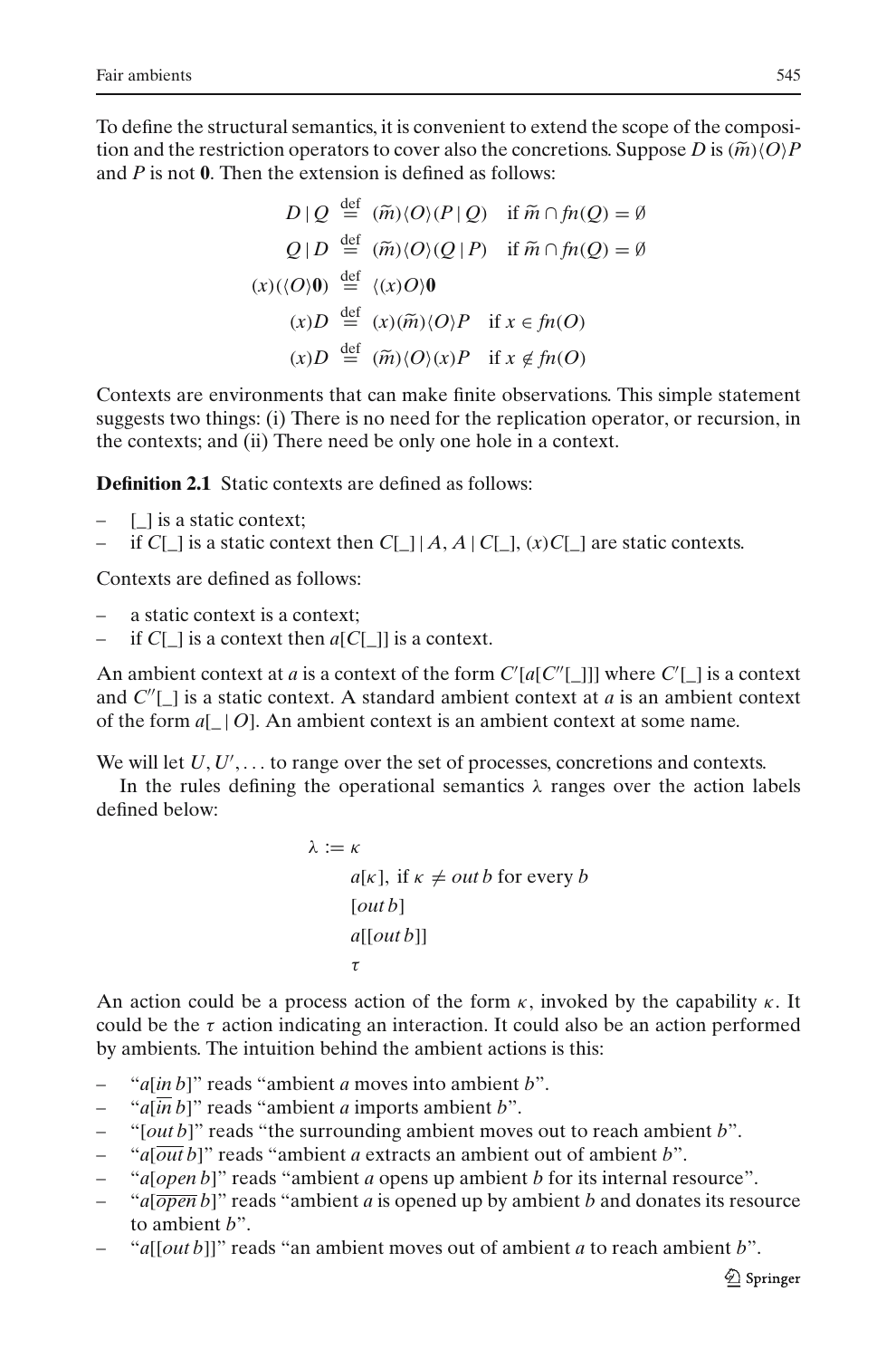To define the structural semantics, it is convenient to extend the scope of the composition and the restriction operators to cover also the concretions. Suppose $D$ is $(\widetilde{m})\langle O\rangle P$ and $P$ is not $\mathbf{0}$. Then the extension is defined as follows:

$$
\begin{aligned}
D \mid Q &\stackrel{\text{def}}{=} (\widetilde{m})\langle O\rangle(P \mid Q) \quad \text{if } \widetilde{m} \cap fn(Q) = \emptyset \\
Q \mid D &\stackrel{\text{def}}{=} (\widetilde{m})\langle O\rangle(Q \mid P) \quad \text{if } \widetilde{m} \cap fn(Q) = \emptyset \\
(x)(\langle O\rangle\mathbf{0}) &\stackrel{\text{def}}{=} \langle (x)O\rangle\mathbf{0} \\
(x)D &\stackrel{\text{def}}{=} (x)(\widetilde{m})\langle O\rangle P \quad \text{if } x \in fn(O) \\
(x)D &\stackrel{\text{def}}{=} (\widetilde{m})\langle O\rangle(x)P \quad \text{if } x \notin fn(O)
\end{aligned}
$$

Contexts are environments that can make finite observations. This simple statement suggests two things: (i) There is no need for the replication operator, or recursion, in the contexts; and (ii) There need be only one hole in a context.

**Definition 2.1** Static contexts are defined as follows:

- $[\_]$ is a static context;
- if $C[\_]$ is a static context then $C[\_] \mid A$, $A \mid C[\_]$, $(x)C[\_]$ are static contexts.

Contexts are defined as follows:

- a static context is a context;
- if $C[\_]$ is a context then $a[C[\_]]$ is a context.

An ambient context at $a$ is a context of the form $C'[a[C''[\_]]]$ where $C'[\_]$ is a context and $C''[\_]$ is a static context. A standard ambient context at $a$ is an ambient context of the form $a[\_ \mid O]$. An ambient context is an ambient context at some name.

We will let $U, U', \ldots$ to range over the set of processes, concretions and contexts.

In the rules defining the operational semantics $\lambda$ ranges over the action labels defined below:

$$
\begin{aligned}
\lambda := \;& \kappa \\
& a[\kappa], \text{ if } \kappa \neq out\, b \text{ for every } b \\
& [out\, b] \\
& a[[out\, b]] \\
& \tau
\end{aligned}
$$

An action could be a process action of the form $\kappa$, invoked by the capability $\kappa$. It could be the $\tau$ action indicating an interaction. It could also be an action performed by ambients. The intuition behind the ambient actions is this:

- "$a[in\, b]$" reads "ambient $a$ moves into ambient $b$".
- "$a[\overline{in}\, b]$" reads "ambient $a$ imports ambient $b$".
- "$[out\, b]$" reads "the surrounding ambient moves out to reach ambient $b$".
- "$a[\overline{out}\, b]$" reads "ambient $a$ extracts an ambient out of ambient $b$".
- "$a[open\, b]$" reads "ambient $a$ opens up ambient $b$ for its internal resource".
- "$a[\overline{open}\, b]$" reads "ambient $a$ is opened up by ambient $b$ and donates its resource to ambient $b$".
- "$a[[out\, b]]$" reads "an ambient moves out of ambient $a$ to reach ambient $b$".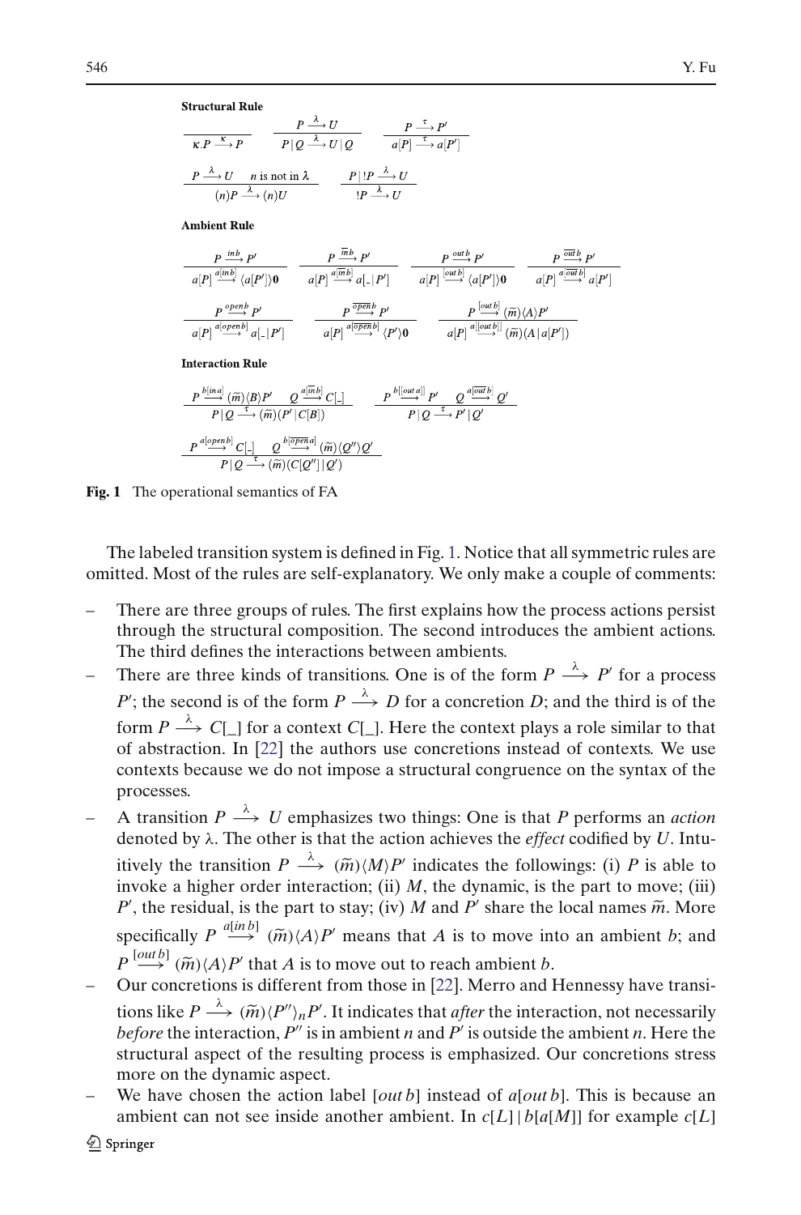**Structural Rule**

$$\frac{}{\kappa.P \xrightarrow{\kappa} P} \qquad \frac{P \xrightarrow{\lambda} U}{P\,|\,Q \xrightarrow{\lambda} U\,|\,Q} \qquad \frac{P \xrightarrow{\tau} P'}{a[P] \xrightarrow{\tau} a[P']}$$

$$\frac{P \xrightarrow{\lambda} U \quad n \text{ is not in } \lambda}{(n)P \xrightarrow{\lambda} (n)U} \qquad \frac{P\,|\,!P \xrightarrow{\lambda} U}{!P \xrightarrow{\lambda} U}$$

**Ambient Rule**

$$\frac{P \xrightarrow{in\,b} P'}{a[P] \xrightarrow{a[in\,b]} \langle a[P']\rangle \mathbf{0}} \qquad \frac{P \xrightarrow{\overline{in}\,b} P'}{a[P] \xrightarrow{a[\overline{in}\,b]} a[\_\,|\,P']} \qquad \frac{P \xrightarrow{out\,b} P'}{a[P] \xrightarrow{[out\,b]} \langle a[P']\rangle \mathbf{0}} \qquad \frac{P \xrightarrow{\overline{out}\,b} P'}{a[P] \xrightarrow{a[\overline{out}\,b]} a[P']}$$

$$\frac{P \xrightarrow{open\,b} P'}{a[P] \xrightarrow{a[open\,b]} a[\_\,|\,P']} \qquad \frac{P \xrightarrow{\overline{open}\,b} P'}{a[P] \xrightarrow{a[\overline{open}\,b]} \langle P'\rangle \mathbf{0}} \qquad \frac{P \xrightarrow{[out\,b]} (\widetilde{m})\langle A\rangle P'}{a[P] \xrightarrow{a[[out\,b]]} (\widetilde{m})(A\,|\,a[P'])}$$

**Interaction Rule**

$$\frac{P \xrightarrow{b[in\,a]} (\widetilde{m})\langle B\rangle P' \quad Q \xrightarrow{a[\overline{in}\,b]} C[\_]}{P\,|\,Q \xrightarrow{\tau} (\widetilde{m})(P'\,|\,C[B])} \qquad \frac{P \xrightarrow{b[[out\,a]]} P' \quad Q \xrightarrow{a[\overline{out}\,b]} Q'}{P\,|\,Q \xrightarrow{\tau} P'\,|\,Q'}$$

$$\frac{P \xrightarrow{a[open\,b]} C[\_] \quad Q \xrightarrow{b[\overline{open}\,a]} (\widetilde{m})\langle Q''\rangle Q'}{P\,|\,Q \xrightarrow{\tau} (\widetilde{m})(C[Q'']\,|\,Q')}$$

**Fig. 1** The operational semantics of FA

The labeled transition system is defined in Fig. 1. Notice that all symmetric rules are omitted. Most of the rules are self-explanatory. We only make a couple of comments:

- There are three groups of rules. The first explains how the process actions persist through the structural composition. The second introduces the ambient actions. The third defines the interactions between ambients.
- There are three kinds of transitions. One is of the form $P \xrightarrow{\lambda} P'$ for a process $P'$; the second is of the form $P \xrightarrow{\lambda} D$ for a concretion $D$; and the third is of the form $P \xrightarrow{\lambda} C[\_]$ for a context $C[\_]$. Here the context plays a role similar to that of abstraction. In [22] the authors use concretions instead of contexts. We use contexts because we do not impose a structural congruence on the syntax of the processes.
- A transition $P \xrightarrow{\lambda} U$ emphasizes two things: One is that $P$ performs an *action* denoted by $\lambda$. The other is that the action achieves the *effect* codified by $U$. Intuitively the transition $P \xrightarrow{\lambda} (\widetilde{m})\langle M\rangle P'$ indicates the followings: (i) $P$ is able to invoke a higher order interaction; (ii) $M$, the dynamic, is the part to move; (iii) $P'$, the residual, is the part to stay; (iv) $M$ and $P'$ share the local names $\widetilde{m}$. More specifically $P \xrightarrow{a[in\,b]} (\widetilde{m})\langle A\rangle P'$ means that $A$ is to move into an ambient $b$; and $P \xrightarrow{[out\,b]} (\widetilde{m})\langle A\rangle P'$ that $A$ is to move out to reach ambient $b$.
- Our concretions is different from those in [22]. Merro and Hennessy have transitions like $P \xrightarrow{\lambda} (\widetilde{m})\langle P''\rangle_n P'$. It indicates that *after* the interaction, not necessarily *before* the interaction, $P''$ is in ambient $n$ and $P'$ is outside the ambient $n$. Here the structural aspect of the resulting process is emphasized. Our concretions stress more on the dynamic aspect.
- We have chosen the action label $[out\,b]$ instead of $a[out\,b]$. This is because an ambient can not see inside another ambient. In $c[L]\,|\,b[a[M]]$ for example $c[L]$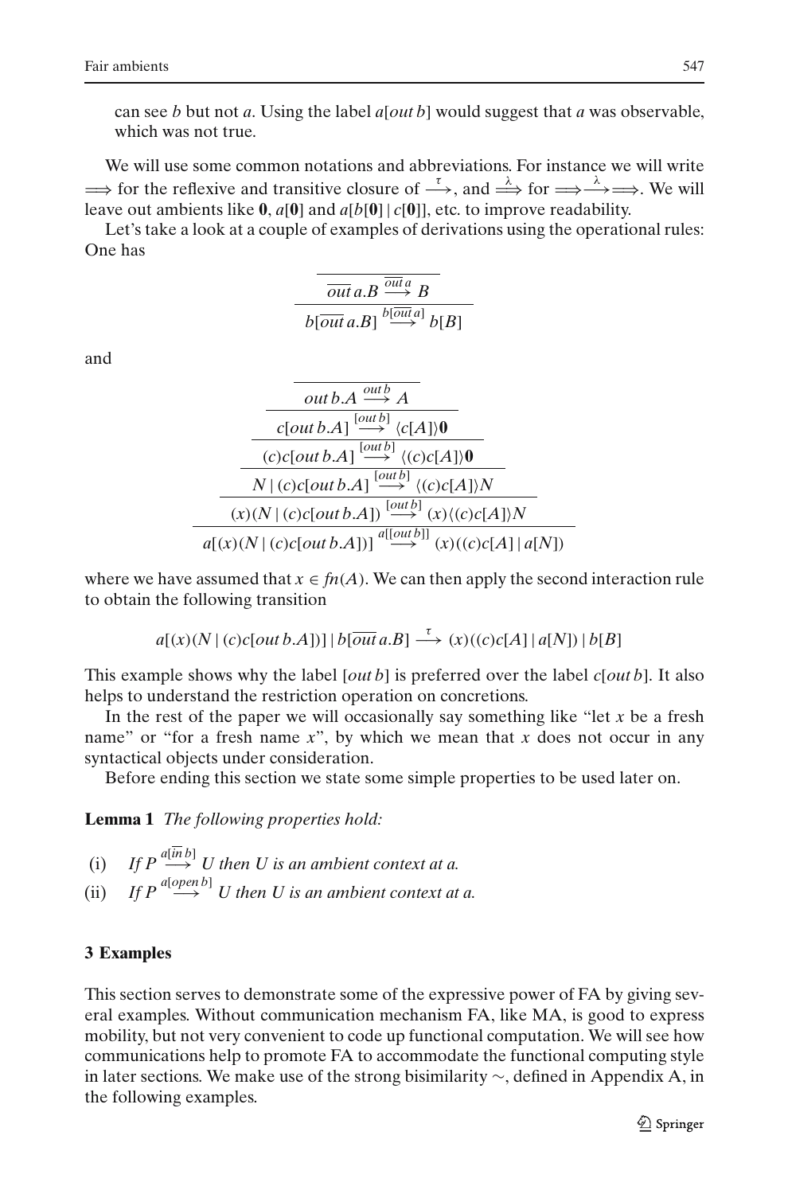can see $b$ but not $a$. Using the label $a[out\, b]$ would suggest that $a$ was observable, which was not true.

We will use some common notations and abbreviations. For instance we will write $\Longrightarrow$ for the reflexive and transitive closure of $\xrightarrow{\tau}$, and $\xRightarrow{\lambda}$ for $\Longrightarrow\xrightarrow{\lambda}\Longrightarrow$. We will leave out ambients like $\mathbf{0}$, $a[\mathbf{0}]$ and $a[b[\mathbf{0}] \mid c[\mathbf{0}]]$, etc. to improve readability.

Let's take a look at a couple of examples of derivations using the operational rules: One has

$$\dfrac{\dfrac{}{\overline{out}\, a.B \xrightarrow{\overline{out}\, a} B}}{b[\overline{out}\, a.B] \xrightarrow{b[\overline{out}\, a]} b[B]}$$

and

$$\dfrac{\dfrac{\dfrac{\dfrac{\dfrac{\dfrac{}{out\, b.A \xrightarrow{out\, b} A}}{c[out\, b.A] \xrightarrow{[out\, b]} \langle c[A]\rangle \mathbf{0}}}{(c)c[out\, b.A] \xrightarrow{[out\, b]} \langle (c)c[A]\rangle \mathbf{0}}}{N \mid (c)c[out\, b.A] \xrightarrow{[out\, b]} \langle (c)c[A]\rangle N}}{(x)(N \mid (c)c[out\, b.A]) \xrightarrow{[out\, b]} (x)\langle (c)c[A]\rangle N}}{a[(x)(N \mid (c)c[out\, b.A])] \xrightarrow{a[[out\, b]]} (x)((c)c[A] \mid a[N])}$$

where we have assumed that $x \in fn(A)$. We can then apply the second interaction rule to obtain the following transition

$$a[(x)(N \mid (c)c[out\, b.A])] \mid b[\overline{out}\, a.B] \xrightarrow{\tau} (x)((c)c[A] \mid a[N]) \mid b[B]$$

This example shows why the label $[out\, b]$ is preferred over the label $c[out\, b]$. It also helps to understand the restriction operation on concretions.

In the rest of the paper we will occasionally say something like "let $x$ be a fresh name" or "for a fresh name $x$", by which we mean that $x$ does not occur in any syntactical objects under consideration.

Before ending this section we state some simple properties to be used later on.

**Lemma 1** *The following properties hold:*

(i) *If* $P \xrightarrow{a[\overline{in}\, b]} U$ *then* $U$ *is an ambient context at* $a$.

(ii) *If* $P \xrightarrow{a[open\, b]} U$ *then* $U$ *is an ambient context at* $a$.

## 3 Examples

This section serves to demonstrate some of the expressive power of FA by giving several examples. Without communication mechanism FA, like MA, is good to express mobility, but not very convenient to code up functional computation. We will see how communications help to promote FA to accommodate the functional computing style in later sections. We make use of the strong bisimilarity $\sim$, defined in Appendix A, in the following examples.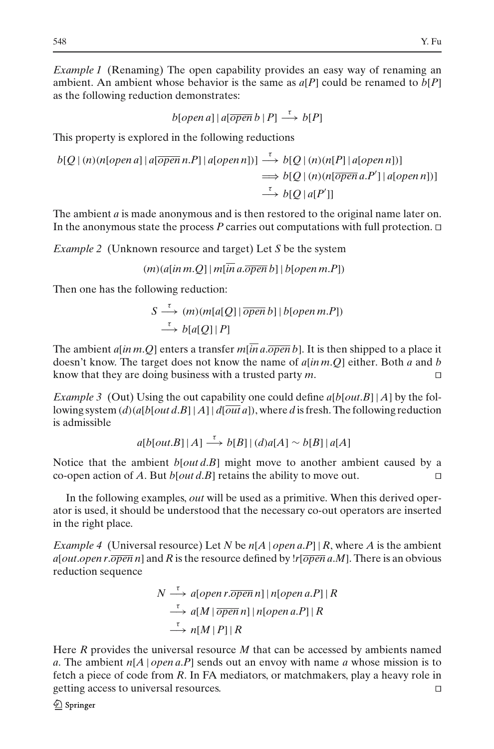*Example 1* (Renaming) The open capability provides an easy way of renaming an ambient. An ambient whose behavior is the same as $a[P]$ could be renamed to $b[P]$ as the following reduction demonstrates:

$$b[open\, a] \mid a[\overline{open}\, b \mid P] \xrightarrow{\tau} b[P]$$

This property is explored in the following reductions

$$\begin{aligned} b[Q \mid (n)(n[open\, a] \mid a[\overline{open}\, n.P] \mid a[open\, n])] &\xrightarrow{\tau} b[Q \mid (n)(n[P] \mid a[open\, n])] \\ &\Longrightarrow b[Q \mid (n)(n[\overline{open}\, a.P'] \mid a[open\, n])] \\ &\xrightarrow{\tau} b[Q \mid a[P']] \end{aligned}$$

The ambient $a$ is made anonymous and is then restored to the original name later on. In the anonymous state the process $P$ carries out computations with full protection. □

*Example 2* (Unknown resource and target) Let $S$ be the system

$$(m)(a[in\, m.Q] \mid m[\overline{in}\, a.\overline{open}\, b] \mid b[open\, m.P])$$

Then one has the following reduction:

$$\begin{aligned} S &\xrightarrow{\tau} (m)(m[a[Q] \mid \overline{open}\, b] \mid b[open\, m.P]) \\ &\xrightarrow{\tau} b[a[Q] \mid P] \end{aligned}$$

The ambient $a[in\, m.Q]$ enters a transfer $m[\overline{in}\, a.\overline{open}\, b]$. It is then shipped to a place it doesn't know. The target does not know the name of $a[in\, m.Q]$ either. Both $a$ and $b$ know that they are doing business with a trusted party $m$. □

*Example 3* (Out) Using the out capability one could define $a[b[out.B] \mid A]$ by the following system $(d)(a[b[out\, d.B] \mid A] \mid d[\overline{out}\, a])$, where $d$ is fresh. The following reduction is admissible

$$a[b[out.B] \mid A] \xrightarrow{\tau} b[B] \mid (d)a[A] \sim b[B] \mid a[A]$$

Notice that the ambient $b[out\, d.B]$ might move to another ambient caused by a co-open action of $A$. But $b[out\, d.B]$ retains the ability to move out. □

In the following examples, *out* will be used as a primitive. When this derived operator is used, it should be understood that the necessary co-out operators are inserted in the right place.

*Example 4* (Universal resource) Let $N$ be $n[A \mid open\, a.P] \mid R$, where $A$ is the ambient $a[out.open\, r.\overline{open}\, n]$ and $R$ is the resource defined by $!r[\overline{open}\, a.M]$. There is an obvious reduction sequence

$$\begin{aligned} N &\xrightarrow{\tau} a[open\, r.\overline{open}\, n] \mid n[open\, a.P] \mid R \\ &\xrightarrow{\tau} a[M \mid \overline{open}\, n] \mid n[open\, a.P] \mid R \\ &\xrightarrow{\tau} n[M \mid P] \mid R \end{aligned}$$

Here $R$ provides the universal resource $M$ that can be accessed by ambients named $a$. The ambient $n[A \mid open\, a.P]$ sends out an envoy with name $a$ whose mission is to fetch a piece of code from $R$. In FA mediators, or matchmakers, play a heavy role in getting access to universal resources. □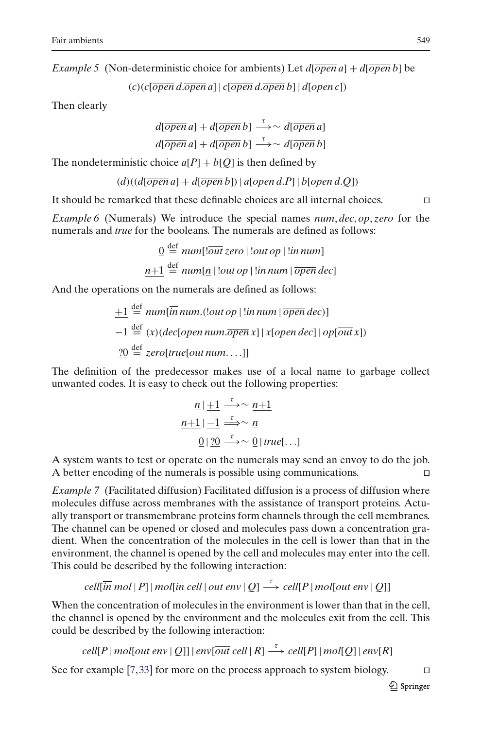*Example 5* (Non-deterministic choice for ambients) Let $d[\overline{open}\, a] + d[\overline{open}\, b]$ be

$$(c)(c[\overline{open}\, d.\overline{open}\, a] \mid c[\overline{open}\, d.\overline{open}\, b] \mid d[open\, c])$$

Then clearly

$$d[\overline{open}\, a] + d[\overline{open}\, b] \stackrel{\tau}{\longrightarrow}\sim d[\overline{open}\, a]$$

$$d[\overline{open}\, a] + d[\overline{open}\, b] \stackrel{\tau}{\longrightarrow}\sim d[\overline{open}\, b]$$

The nondeterministic choice $a[P] + b[Q]$ is then defined by

$$(d)((d[\overline{open}\, a] + d[\overline{open}\, b]) \mid a[open\, d.P] \mid b[open\, d.Q])$$

It should be remarked that these definable choices are all internal choices. □

*Example 6* (Numerals) We introduce the special names $num, dec, op, zero$ for the numerals and $true$ for the booleans. The numerals are defined as follows:

$$\underline{0} \stackrel{\text{def}}{=} num[!\overline{out}\, zero \mid !out\, op \mid !in\, num]$$

$$\underline{n{+}1} \stackrel{\text{def}}{=} num[\underline{n} \mid !out\, op \mid !in\, num \mid \overline{open}\, dec]$$

And the operations on the numerals are defined as follows:

$$\underline{+1} \stackrel{\text{def}}{=} num[\overline{in}\, num.(!out\, op \mid !in\, num \mid \overline{open}\, dec)]$$

$$\underline{-1} \stackrel{\text{def}}{=} (x)(dec[open\, num.\overline{open}\, x] \mid x[open\, dec] \mid op[\overline{out}\, x])$$

$$\underline{?0} \stackrel{\text{def}}{=} zero[true[out\, num.\ldots]]$$

The definition of the predecessor makes use of a local name to garbage collect unwanted codes. It is easy to check out the following properties:

$$\underline{n} \mid \underline{+1} \stackrel{\tau}{\longrightarrow}\sim \underline{n{+}1}$$

$$\underline{n{+}1} \mid \underline{-1} \stackrel{\tau}{\Longrightarrow}\sim \underline{n}$$

$$\underline{0} \mid \underline{?0} \stackrel{\tau}{\longrightarrow}\sim \underline{0} \mid true[\ldots]$$

A system wants to test or operate on the numerals may send an envoy to do the job. A better encoding of the numerals is possible using communications. □

*Example 7* (Facilitated diffusion) Facilitated diffusion is a process of diffusion where molecules diffuse across membranes with the assistance of transport proteins. Actually transport or transmembrane proteins form channels through the cell membranes. The channel can be opened or closed and molecules pass down a concentration gradient. When the concentration of the molecules in the cell is lower than that in the environment, the channel is opened by the cell and molecules may enter into the cell. This could be described by the following interaction:

$$cell[\overline{in}\, mol \mid P] \mid mol[in\, cell \mid out\, env \mid Q] \stackrel{\tau}{\longrightarrow} cell[P \mid mol[out\, env \mid Q]]$$

When the concentration of molecules in the environment is lower than that in the cell, the channel is opened by the environment and the molecules exit from the cell. This could be described by the following interaction:

$$cell[P \mid mol[out\, env \mid Q]] \mid env[\overline{out}\, cell \mid R] \stackrel{\tau}{\longrightarrow} cell[P] \mid mol[Q] \mid env[R]$$

See for example [7,33] for more on the process approach to system biology. □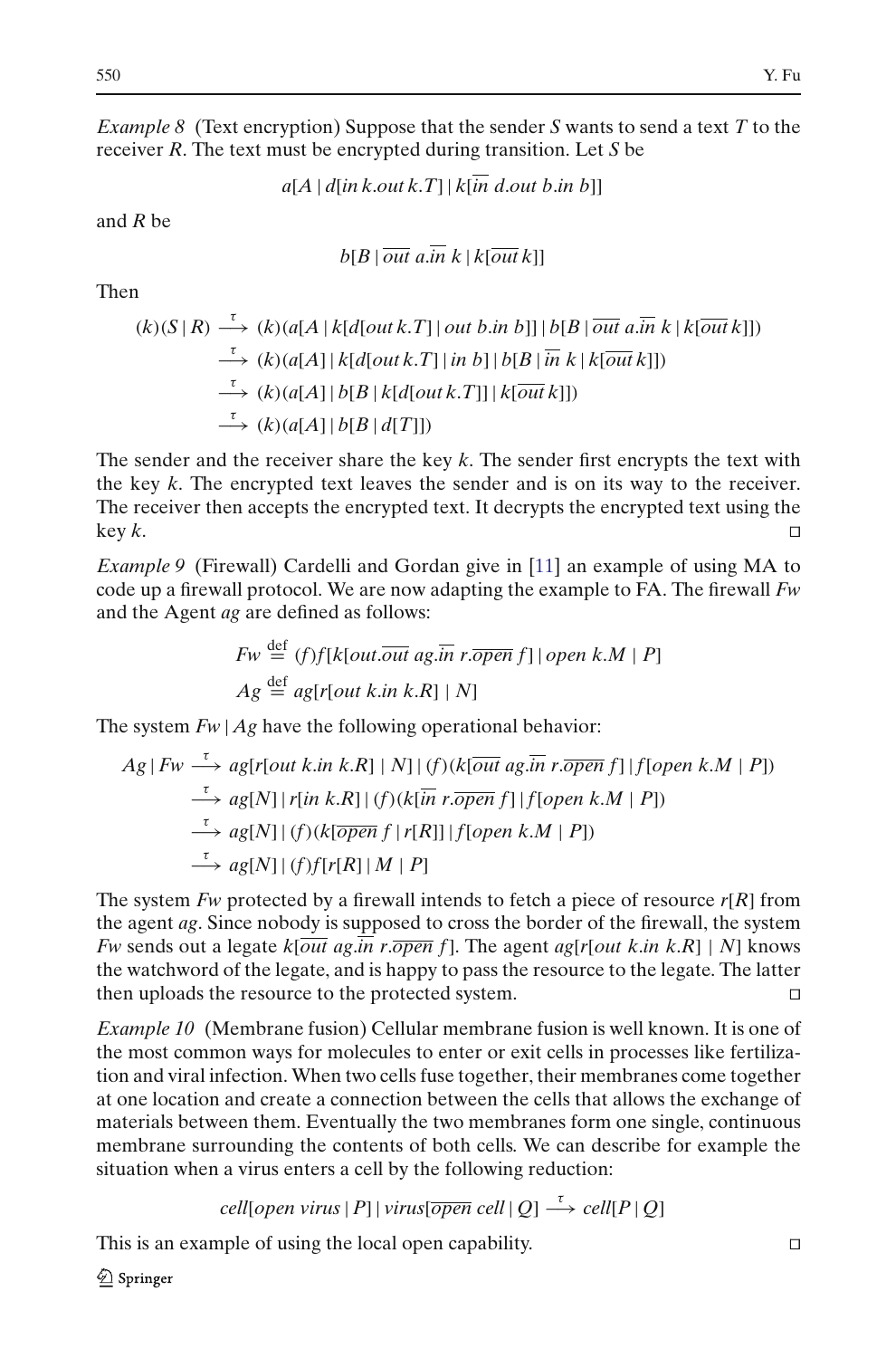*Example 8* (Text encryption) Suppose that the sender $S$ wants to send a text $T$ to the receiver $R$. The text must be encrypted during transition. Let $S$ be

$$a[A \mid d[in\, k.out\, k.T] \mid k[\overline{in}\ d.out\ b.in\ b]]$$

and $R$ be

$$b[B \mid \overline{out}\ a.\overline{in}\ k \mid k[\overline{out}\, k]]$$

Then

$$\begin{aligned}
(k)(S \mid R) &\xrightarrow{\tau} (k)(a[A \mid k[d[out\, k.T] \mid out\ b.in\ b]] \mid b[B \mid \overline{out}\ a.\overline{in}\ k \mid k[\overline{out}\, k]]) \\
&\xrightarrow{\tau} (k)(a[A] \mid k[d[out\, k.T] \mid in\ b] \mid b[B \mid \overline{in}\ k \mid k[\overline{out}\, k]]) \\
&\xrightarrow{\tau} (k)(a[A] \mid b[B \mid k[d[out\, k.T]] \mid k[\overline{out}\, k]]) \\
&\xrightarrow{\tau} (k)(a[A] \mid b[B \mid d[T]])
\end{aligned}$$

The sender and the receiver share the key $k$. The sender first encrypts the text with the key $k$. The encrypted text leaves the sender and is on its way to the receiver. The receiver then accepts the encrypted text. It decrypts the encrypted text using the key $k$. □

*Example 9* (Firewall) Cardelli and Gordan give in [11] an example of using MA to code up a firewall protocol. We are now adapting the example to FA. The firewall *Fw* and the Agent *ag* are defined as follows:

$$\begin{aligned}
Fw &\stackrel{\text{def}}{=} (f)f[k[out.\overline{out}\ ag.\overline{in}\ r.\overline{open}\ f] \mid open\ k.M \mid P] \\
Ag &\stackrel{\text{def}}{=} ag[r[out\ k.in\ k.R] \mid N]
\end{aligned}$$

The system $Fw \mid Ag$ have the following operational behavior:

$$\begin{aligned}
Ag \mid Fw &\xrightarrow{\tau} ag[r[out\ k.in\ k.R] \mid N] \mid (f)(k[\overline{out}\ ag.\overline{in}\ r.\overline{open}\ f] \mid f[open\ k.M \mid P]) \\
&\xrightarrow{\tau} ag[N] \mid r[in\ k.R] \mid (f)(k[\overline{in}\ r.\overline{open}\ f] \mid f[open\ k.M \mid P]) \\
&\xrightarrow{\tau} ag[N] \mid (f)(k[\overline{open}\ f \mid r[R]] \mid f[open\ k.M \mid P]) \\
&\xrightarrow{\tau} ag[N] \mid (f)f[r[R] \mid M \mid P]
\end{aligned}$$

The system *Fw* protected by a firewall intends to fetch a piece of resource $r[R]$ from the agent *ag*. Since nobody is supposed to cross the border of the firewall, the system *Fw* sends out a legate $k[\overline{out}\ ag.\overline{in}\ r.\overline{open}\ f]$. The agent $ag[r[out\ k.in\ k.R] \mid N]$ knows the watchword of the legate, and is happy to pass the resource to the legate. The latter then uploads the resource to the protected system. □

*Example 10* (Membrane fusion) Cellular membrane fusion is well known. It is one of the most common ways for molecules to enter or exit cells in processes like fertilization and viral infection. When two cells fuse together, their membranes come together at one location and create a connection between the cells that allows the exchange of materials between them. Eventually the two membranes form one single, continuous membrane surrounding the contents of both cells. We can describe for example the situation when a virus enters a cell by the following reduction:

$$cell[open\ virus \mid P] \mid virus[\overline{open}\ cell \mid Q] \xrightarrow{\tau} cell[P \mid Q]$$

This is an example of using the local open capability. □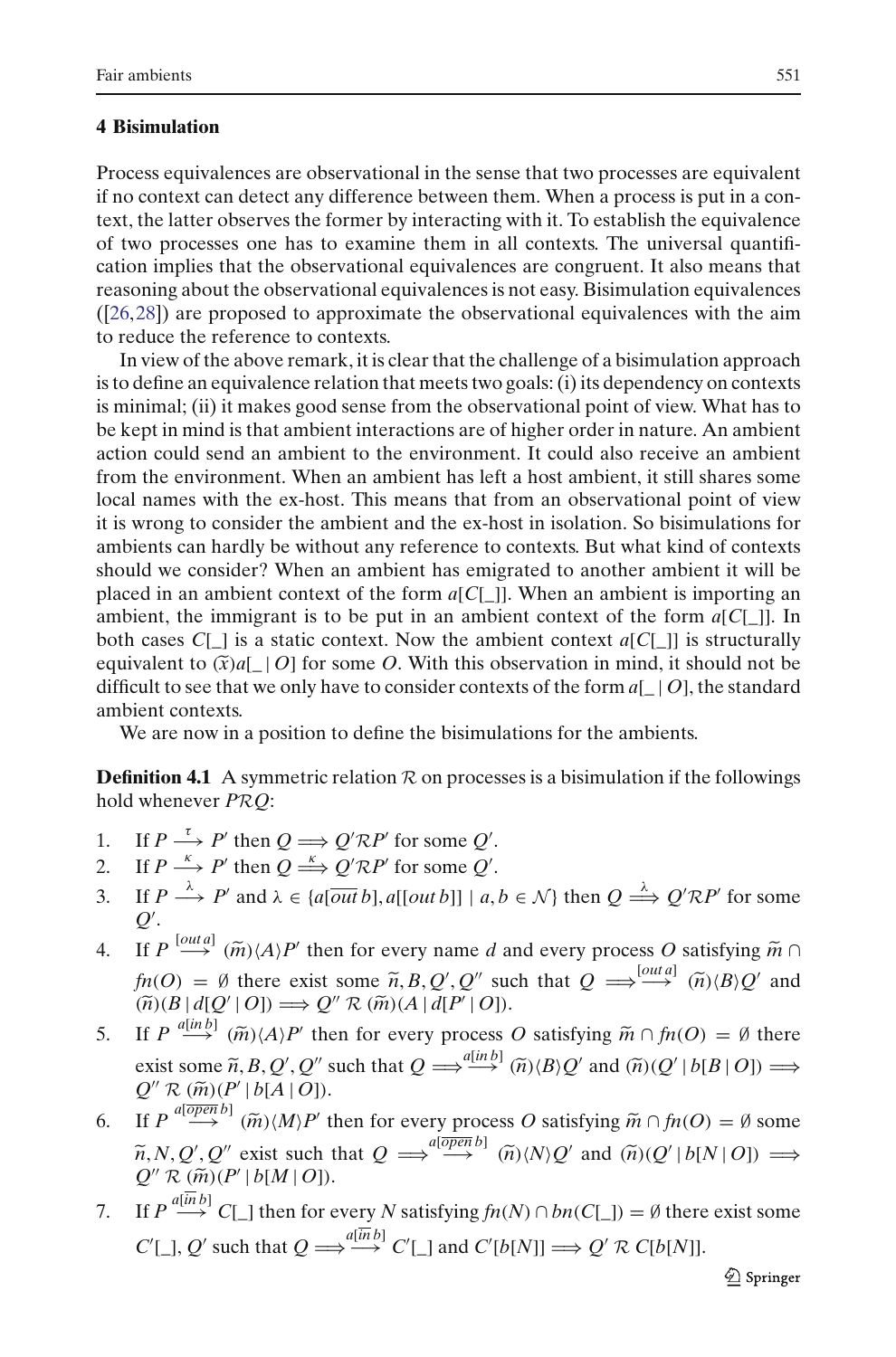## 4 Bisimulation

Process equivalences are observational in the sense that two processes are equivalent if no context can detect any difference between them. When a process is put in a context, the latter observes the former by interacting with it. To establish the equivalence of two processes one has to examine them in all contexts. The universal quantification implies that the observational equivalences are congruent. It also means that reasoning about the observational equivalences is not easy. Bisimulation equivalences ([26,28]) are proposed to approximate the observational equivalences with the aim to reduce the reference to contexts.

In view of the above remark, it is clear that the challenge of a bisimulation approach is to define an equivalence relation that meets two goals: (i) its dependency on contexts is minimal; (ii) it makes good sense from the observational point of view. What has to be kept in mind is that ambient interactions are of higher order in nature. An ambient action could send an ambient to the environment. It could also receive an ambient from the environment. When an ambient has left a host ambient, it still shares some local names with the ex-host. This means that from an observational point of view it is wrong to consider the ambient and the ex-host in isolation. So bisimulations for ambients can hardly be without any reference to contexts. But what kind of contexts should we consider? When an ambient has emigrated to another ambient it will be placed in an ambient context of the form $a[C[\_]]$. When an ambient is importing an ambient, the immigrant is to be put in an ambient context of the form $a[C[\_]]$. In both cases $C[\_]$ is a static context. Now the ambient context $a[C[\_]]$ is structurally equivalent to $(\widetilde{x})a[\_ \mid O]$ for some $O$. With this observation in mind, it should not be difficult to see that we only have to consider contexts of the form $a[\_ \mid O]$, the standard ambient contexts.

We are now in a position to define the bisimulations for the ambients.

**Definition 4.1** A symmetric relation $\mathcal{R}$ on processes is a bisimulation if the followings hold whenever $P\mathcal{R}Q$:

1. If $P \xrightarrow{\tau} P'$ then $Q \Longrightarrow Q'\mathcal{R}P'$ for some $Q'$.
2. If $P \xrightarrow{\kappa} P'$ then $Q \stackrel{\kappa}{\Longrightarrow} Q'\mathcal{R}P'$ for some $Q'$.
3. If $P \xrightarrow{\lambda} P'$ and $\lambda \in \{a[\overline{out}\, b], a[[out\, b]] \mid a, b \in \mathcal{N}\}$ then $Q \stackrel{\lambda}{\Longrightarrow} Q'\mathcal{R}P'$ for some $Q'$.
4. If $P \xrightarrow{[out\, a]} (\widetilde{m})\langle A\rangle P'$ then for every name $d$ and every process $O$ satisfying $\widetilde{m} \cap fn(O) = \emptyset$ there exist some $\widetilde{n}, B, Q', Q''$ such that $Q \Longrightarrow\xrightarrow{[out\, a]} (\widetilde{n})\langle B\rangle Q'$ and $(\widetilde{n})(B \mid d[Q' \mid O]) \Longrightarrow Q''\ \mathcal{R}\ (\widetilde{m})(A \mid d[P' \mid O])$.
5. If $P \xrightarrow{a[in\, b]} (\widetilde{m})\langle A\rangle P'$ then for every process $O$ satisfying $\widetilde{m} \cap fn(O) = \emptyset$ there exist some $\widetilde{n}, B, Q', Q''$ such that $Q \Longrightarrow\xrightarrow{a[in\, b]} (\widetilde{n})\langle B\rangle Q'$ and $(\widetilde{n})(Q' \mid b[B \mid O]) \Longrightarrow Q''\ \mathcal{R}\ (\widetilde{m})(P' \mid b[A \mid O])$.
6. If $P \xrightarrow{a[\overline{open}\, b]} (\widetilde{m})\langle M\rangle P'$ then for every process $O$ satisfying $\widetilde{m} \cap fn(O) = \emptyset$ some $\widetilde{n}, N, Q', Q''$ exist such that $Q \Longrightarrow\xrightarrow{a[\overline{open}\, b]} (\widetilde{n})\langle N\rangle Q'$ and $(\widetilde{n})(Q' \mid b[N \mid O]) \Longrightarrow Q''\ \mathcal{R}\ (\widetilde{m})(P' \mid b[M \mid O])$.
7. If $P \xrightarrow{a[\overline{in}\, b]} C[\_]$ then for every $N$ satisfying $fn(N) \cap bn(C[\_]) = \emptyset$ there exist some $C'[\_], Q'$ such that $Q \Longrightarrow\xrightarrow{a[\overline{in}\, b]} C'[\_]$ and $C'[b[N]] \Longrightarrow Q'\ \mathcal{R}\ C[b[N]]$.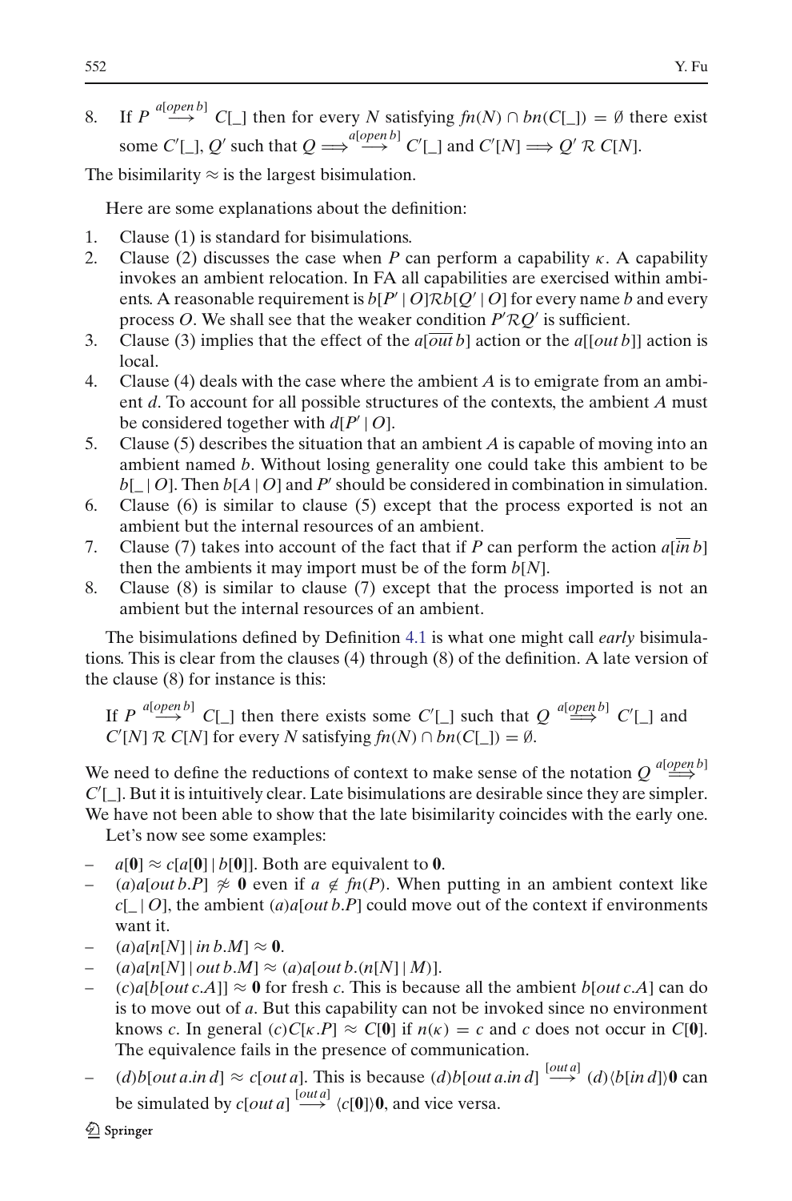8. If $P \stackrel{a[\overline{open}\, b]}{\longrightarrow} C[\_]$ then for every $N$ satisfying $fn(N) \cap bn(C[\_]) = \emptyset$ there exist some $C'[\_], Q'$ such that $Q \Longrightarrow \stackrel{a[\overline{open}\, b]}{\longrightarrow} C'[\_]$ and $C'[N] \Longrightarrow Q' \mathcal{R}\, C[N]$.

The bisimilarity $\approx$ is the largest bisimulation.

Here are some explanations about the definition:

1. Clause (1) is standard for bisimulations.
2. Clause (2) discusses the case when $P$ can perform a capability $\kappa$. A capability invokes an ambient relocation. In FA all capabilities are exercised within ambients. A reasonable requirement is $b[P' \mid O]\mathcal{R} b[Q' \mid O]$ for every name $b$ and every process $O$. We shall see that the weaker condition $P'\mathcal{R}Q'$ is sufficient.
3. Clause (3) implies that the effect of the $a[\overline{out}\, b]$ action or the $a[[out\, b]]$ action is local.
4. Clause (4) deals with the case where the ambient $A$ is to emigrate from an ambient $d$. To account for all possible structures of the contexts, the ambient $A$ must be considered together with $d[P' \mid O]$.
5. Clause (5) describes the situation that an ambient $A$ is capable of moving into an ambient named $b$. Without losing generality one could take this ambient to be $b[\_ \mid O]$. Then $b[A \mid O]$ and $P'$ should be considered in combination in simulation.
6. Clause (6) is similar to clause (5) except that the process exported is not an ambient but the internal resources of an ambient.
7. Clause (7) takes into account of the fact that if $P$ can perform the action $a[\overline{in}\, b]$ then the ambients it may import must be of the form $b[N]$.
8. Clause (8) is similar to clause (7) except that the process imported is not an ambient but the internal resources of an ambient.

The bisimulations defined by Definition 4.1 is what one might call *early* bisimulations. This is clear from the clauses (4) through (8) of the definition. A late version of the clause (8) for instance is this:

> If $P \stackrel{a[\overline{open}\, b]}{\longrightarrow} C[\_]$ then there exists some $C'[\_]$ such that $Q \stackrel{a[\overline{open}\, b]}{\Longrightarrow} C'[\_]$ and $C'[N]\ \mathcal{R}\ C[N]$ for every $N$ satisfying $fn(N) \cap bn(C[\_]) = \emptyset$.

We need to define the reductions of context to make sense of the notation $Q \stackrel{a[\overline{open}\, b]}{\Longrightarrow} C'[\_]$. But it is intuitively clear. Late bisimulations are desirable since they are simpler. We have not been able to show that the late bisimilarity coincides with the early one.

Let's now see some examples:

- $a[\mathbf{0}] \approx c[a[\mathbf{0}] \mid b[\mathbf{0}]]$. Both are equivalent to $\mathbf{0}$.
- $(a)a[out\, b.P] \not\approx \mathbf{0}$ even if $a \notin fn(P)$. When putting in an ambient context like $c[\_ \mid O]$, the ambient $(a)a[out\, b.P]$ could move out of the context if environments want it.
- $(a)a[n[N] \mid in\, b.M] \approx \mathbf{0}$.
- $(a)a[n[N] \mid out\, b.M] \approx (a)a[out\, b.(n[N] \mid M)]$.
- $(c)a[b[out\, c.A]] \approx \mathbf{0}$ for fresh $c$. This is because all the ambient $b[out\, c.A]$ can do is to move out of $a$. But this capability can not be invoked since no environment knows $c$. In general $(c)C[\kappa.P] \approx C[\mathbf{0}]$ if $n(\kappa) = c$ and $c$ does not occur in $C[\mathbf{0}]$. The equivalence fails in the presence of communication.
- $(d)b[out\, a.in\, d] \approx c[out\, a]$. This is because $(d)b[out\, a.in\, d] \stackrel{[out\, a]}{\longrightarrow} (d)\langle b[in\, d]\rangle\mathbf{0}$ can be simulated by $c[out\, a] \stackrel{[out\, a]}{\longrightarrow} \langle c[\mathbf{0}]\rangle\mathbf{0}$, and vice versa.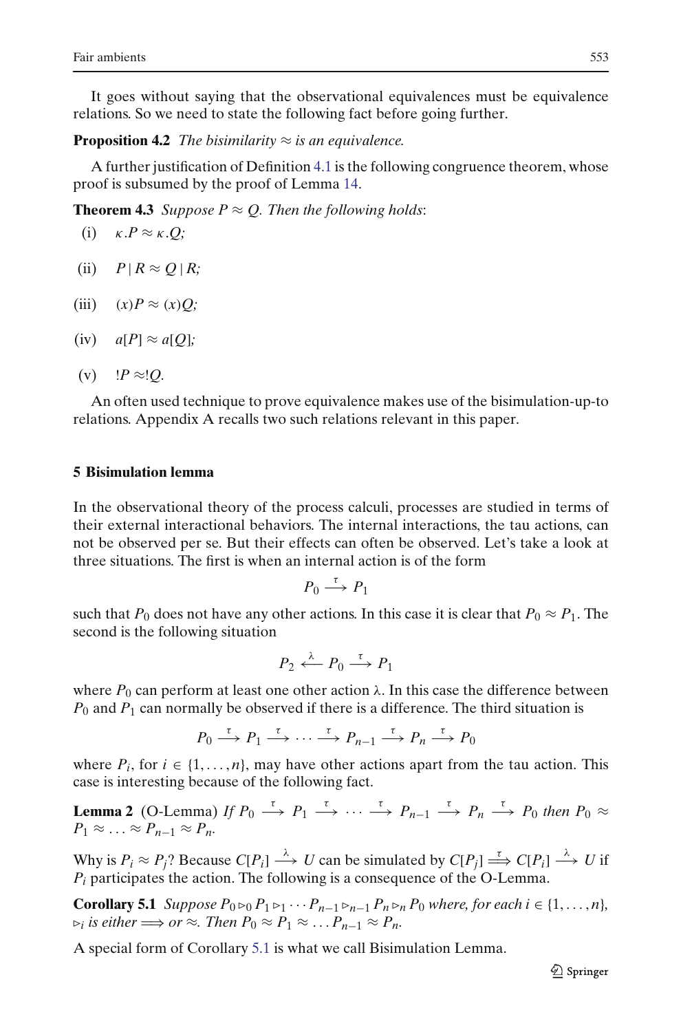It goes without saying that the observational equivalences must be equivalence relations. So we need to state the following fact before going further.

**Proposition 4.2** *The bisimilarity $\approx$ is an equivalence.*

A further justification of Definition 4.1 is the following congruence theorem, whose proof is subsumed by the proof of Lemma 14.

**Theorem 4.3** *Suppose $P \approx Q$. Then the following holds*:

(i) $\kappa.P \approx \kappa.Q$;

(ii) $P \,|\, R \approx Q \,|\, R$;

(iii) $(x)P \approx (x)Q$;

(iv) $a[P] \approx a[Q]$;

(v) $!P \approx !Q$.

An often used technique to prove equivalence makes use of the bisimulation-up-to relations. Appendix A recalls two such relations relevant in this paper.

## 5 Bisimulation lemma

In the observational theory of the process calculi, processes are studied in terms of their external interactional behaviors. The internal interactions, the tau actions, can not be observed per se. But their effects can often be observed. Let's take a look at three situations. The first is when an internal action is of the form

$$P_0 \xrightarrow{\tau} P_1$$

such that $P_0$ does not have any other actions. In this case it is clear that $P_0 \approx P_1$. The second is the following situation

$$P_2 \xleftarrow{\lambda} P_0 \xrightarrow{\tau} P_1$$

where $P_0$ can perform at least one other action $\lambda$. In this case the difference between $P_0$ and $P_1$ can normally be observed if there is a difference. The third situation is

$$P_0 \xrightarrow{\tau} P_1 \xrightarrow{\tau} \cdots \xrightarrow{\tau} P_{n-1} \xrightarrow{\tau} P_n \xrightarrow{\tau} P_0$$

where $P_i$, for $i \in \{1, \ldots, n\}$, may have other actions apart from the tau action. This case is interesting because of the following fact.

**Lemma 2** (O-Lemma) *If $P_0 \xrightarrow{\tau} P_1 \xrightarrow{\tau} \cdots \xrightarrow{\tau} P_{n-1} \xrightarrow{\tau} P_n \xrightarrow{\tau} P_0$ then $P_0 \approx P_1 \approx \ldots \approx P_{n-1} \approx P_n$.*

Why is $P_i \approx P_j$? Because $C[P_i] \xrightarrow{\lambda} U$ can be simulated by $C[P_j] \xRightarrow{\tau} C[P_i] \xrightarrow{\lambda} U$ if $P_i$ participates the action. The following is a consequence of the O-Lemma.

**Corollary 5.1** *Suppose $P_0 \rhd_0 P_1 \rhd_1 \cdots P_{n-1} \rhd_{n-1} P_n \rhd_n P_0$ where, for each $i \in \{1, \ldots, n\}$, $\rhd_i$ is either $\Longrightarrow$ or $\approx$. Then $P_0 \approx P_1 \approx \ldots P_{n-1} \approx P_n$.*

A special form of Corollary 5.1 is what we call Bisimulation Lemma.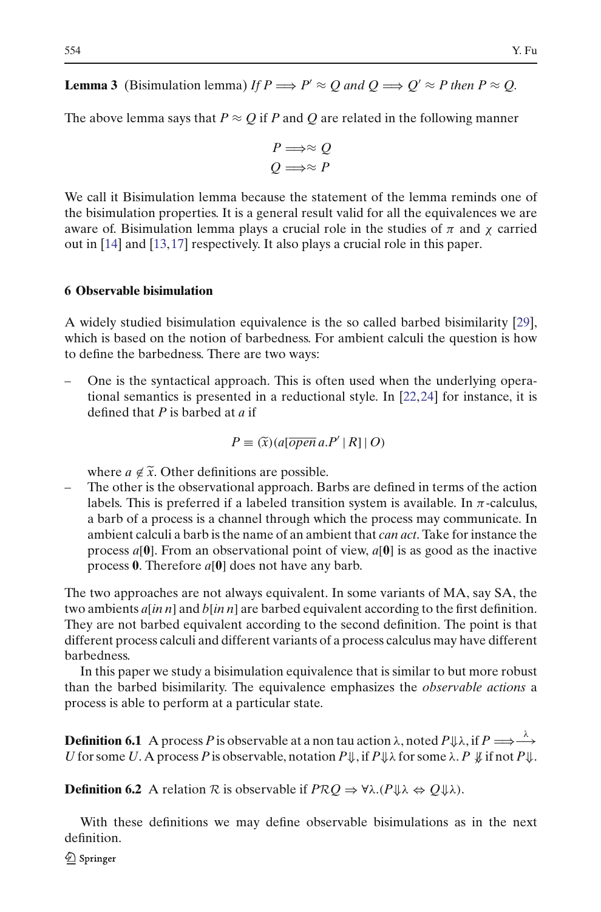**Lemma 3** (Bisimulation lemma) *If* $P \Longrightarrow P' \approx Q$ *and* $Q \Longrightarrow Q' \approx P$ *then* $P \approx Q$.

The above lemma says that $P \approx Q$ if $P$ and $Q$ are related in the following manner

$$P \Longrightarrow\approx Q$$
$$Q \Longrightarrow\approx P$$

We call it Bisimulation lemma because the statement of the lemma reminds one of the bisimulation properties. It is a general result valid for all the equivalences we are aware of. Bisimulation lemma plays a crucial role in the studies of $\pi$ and $\chi$ carried out in [14] and [13,17] respectively. It also plays a crucial role in this paper.

## 6 Observable bisimulation

A widely studied bisimulation equivalence is the so called barbed bisimilarity [29], which is based on the notion of barbedness. For ambient calculi the question is how to define the barbedness. There are two ways:

- One is the syntactical approach. This is often used when the underlying operational semantics is presented in a reductional style. In [22,24] for instance, it is defined that $P$ is barbed at $a$ if

  $$P \equiv (\widetilde{x})(a[\overline{open}\, a.P' \mid R] \mid O)$$

  where $a \notin \widetilde{x}$. Other definitions are possible.
- The other is the observational approach. Barbs are defined in terms of the action labels. This is preferred if a labeled transition system is available. In $\pi$-calculus, a barb of a process is a channel through which the process may communicate. In ambient calculi a barb is the name of an ambient that *can act*. Take for instance the process $a[\mathbf{0}]$. From an observational point of view, $a[\mathbf{0}]$ is as good as the inactive process $\mathbf{0}$. Therefore $a[\mathbf{0}]$ does not have any barb.

The two approaches are not always equivalent. In some variants of MA, say SA, the two ambients $a[in\, n]$ and $b[in\, n]$ are barbed equivalent according to the first definition. They are not barbed equivalent according to the second definition. The point is that different process calculi and different variants of a process calculus may have different barbedness.

In this paper we study a bisimulation equivalence that is similar to but more robust than the barbed bisimilarity. The equivalence emphasizes the *observable actions* a process is able to perform at a particular state.

**Definition 6.1** A process $P$ is observable at a non tau action $\lambda$, noted $P\Downarrow\lambda$, if $P \Longrightarrow\stackrel{\lambda}{\longrightarrow} U$ for some $U$. A process $P$ is observable, notation $P\Downarrow$, if $P\Downarrow\lambda$ for some $\lambda$. $P \not\Downarrow$ if not $P\Downarrow$.

**Definition 6.2** A relation $\mathcal{R}$ is observable if $P\mathcal{R}Q \Rightarrow \forall\lambda.(P\Downarrow\lambda \Leftrightarrow Q\Downarrow\lambda)$.

With these definitions we may define observable bisimulations as in the next definition.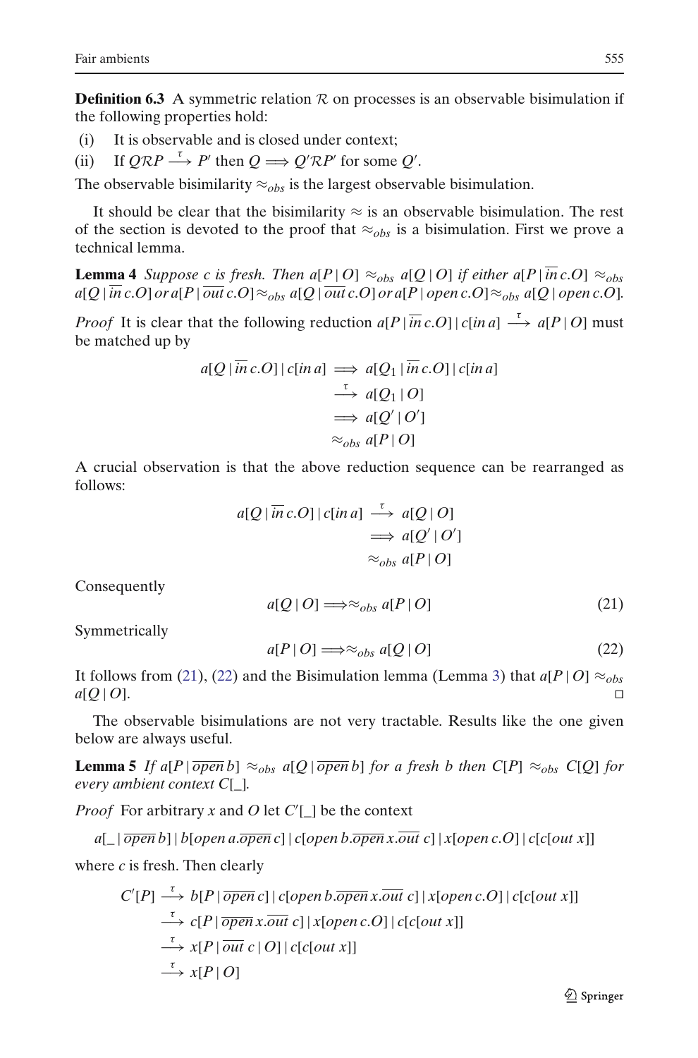**Definition 6.3** A symmetric relation $\mathcal{R}$ on processes is an observable bisimulation if the following properties hold:

(i) It is observable and is closed under context;

(ii) If $Q\mathcal{R}P \xrightarrow{\tau} P'$ then $Q \Longrightarrow Q'\mathcal{R}P'$ for some $Q'$.

The observable bisimilarity $\approx_{obs}$ is the largest observable bisimulation.

It should be clear that the bisimilarity $\approx$ is an observable bisimulation. The rest of the section is devoted to the proof that $\approx_{obs}$ is a bisimulation. First we prove a technical lemma.

**Lemma 4** *Suppose c is fresh. Then* $a[P\,|\,O] \approx_{obs} a[Q\,|\,O]$ *if either* $a[P\,|\,\overline{in}\,c.O] \approx_{obs} a[Q\,|\,\overline{in}\,c.O]$ *or* $a[P\,|\,\overline{out}\,c.O] \approx_{obs} a[Q\,|\,\overline{out}\,c.O]$ *or* $a[P\,|\,open\,c.O] \approx_{obs} a[Q\,|\,open\,c.O]$.

*Proof* It is clear that the following reduction $a[P\,|\,\overline{in}\,c.O]\,|\,c[in\,a] \xrightarrow{\tau} a[P\,|\,O]$ must be matched up by

$$
\begin{aligned}
a[Q\,|\,\overline{in}\,c.O]\,|\,c[in\,a] &\Longrightarrow a[Q_1\,|\,\overline{in}\,c.O]\,|\,c[in\,a]\\
&\xrightarrow{\tau} a[Q_1\,|\,O]\\
&\Longrightarrow a[Q'\,|\,O']\\
&\approx_{obs} a[P\,|\,O]
\end{aligned}
$$

A crucial observation is that the above reduction sequence can be rearranged as follows:

$$
\begin{aligned}
a[Q\,|\,\overline{in}\,c.O]\,|\,c[in\,a] &\xrightarrow{\tau} a[Q\,|\,O]\\
&\Longrightarrow a[Q'\,|\,O']\\
&\approx_{obs} a[P\,|\,O]
\end{aligned}
$$

Consequently

$$a[Q\,|\,O] \Longrightarrow\approx_{obs} a[P\,|\,O] \tag{21}$$

Symmetrically

$$a[P\,|\,O] \Longrightarrow\approx_{obs} a[Q\,|\,O] \tag{22}$$

It follows from (21), (22) and the Bisimulation lemma (Lemma 3) that $a[P\,|\,O] \approx_{obs} a[Q\,|\,O]$. □

The observable bisimulations are not very tractable. Results like the one given below are always useful.

**Lemma 5** *If* $a[P\,|\,\overline{open}\,b] \approx_{obs} a[Q\,|\,\overline{open}\,b]$ *for a fresh b then* $C[P] \approx_{obs} C[Q]$ *for every ambient context* $C[\_]$.

*Proof* For arbitrary $x$ and $O$ let $C'[\_]$ be the context

$$a[\_\,|\,\overline{open}\,b]\,|\,b[open\,a.\overline{open}\,c]\,|\,c[open\,b.\overline{open}\,x.\overline{out}\,c]\,|\,x[open\,c.O]\,|\,c[c[out\,x]]$$

where $c$ is fresh. Then clearly

$$
\begin{aligned}
C'[P] &\xrightarrow{\tau} b[P\,|\,\overline{open}\,c]\,|\,c[open\,b.\overline{open}\,x.\overline{out}\,c]\,|\,x[open\,c.O]\,|\,c[c[out\,x]]\\
&\xrightarrow{\tau} c[P\,|\,\overline{open}\,x.\overline{out}\,c]\,|\,x[open\,c.O]\,|\,c[c[out\,x]]\\
&\xrightarrow{\tau} x[P\,|\,\overline{out}\,c\,|\,O]\,|\,c[c[out\,x]]\\
&\xrightarrow{\tau} x[P\,|\,O]
\end{aligned}
$$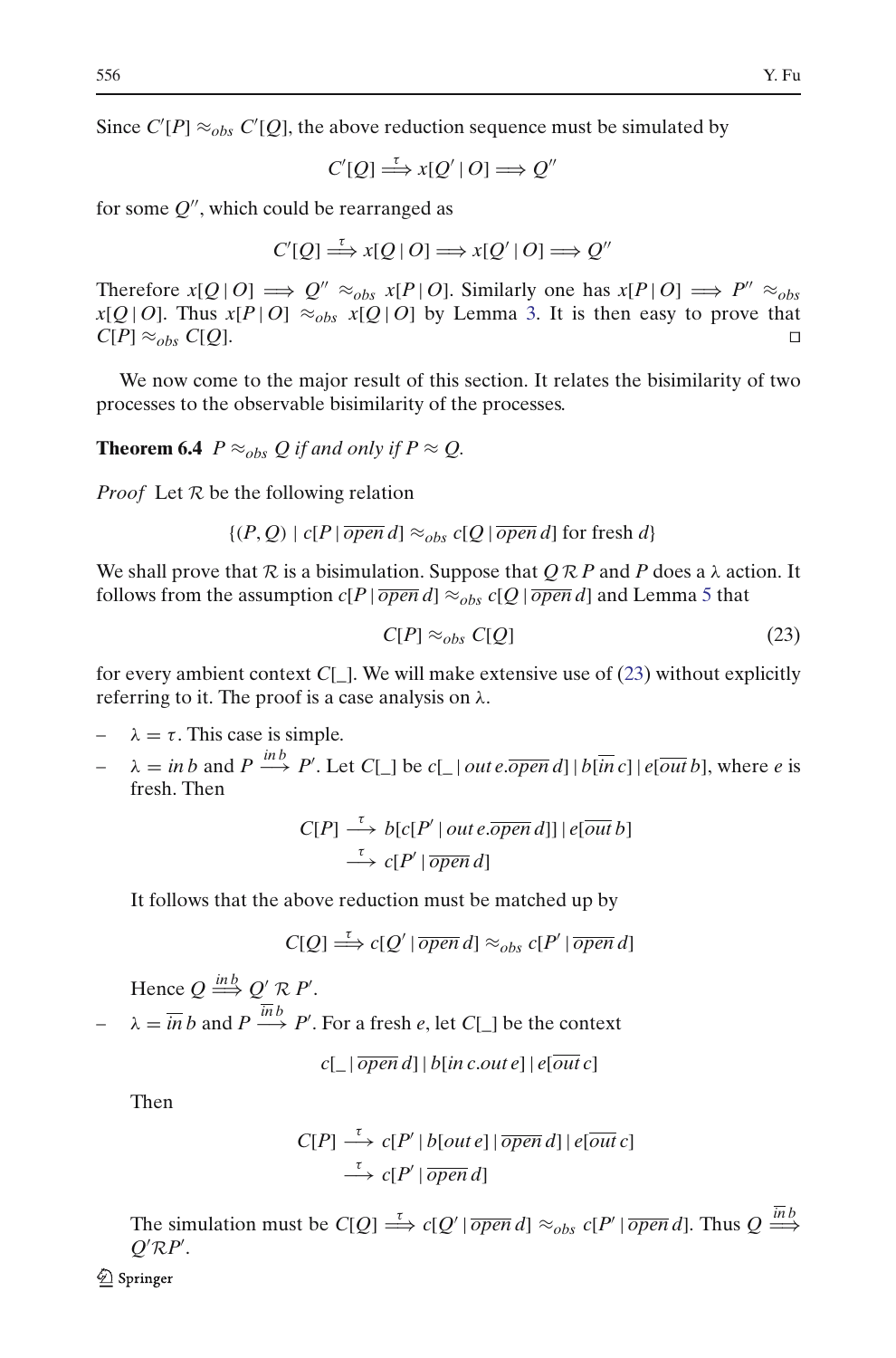Since $C'[P] \approx_{obs} C'[Q]$, the above reduction sequence must be simulated by

$$C'[Q] \stackrel{\tau}{\Longrightarrow} x[Q' \mid O] \Longrightarrow Q''$$

for some $Q''$, which could be rearranged as

$$C'[Q] \stackrel{\tau}{\Longrightarrow} x[Q \mid O] \Longrightarrow x[Q' \mid O] \Longrightarrow Q''$$

Therefore $x[Q \mid O] \Longrightarrow Q'' \approx_{obs} x[P \mid O]$. Similarly one has $x[P \mid O] \Longrightarrow P'' \approx_{obs} x[Q \mid O]$. Thus $x[P \mid O] \approx_{obs} x[Q \mid O]$ by Lemma 3. It is then easy to prove that $C[P] \approx_{obs} C[Q]$. □

We now come to the major result of this section. It relates the bisimilarity of two processes to the observable bisimilarity of the processes.

**Theorem 6.4** *$P \approx_{obs} Q$ if and only if $P \approx Q$.*

*Proof* Let $\mathcal{R}$ be the following relation

$$\{(P, Q) \mid c[P \mid \overline{open}\, d] \approx_{obs} c[Q \mid \overline{open}\, d] \text{ for fresh } d\}$$

We shall prove that $\mathcal{R}$ is a bisimulation. Suppose that $Q \,\mathcal{R}\, P$ and $P$ does a $\lambda$ action. It follows from the assumption $c[P \mid \overline{open}\, d] \approx_{obs} c[Q \mid \overline{open}\, d]$ and Lemma 5 that

$$C[P] \approx_{obs} C[Q] \tag{23}$$

for every ambient context $C[\_]$. We will make extensive use of (23) without explicitly referring to it. The proof is a case analysis on $\lambda$.

- $\lambda = \tau$. This case is simple.
- $\lambda = in\, b$ and $P \xrightarrow{in\, b} P'$. Let $C[\_]$ be $c[\_ \mid out\, e.\overline{open}\, d] \mid b[\overline{in}\, c] \mid e[\overline{out}\, b]$, where $e$ is fresh. Then

  $$\begin{aligned} C[P] &\xrightarrow{\tau} b[c[P' \mid out\, e.\overline{open}\, d]] \mid e[\overline{out}\, b] \\ &\xrightarrow{\tau} c[P' \mid \overline{open}\, d] \end{aligned}$$

  It follows that the above reduction must be matched up by

  $$C[Q] \stackrel{\tau}{\Longrightarrow} c[Q' \mid \overline{open}\, d] \approx_{obs} c[P' \mid \overline{open}\, d]$$

  Hence $Q \stackrel{in\, b}{\Longrightarrow} Q' \,\mathcal{R}\, P'$.
- $\lambda = \overline{in}\, b$ and $P \xrightarrow{\overline{in}\, b} P'$. For a fresh $e$, let $C[\_]$ be the context

  $$c[\_ \mid \overline{open}\, d] \mid b[in\, c.out\, e] \mid e[\overline{out}\, c]$$

  Then

  $$\begin{aligned} C[P] &\xrightarrow{\tau} c[P' \mid b[out\, e] \mid \overline{open}\, d] \mid e[\overline{out}\, c] \\ &\xrightarrow{\tau} c[P' \mid \overline{open}\, d] \end{aligned}$$

  The simulation must be $C[Q] \stackrel{\tau}{\Longrightarrow} c[Q' \mid \overline{open}\, d] \approx_{obs} c[P' \mid \overline{open}\, d]$. Thus $Q \stackrel{\overline{in}\, b}{\Longrightarrow} Q' \mathcal{R} P'$.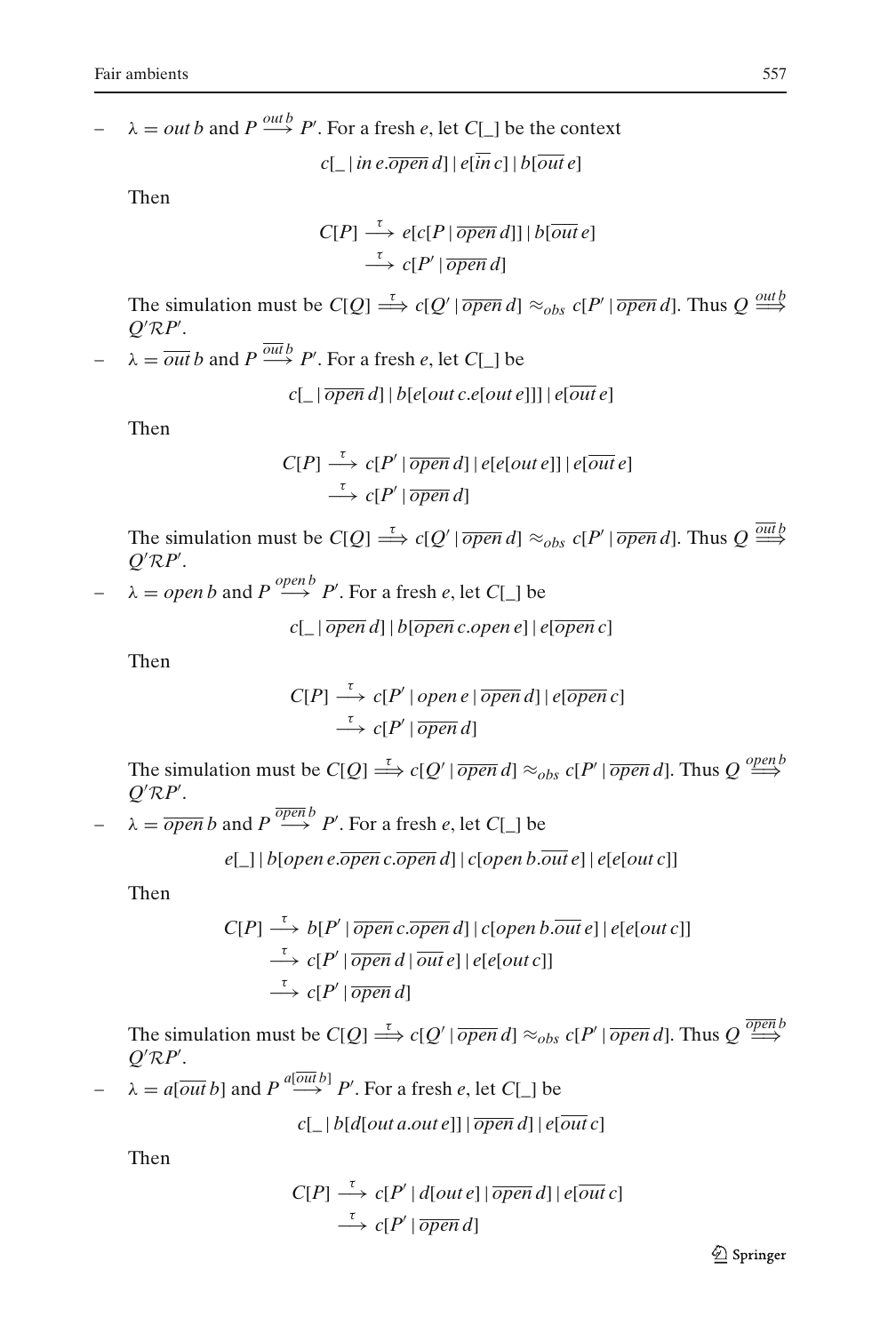- $\lambda = out\, b$ and $P \xrightarrow{out\, b} P'$. For a fresh $e$, let $C[\_]$ be the context

$$c[\_ \,|\, in\, e.\overline{open}\, d] \,|\, e[\overline{in}\, c] \,|\, b[\overline{out}\, e]$$

Then

$$\begin{aligned} C[P] &\xrightarrow{\tau} e[c[P \,|\, \overline{open}\, d]] \,|\, b[\overline{out}\, e] \\ &\xrightarrow{\tau} c[P' \,|\, \overline{open}\, d] \end{aligned}$$

The simulation must be $C[Q] \stackrel{\tau}{\Longrightarrow} c[Q' \,|\, \overline{open}\, d] \approx_{obs} c[P' \,|\, \overline{open}\, d]$. Thus $Q \stackrel{out\, b}{\Longrightarrow} Q' \mathcal{R} P'$.

- $\lambda = \overline{out}\, b$ and $P \xrightarrow{\overline{out}\, b} P'$. For a fresh $e$, let $C[\_]$ be

$$c[\_ \,|\, \overline{open}\, d] \,|\, b[e[out\, c.e[out\, e]]] \,|\, e[\overline{out}\, e]$$

Then

$$\begin{aligned} C[P] &\xrightarrow{\tau} c[P' \,|\, \overline{open}\, d] \,|\, e[e[out\, e]] \,|\, e[\overline{out}\, e] \\ &\xrightarrow{\tau} c[P' \,|\, \overline{open}\, d] \end{aligned}$$

The simulation must be $C[Q] \stackrel{\tau}{\Longrightarrow} c[Q' \,|\, \overline{open}\, d] \approx_{obs} c[P' \,|\, \overline{open}\, d]$. Thus $Q \stackrel{\overline{out}\, b}{\Longrightarrow} Q' \mathcal{R} P'$.

- $\lambda = open\, b$ and $P \xrightarrow{open\, b} P'$. For a fresh $e$, let $C[\_]$ be

$$c[\_ \,|\, \overline{open}\, d] \,|\, b[\overline{open}\, c.open\, e] \,|\, e[\overline{open}\, c]$$

Then

$$\begin{aligned} C[P] &\xrightarrow{\tau} c[P' \,|\, open\, e \,|\, \overline{open}\, d] \,|\, e[\overline{open}\, c] \\ &\xrightarrow{\tau} c[P' \,|\, \overline{open}\, d] \end{aligned}$$

The simulation must be $C[Q] \stackrel{\tau}{\Longrightarrow} c[Q' \,|\, \overline{open}\, d] \approx_{obs} c[P' \,|\, \overline{open}\, d]$. Thus $Q \stackrel{open\, b}{\Longrightarrow} Q' \mathcal{R} P'$.

- $\lambda = \overline{open}\, b$ and $P \xrightarrow{\overline{open}\, b} P'$. For a fresh $e$, let $C[\_]$ be

$$e[\_] \,|\, b[open\, e.\overline{open}\, c.\overline{open}\, d] \,|\, c[open\, b.\overline{out}\, e] \,|\, e[e[out\, c]]$$

Then

$$\begin{aligned} C[P] &\xrightarrow{\tau} b[P' \,|\, \overline{open}\, c.\overline{open}\, d] \,|\, c[open\, b.\overline{out}\, e] \,|\, e[e[out\, c]] \\ &\xrightarrow{\tau} c[P' \,|\, \overline{open}\, d \,|\, \overline{out}\, e] \,|\, e[e[out\, c]] \\ &\xrightarrow{\tau} c[P' \,|\, \overline{open}\, d] \end{aligned}$$

The simulation must be $C[Q] \stackrel{\tau}{\Longrightarrow} c[Q' \,|\, \overline{open}\, d] \approx_{obs} c[P' \,|\, \overline{open}\, d]$. Thus $Q \stackrel{\overline{open}\, b}{\Longrightarrow} Q' \mathcal{R} P'$.

- $\lambda = a[\overline{out}\, b]$ and $P \xrightarrow{a[\overline{out}\, b]} P'$. For a fresh $e$, let $C[\_]$ be

$$c[\_ \,|\, b[d[out\, a.out\, e]] \,|\, \overline{open}\, d] \,|\, e[\overline{out}\, c]$$

Then

$$\begin{aligned} C[P] &\xrightarrow{\tau} c[P' \,|\, d[out\, e] \,|\, \overline{open}\, d] \,|\, e[\overline{out}\, c] \\ &\xrightarrow{\tau} c[P' \,|\, \overline{open}\, d] \end{aligned}$$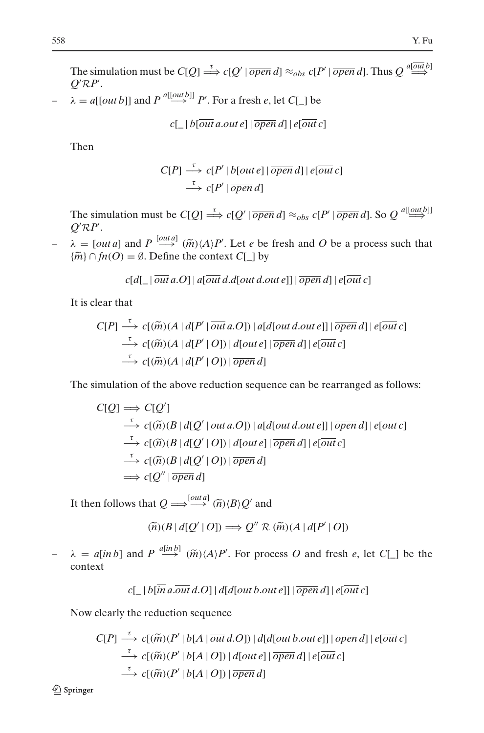The simulation must be $C[Q] \stackrel{\tau}{\Longrightarrow} c[Q' \,|\, \overline{open}\, d] \approx_{obs} c[P' \,|\, \overline{open}\, d]$. Thus $Q \stackrel{a[\overline{out}\, b]}{\Longrightarrow} Q' \mathcal{R} P'$.

– $\lambda = a[[out\, b]]$ and $P \stackrel{a[[out\, b]]}{\longrightarrow} P'$. For a fresh $e$, let $C[\_]$ be

$$c[\_ \,|\, b[\overline{out}\, a.out\, e] \,|\, \overline{open}\, d] \,|\, e[\overline{out}\, c]$$

Then

$$\begin{aligned} C[P] &\stackrel{\tau}{\longrightarrow} c[P' \,|\, b[out\, e] \,|\, \overline{open}\, d] \,|\, e[\overline{out}\, c] \\ &\stackrel{\tau}{\longrightarrow} c[P' \,|\, \overline{open}\, d] \end{aligned}$$

The simulation must be $C[Q] \stackrel{\tau}{\Longrightarrow} c[Q' \,|\, \overline{open}\, d] \approx_{obs} c[P' \,|\, \overline{open}\, d]$. So $Q \stackrel{a[[\underline{out}\, b]]}{\Longrightarrow} Q' \mathcal{R} P'$.

– $\lambda = [out\, a]$ and $P \stackrel{[out\, a]}{\longrightarrow} (\widetilde{m})\langle A \rangle P'$. Let $e$ be fresh and $O$ be a process such that $\{\widetilde{m}\} \cap fn(O) = \emptyset$. Define the context $C[\_]$ by

$$c[d[\_ \,|\, \overline{out}\, a.O] \,|\, a[\overline{out}\, d.d[out\, d.out\, e]] \,|\, \overline{open}\, d] \,|\, e[\overline{out}\, c]$$

It is clear that

$$\begin{aligned} C[P] &\stackrel{\tau}{\longrightarrow} c[(\widetilde{m})(A \,|\, d[P' \,|\, \overline{out}\, a.O]) \,|\, a[d[out\, d.out\, e]] \,|\, \overline{open}\, d] \,|\, e[\overline{out}\, c] \\ &\stackrel{\tau}{\longrightarrow} c[(\widetilde{m})(A \,|\, d[P' \,|\, O]) \,|\, d[out\, e] \,|\, \overline{open}\, d] \,|\, e[\overline{out}\, c] \\ &\stackrel{\tau}{\longrightarrow} c[(\widetilde{m})(A \,|\, d[P' \,|\, O]) \,|\, \overline{open}\, d] \end{aligned}$$

The simulation of the above reduction sequence can be rearranged as follows:

$$\begin{aligned} C[Q] &\Longrightarrow C[Q'] \\ &\stackrel{\tau}{\longrightarrow} c[(\widetilde{n})(B \,|\, d[Q' \,|\, \overline{out}\, a.O]) \,|\, a[d[out\, d.out\, e]] \,|\, \overline{open}\, d] \,|\, e[\overline{out}\, c] \\ &\stackrel{\tau}{\longrightarrow} c[(\widetilde{n})(B \,|\, d[Q' \,|\, O]) \,|\, d[out\, e] \,|\, \overline{open}\, d] \,|\, e[\overline{out}\, c] \\ &\stackrel{\tau}{\longrightarrow} c[(\widetilde{n})(B \,|\, d[Q' \,|\, O]) \,|\, \overline{open}\, d] \\ &\Longrightarrow c[Q'' \,|\, \overline{open}\, d] \end{aligned}$$

It then follows that $Q \Longrightarrow\stackrel{[out\, a]}{\longrightarrow} (\widetilde{n})\langle B \rangle Q'$ and

$$(\widetilde{n})(B \,|\, d[Q' \,|\, O]) \Longrightarrow Q'' \;\mathcal{R}\; (\widetilde{m})(A \,|\, d[P' \,|\, O])$$

– $\lambda = a[in\, b]$ and $P \stackrel{a[in\, b]}{\longrightarrow} (\widetilde{m})\langle A \rangle P'$. For process $O$ and fresh $e$, let $C[\_]$ be the context

$$c[\_ \,|\, b[\overline{in}\, a.\overline{out}\, d.O] \,|\, d[d[out\, b.out\, e]] \,|\, \overline{open}\, d] \,|\, e[\overline{out}\, c]$$

Now clearly the reduction sequence

$$\begin{aligned} C[P] &\stackrel{\tau}{\longrightarrow} c[(\widetilde{m})(P' \,|\, b[A \,|\, \overline{out}\, d.O]) \,|\, d[d[out\, b.out\, e]] \,|\, \overline{open}\, d] \,|\, e[\overline{out}\, c] \\ &\stackrel{\tau}{\longrightarrow} c[(\widetilde{m})(P' \,|\, b[A \,|\, O]) \,|\, d[out\, e] \,|\, \overline{open}\, d] \,|\, e[\overline{out}\, c] \\ &\stackrel{\tau}{\longrightarrow} c[(\widetilde{m})(P' \,|\, b[A \,|\, O]) \,|\, \overline{open}\, d] \end{aligned}$$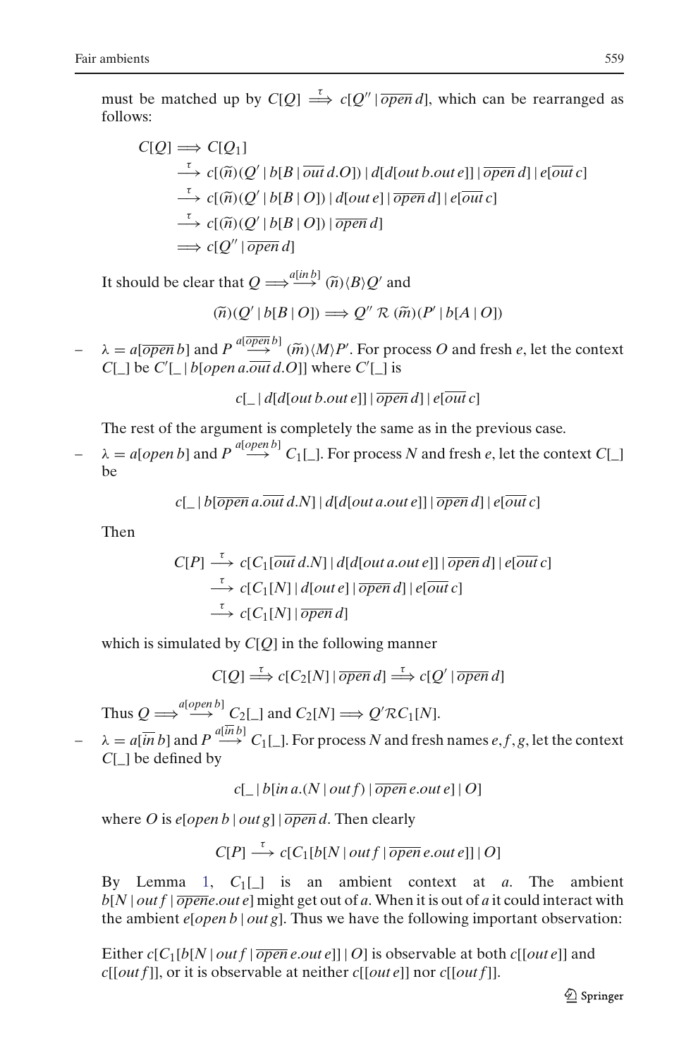must be matched up by $C[Q] \stackrel{\tau}{\Longrightarrow} c[Q'' \mid \overline{open}\, d]$, which can be rearranged as follows:

$$
\begin{aligned}
C[Q] &\Longrightarrow C[Q_1] \\
&\stackrel{\tau}{\longrightarrow} c[(\widetilde{n})(Q' \mid b[B \mid \overline{out}\, d.O]) \mid d[d[out\, b.out\, e]] \mid \overline{open}\, d] \mid e[\overline{out}\, c] \\
&\stackrel{\tau}{\longrightarrow} c[(\widetilde{n})(Q' \mid b[B \mid O]) \mid d[out\, e] \mid \overline{open}\, d] \mid e[\overline{out}\, c] \\
&\stackrel{\tau}{\longrightarrow} c[(\widetilde{n})(Q' \mid b[B \mid O]) \mid \overline{open}\, d] \\
&\Longrightarrow c[Q'' \mid \overline{open}\, d]
\end{aligned}
$$

It should be clear that $Q \Longrightarrow\stackrel{a[in\, b]}{\longrightarrow} (\widetilde{n})\langle B\rangle Q'$ and

$$(\widetilde{n})(Q' \mid b[B \mid O]) \Longrightarrow Q'' \mathcal{R}\, (\widetilde{m})(P' \mid b[A \mid O])$$

- $\lambda = a[\overline{open}\, b]$ and $P \stackrel{a[\overline{open}\, b]}{\longrightarrow} (\widetilde{m})\langle M\rangle P'$. For process $O$ and fresh $e$, let the context $C[\_]$ be $C'[\_ \mid b[open\, a.\overline{out}\, d.O]]$ where $C'[\_]$ is

$$c[\_ \mid d[d[out\, b.out\, e]] \mid \overline{open}\, d] \mid e[\overline{out}\, c]$$

The rest of the argument is completely the same as in the previous case.

- $\lambda = a[open\, b]$ and $P \stackrel{a[open\, b]}{\longrightarrow} C_1[\_]$. For process $N$ and fresh $e$, let the context $C[\_]$ be

$$c[\_ \mid b[\overline{open}\, a.\overline{out}\, d.N] \mid d[d[out\, a.out\, e]] \mid \overline{open}\, d] \mid e[\overline{out}\, c]$$

Then

$$
\begin{aligned}
C[P] &\stackrel{\tau}{\longrightarrow} c[C_1[\overline{out}\, d.N] \mid d[d[out\, a.out\, e]] \mid \overline{open}\, d] \mid e[\overline{out}\, c] \\
&\stackrel{\tau}{\longrightarrow} c[C_1[N] \mid d[out\, e] \mid \overline{open}\, d] \mid e[\overline{out}\, c] \\
&\stackrel{\tau}{\longrightarrow} c[C_1[N] \mid \overline{open}\, d]
\end{aligned}
$$

which is simulated by $C[Q]$ in the following manner

$$C[Q] \stackrel{\tau}{\Longrightarrow} c[C_2[N] \mid \overline{open}\, d] \stackrel{\tau}{\Longrightarrow} c[Q' \mid \overline{open}\, d]$$

Thus $Q \Longrightarrow\stackrel{a[open\, b]}{\longrightarrow} C_2[\_]$ and $C_2[N] \Longrightarrow Q' \mathcal{R} C_1[N]$.

- $\lambda = a[\overline{in}\, b]$ and $P \stackrel{a[\overline{in}\, b]}{\longrightarrow} C_1[\_]$. For process $N$ and fresh names $e, f, g$, let the context $C[\_]$ be defined by

$$c[\_ \mid b[in\, a.(N \mid out\, f) \mid \overline{open}\, e.out\, e] \mid O]$$

where $O$ is $e[open\, b \mid out\, g] \mid \overline{open}\, d$. Then clearly

$$C[P] \stackrel{\tau}{\longrightarrow} c[C_1[b[N \mid out\, f \mid \overline{open}\, e.out\, e]] \mid O]$$

By Lemma 1, $C_1[\_]$ is an ambient context at $a$. The ambient $b[N \mid out\, f \mid \overline{open} e.out\, e]$ might get out of $a$. When it is out of $a$ it could interact with the ambient $e[open\, b \mid out\, g]$. Thus we have the following important observation:

Either $c[C_1[b[N \mid out\, f \mid \overline{open}\, e.out\, e]] \mid O]$ is observable at both $c[[out\, e]]$ and $c[[out\, f]]$, or it is observable at neither $c[[out\, e]]$ nor $c[[out\, f]]$.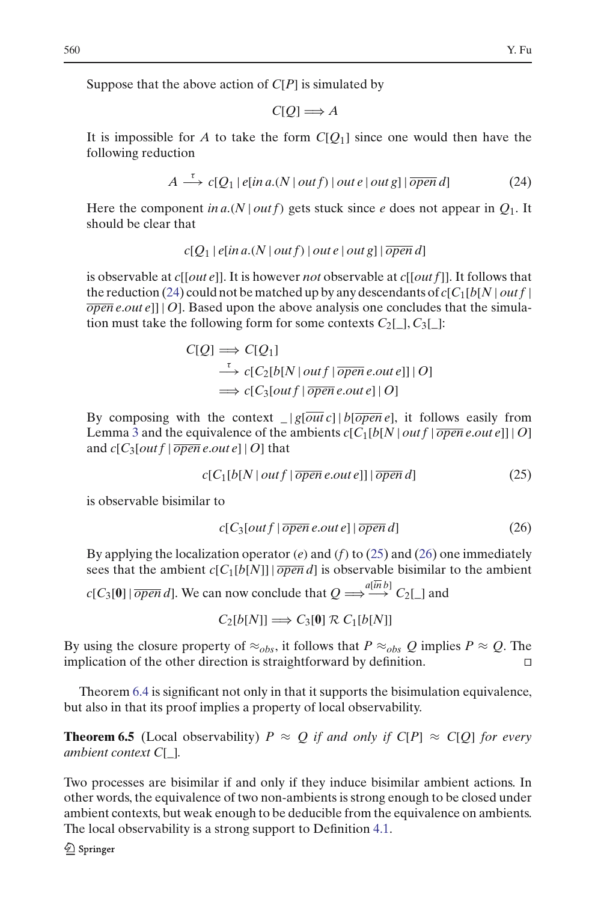Suppose that the above action of $C[P]$ is simulated by

$$C[Q] \Longrightarrow A$$

It is impossible for $A$ to take the form $C[Q_1]$ since one would then have the following reduction

$$A \stackrel{\tau}{\longrightarrow} c[Q_1 \mid e[in\, a.(N \mid out\, f) \mid out\, e \mid out\, g] \mid \overline{open}\, d] \tag{24}$$

Here the component $in\, a.(N \mid out\, f)$ gets stuck since $e$ does not appear in $Q_1$. It should be clear that

$$c[Q_1 \mid e[in\, a.(N \mid out\, f) \mid out\, e \mid out\, g] \mid \overline{open}\, d]$$

is observable at $c[[out\, e]]$. It is however *not* observable at $c[[out\, f]]$. It follows that the reduction (24) could not be matched up by any descendants of $c[C_1[b[N \mid out\, f \mid \overline{open}\, e.out\, e]] \mid O]$. Based upon the above analysis one concludes that the simulation must take the following form for some contexts $C_2[\_], C_3[\_]$:

$$\begin{aligned} C[Q] &\Longrightarrow C[Q_1] \\ &\stackrel{\tau}{\longrightarrow} c[C_2[b[N \mid out\, f \mid \overline{open}\, e.out\, e]] \mid O] \\ &\Longrightarrow c[C_3[out\, f \mid \overline{open}\, e.out\, e] \mid O] \end{aligned}$$

By composing with the context $\_ \mid g[\overline{out}\, c] \mid b[\overline{open}\, e]$, it follows easily from Lemma 3 and the equivalence of the ambients $c[C_1[b[N \mid out\, f \mid \overline{open}\, e.out\, e]] \mid O]$ and $c[C_3[out\, f \mid \overline{open}\, e.out\, e] \mid O]$ that

$$c[C_1[b[N \mid out\, f \mid \overline{open}\, e.out\, e]] \mid \overline{open}\, d] \tag{25}$$

is observable bisimilar to

$$c[C_3[out\, f \mid \overline{open}\, e.out\, e] \mid \overline{open}\, d] \tag{26}$$

By applying the localization operator $(e)$ and $(f)$ to (25) and (26) one immediately sees that the ambient $c[C_1[b[N]] \mid \overline{open}\, d]$ is observable bisimilar to the ambient $c[C_3[\mathbf{0}] \mid \overline{open}\, d]$. We can now conclude that $Q \Longrightarrow\stackrel{a[\overline{in}\, b]}{\longrightarrow} C_2[\_]$ and

$$C_2[b[N]] \Longrightarrow C_3[\mathbf{0}]\ \mathcal{R}\ C_1[b[N]]$$

By using the closure property of $\approx_{obs}$, it follows that $P \approx_{obs} Q$ implies $P \approx Q$. The implication of the other direction is straightforward by definition. □

Theorem 6.4 is significant not only in that it supports the bisimulation equivalence, but also in that its proof implies a property of local observability.

**Theorem 6.5** (Local observability) *$P \approx Q$ if and only if $C[P] \approx C[Q]$ for every ambient context $C[\_]$.*

Two processes are bisimilar if and only if they induce bisimilar ambient actions. In other words, the equivalence of two non-ambients is strong enough to be closed under ambient contexts, but weak enough to be deducible from the equivalence on ambients. The local observability is a strong support to Definition 4.1.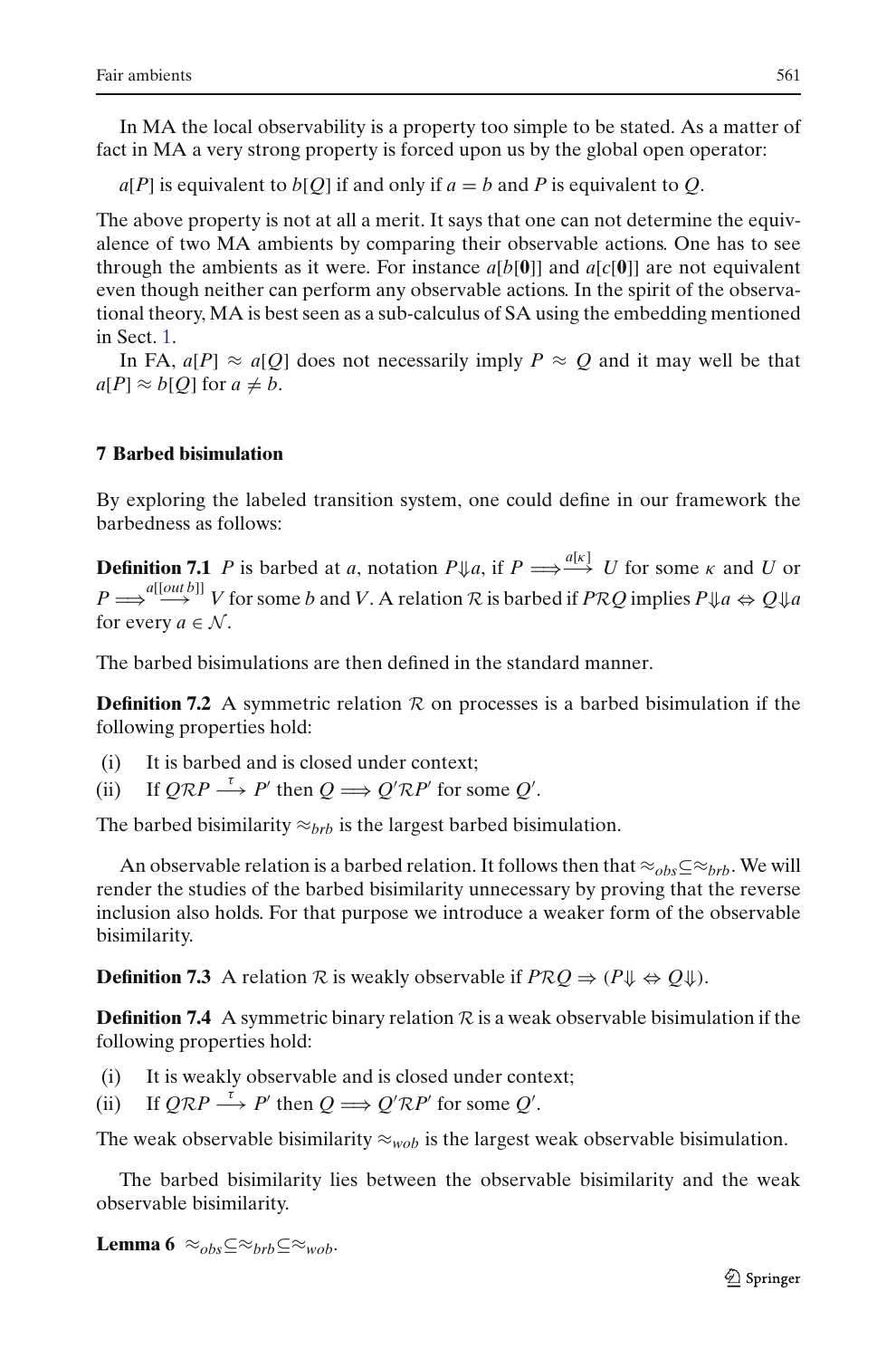In MA the local observability is a property too simple to be stated. As a matter of fact in MA a very strong property is forced upon us by the global open operator:

$a[P]$ is equivalent to $b[Q]$ if and only if $a = b$ and $P$ is equivalent to $Q$.

The above property is not at all a merit. It says that one can not determine the equivalence of two MA ambients by comparing their observable actions. One has to see through the ambients as it were. For instance $a[b[\mathbf{0}]]$ and $a[c[\mathbf{0}]]$ are not equivalent even though neither can perform any observable actions. In the spirit of the observational theory, MA is best seen as a sub-calculus of SA using the embedding mentioned in Sect. 1.

In FA, $a[P] \approx a[Q]$ does not necessarily imply $P \approx Q$ and it may well be that $a[P] \approx b[Q]$ for $a \neq b$.

## 7 Barbed bisimulation

By exploring the labeled transition system, one could define in our framework the barbedness as follows:

**Definition 7.1** $P$ is barbed at $a$, notation $P{\Downarrow}a$, if $P \overset{a[\kappa]}{\Longrightarrow} U$ for some $\kappa$ and $U$ or $P \overset{a[[out\, b]]}{\Longrightarrow} V$ for some $b$ and $V$. A relation $\mathcal{R}$ is barbed if $P\mathcal{R}Q$ implies $P{\Downarrow}a \Leftrightarrow Q{\Downarrow}a$ for every $a \in \mathcal{N}$.

The barbed bisimulations are then defined in the standard manner.

**Definition 7.2** A symmetric relation $\mathcal{R}$ on processes is a barbed bisimulation if the following properties hold:

(i) It is barbed and is closed under context;
(ii) If $Q\mathcal{R}P \overset{\tau}{\longrightarrow} P'$ then $Q \Longrightarrow Q'\mathcal{R}P'$ for some $Q'$.

The barbed bisimilarity $\approx_{brb}$ is the largest barbed bisimulation.

An observable relation is a barbed relation. It follows then that $\approx_{obs} \subseteq \approx_{brb}$. We will render the studies of the barbed bisimilarity unnecessary by proving that the reverse inclusion also holds. For that purpose we introduce a weaker form of the observable bisimilarity.

**Definition 7.3** A relation $\mathcal{R}$ is weakly observable if $P\mathcal{R}Q \Rightarrow (P{\Downarrow} \Leftrightarrow Q{\Downarrow})$.

**Definition 7.4** A symmetric binary relation $\mathcal{R}$ is a weak observable bisimulation if the following properties hold:

(i) It is weakly observable and is closed under context;
(ii) If $Q\mathcal{R}P \overset{\tau}{\longrightarrow} P'$ then $Q \Longrightarrow Q'\mathcal{R}P'$ for some $Q'$.

The weak observable bisimilarity $\approx_{wob}$ is the largest weak observable bisimulation.

The barbed bisimilarity lies between the observable bisimilarity and the weak observable bisimilarity.

**Lemma 6** $\approx_{obs} \subseteq \approx_{brb} \subseteq \approx_{wob}$.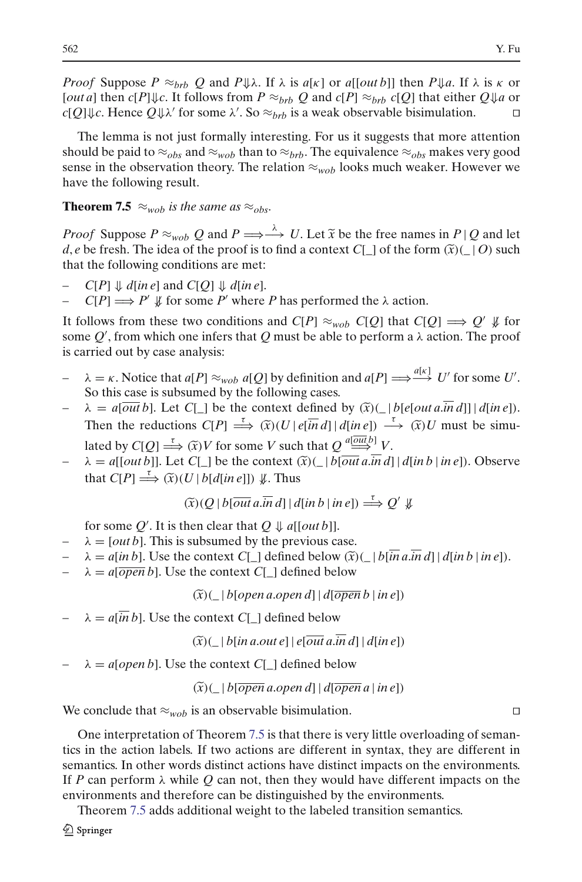*Proof* Suppose $P \approx_{brb} Q$ and $P \Downarrow \lambda$. If $\lambda$ is $a[\kappa]$ or $a[[out\, b]]$ then $P \Downarrow a$. If $\lambda$ is $\kappa$ or $[out\, a]$ then $c[P] \Downarrow c$. It follows from $P \approx_{brb} Q$ and $c[P] \approx_{brb} c[Q]$ that either $Q \Downarrow a$ or $c[Q] \Downarrow c$. Hence $Q \Downarrow \lambda'$ for some $\lambda'$. So $\approx_{brb}$ is a weak observable bisimulation. □

The lemma is not just formally interesting. For us it suggests that more attention should be paid to $\approx_{obs}$ and $\approx_{wob}$ than to $\approx_{brb}$. The equivalence $\approx_{obs}$ makes very good sense in the observation theory. The relation $\approx_{wob}$ looks much weaker. However we have the following result.

**Theorem 7.5** *$\approx_{wob}$ is the same as $\approx_{obs}$.*

*Proof* Suppose $P \approx_{wob} Q$ and $P \Longrightarrow\stackrel{\lambda}{\longrightarrow} U$. Let $\widetilde{x}$ be the free names in $P \,|\, Q$ and let $d, e$ be fresh. The idea of the proof is to find a context $C[\_]$ of the form $(\widetilde{x})(\_ \,|\, O)$ such that the following conditions are met:

- $C[P] \Downarrow d[in\, e]$ and $C[Q] \Downarrow d[in\, e]$.
- $C[P] \Longrightarrow P' \not\Downarrow$ for some $P'$ where $P$ has performed the $\lambda$ action.

It follows from these two conditions and $C[P] \approx_{wob} C[Q]$ that $C[Q] \Longrightarrow Q' \not\Downarrow$ for some $Q'$, from which one infers that $Q$ must be able to perform a $\lambda$ action. The proof is carried out by case analysis:

- $\lambda = \kappa$. Notice that $a[P] \approx_{wob} a[Q]$ by definition and $a[P] \Longrightarrow\stackrel{a[\kappa]}{\longrightarrow} U'$ for some $U'$. So this case is subsumed by the following cases.
- $\lambda = a[\overline{out}\, b]$. Let $C[\_]$ be the context defined by $(\widetilde{x})(\_ \,|\, b[e[out\, a.\overline{in}\, d]] \,|\, d[in\, e])$. Then the reductions $C[P] \stackrel{\tau}{\Longrightarrow} (\widetilde{x})(U \,|\, e[\overline{in}\, d] \,|\, d[in\, e]) \stackrel{\tau}{\longrightarrow} (\widetilde{x})U$ must be simulated by $C[Q] \stackrel{\tau}{\Longrightarrow} (\widetilde{x})V$ for some $V$ such that $Q \stackrel{a[\overline{out}\, b]}{\Longrightarrow} V$.
- $\lambda = a[[out\, b]]$. Let $C[\_]$ be the context $(\widetilde{x})(\_ \,|\, b[\overline{out}\, a.\overline{in}\, d] \,|\, d[in\, b \,|\, in\, e])$. Observe that $C[P] \stackrel{\tau}{\Longrightarrow} (\widetilde{x})(U \,|\, b[d[in\, e]]) \not\Downarrow$. Thus

$$(\widetilde{x})(Q \,|\, b[\overline{out}\, a.\overline{in}\, d] \,|\, d[in\, b \,|\, in\, e]) \stackrel{\tau}{\Longrightarrow} Q' \not\Downarrow$$

  for some $Q'$. It is then clear that $Q \Downarrow a[[out\, b]]$.
- $\lambda = [out\, b]$. This is subsumed by the previous case.
- $\lambda = a[in\, b]$. Use the context $C[\_]$ defined below $(\widetilde{x})(\_ \,|\, b[\overline{in}\, a.\overline{in}\, d] \,|\, d[in\, b \,|\, in\, e])$.
- $\lambda = a[\overline{open}\, b]$. Use the context $C[\_]$ defined below

$$(\widetilde{x})(\_ \,|\, b[open\, a.open\, d] \,|\, d[\overline{open}\, b \,|\, in\, e])$$

- $\lambda = a[\overline{in}\, b]$. Use the context $C[\_]$ defined below

$$(\widetilde{x})(\_ \,|\, b[in\, a.out\, e] \,|\, e[\overline{out}\, a.\overline{in}\, d] \,|\, d[in\, e])$$

- $\lambda = a[open\, b]$. Use the context $C[\_]$ defined below

$$(\widetilde{x})(\_ \,|\, b[\overline{open}\, a.open\, d] \,|\, d[\overline{open}\, a \,|\, in\, e])$$

We conclude that $\approx_{wob}$ is an observable bisimulation. □

One interpretation of Theorem 7.5 is that there is very little overloading of semantics in the action labels. If two actions are different in syntax, they are different in semantics. In other words distinct actions have distinct impacts on the environments. If $P$ can perform $\lambda$ while $Q$ can not, then they would have different impacts on the environments and therefore can be distinguished by the environments.

Theorem 7.5 adds additional weight to the labeled transition semantics.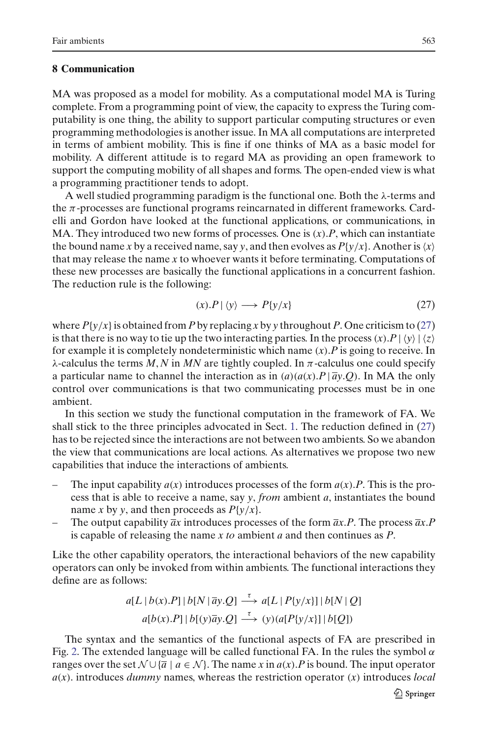## 8 Communication

MA was proposed as a model for mobility. As a computational model MA is Turing complete. From a programming point of view, the capacity to express the Turing computability is one thing, the ability to support particular computing structures or even programming methodologies is another issue. In MA all computations are interpreted in terms of ambient mobility. This is fine if one thinks of MA as a basic model for mobility. A different attitude is to regard MA as providing an open framework to support the computing mobility of all shapes and forms. The open-ended view is what a programming practitioner tends to adopt.

A well studied programming paradigm is the functional one. Both the λ-terms and the π-processes are functional programs reincarnated in different frameworks. Cardelli and Gordon have looked at the functional applications, or communications, in MA. They introduced two new forms of processes. One is $(x).P$, which can instantiate the bound name $x$ by a received name, say $y$, and then evolves as $P\{y/x\}$. Another is $\langle x\rangle$ that may release the name $x$ to whoever wants it before terminating. Computations of these new processes are basically the functional applications in a concurrent fashion. The reduction rule is the following:

$$(x).P \mid \langle y\rangle \longrightarrow P\{y/x\} \tag{27}$$

where $P\{y/x\}$ is obtained from $P$ by replacing $x$ by $y$ throughout $P$. One criticism to (27) is that there is no way to tie up the two interacting parties. In the process $(x).P \mid \langle y\rangle \mid \langle z\rangle$ for example it is completely nondeterministic which name $(x).P$ is going to receive. In λ-calculus the terms $M, N$ in $MN$ are tightly coupled. In π-calculus one could specify a particular name to channel the interaction as in $(a)(a(x).P \mid \overline{a}y.Q)$. In MA the only control over communications is that two communicating processes must be in one ambient.

In this section we study the functional computation in the framework of FA. We shall stick to the three principles advocated in Sect. 1. The reduction defined in (27) has to be rejected since the interactions are not between two ambients. So we abandon the view that communications are local actions. As alternatives we propose two new capabilities that induce the interactions of ambients.

- The input capability $a(x)$ introduces processes of the form $a(x).P$. This is the process that is able to receive a name, say $y$, *from* ambient $a$, instantiates the bound name $x$ by $y$, and then proceeds as $P\{y/x\}$.
- The output capability $\overline{a}x$ introduces processes of the form $\overline{a}x.P$. The process $\overline{a}x.P$ is capable of releasing the name $x$ *to* ambient $a$ and then continues as $P$.

Like the other capability operators, the interactional behaviors of the new capability operators can only be invoked from within ambients. The functional interactions they define are as follows:

$$a[L \mid b(x).P] \mid b[N \mid \overline{a}y.Q] \xrightarrow{\tau} a[L \mid P\{y/x\}] \mid b[N \mid Q]$$

$$a[b(x).P] \mid b[(y)\overline{a}y.Q] \xrightarrow{\tau} (y)(a[P\{y/x\}] \mid b[Q])$$

The syntax and the semantics of the functional aspects of FA are prescribed in Fig. 2. The extended language will be called functional FA. In the rules the symbol $\alpha$ ranges over the set $\mathcal{N} \cup \{\overline{a} \mid a \in \mathcal{N}\}$. The name $x$ in $a(x).P$ is bound. The input operator $a(x)$. introduces *dummy* names, whereas the restriction operator $(x)$ introduces *local*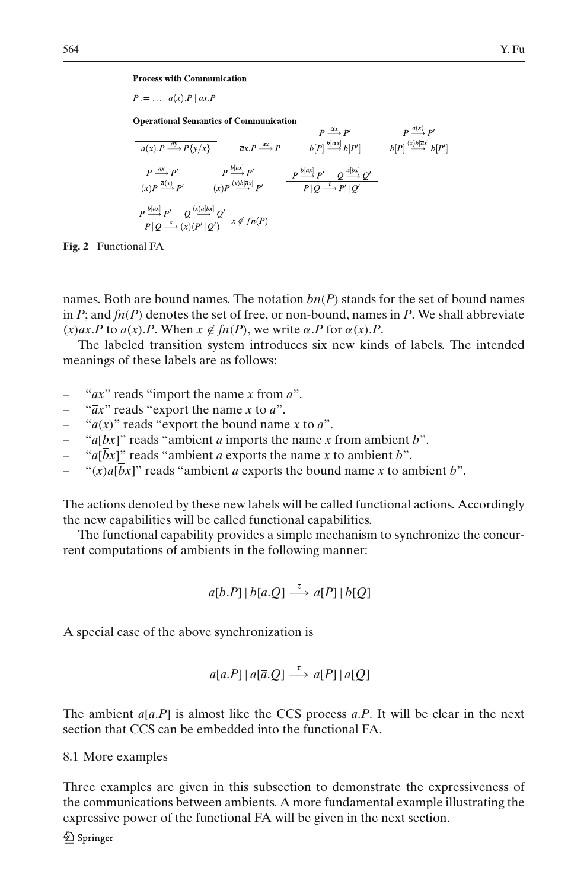**Process with Communication**

$P := \ldots \mid a(x).P \mid \overline{a}x.P$

**Operational Semantics of Communication**

$$\frac{}{a(x).P \xrightarrow{ay} P\{y/x\}} \qquad \frac{}{\overline{a}x.P \xrightarrow{\overline{a}x} P} \qquad \frac{P \xrightarrow{\alpha x} P'}{b[P] \xrightarrow{b[\alpha x]} b[P']} \qquad \frac{P \xrightarrow{\overline{a}(x)} P'}{b[P] \xrightarrow{(x)b[\overline{a}x]} b[P']}$$

$$\frac{P \xrightarrow{\overline{a}x} P'}{(x)P \xrightarrow{\overline{a}(x)} P'} \qquad \frac{P \xrightarrow{b[\overline{a}x]} P'}{(x)P \xrightarrow{(x)b[\overline{a}x]} P'} \qquad \frac{P \xrightarrow{b[ax]} P' \quad Q \xrightarrow{a[\overline{b}x]} Q'}{P \mid Q \xrightarrow{\tau} P' \mid Q'}$$

$$\frac{P \xrightarrow{b[ax]} P' \quad Q \xrightarrow{(x)a[\overline{b}x]} Q'}{P \mid Q \xrightarrow{\tau} (x)(P' \mid Q')} x \notin fn(P)$$

**Fig. 2** Functional FA

names. Both are bound names. The notation $bn(P)$ stands for the set of bound names in $P$; and $fn(P)$ denotes the set of free, or non-bound, names in $P$. We shall abbreviate $(x)\overline{a}x.P$ to $\overline{a}(x).P$. When $x \notin fn(P)$, we write $\alpha.P$ for $\alpha(x).P$.

The labeled transition system introduces six new kinds of labels. The intended meanings of these labels are as follows:

- "$ax$" reads "import the name $x$ from $a$".
- "$\overline{a}x$" reads "export the name $x$ to $a$".
- "$\overline{a}(x)$" reads "export the bound name $x$ to $a$".
- "$a[bx]$" reads "ambient $a$ imports the name $x$ from ambient $b$".
- "$a[\overline{b}x]$" reads "ambient $a$ exports the name $x$ to ambient $b$".
- "$(x)a[\overline{b}x]$" reads "ambient $a$ exports the bound name $x$ to ambient $b$".

The actions denoted by these new labels will be called functional actions. Accordingly the new capabilities will be called functional capabilities.

The functional capability provides a simple mechanism to synchronize the concurrent computations of ambients in the following manner:

$$a[b.P] \mid b[\overline{a}.Q] \xrightarrow{\tau} a[P] \mid b[Q]$$

A special case of the above synchronization is

$$a[a.P] \mid a[\overline{a}.Q] \xrightarrow{\tau} a[P] \mid a[Q]$$

The ambient $a[a.P]$ is almost like the CCS process $a.P$. It will be clear in the next section that CCS can be embedded into the functional FA.

### 8.1 More examples

Three examples are given in this subsection to demonstrate the expressiveness of the communications between ambients. A more fundamental example illustrating the expressive power of the functional FA will be given in the next section.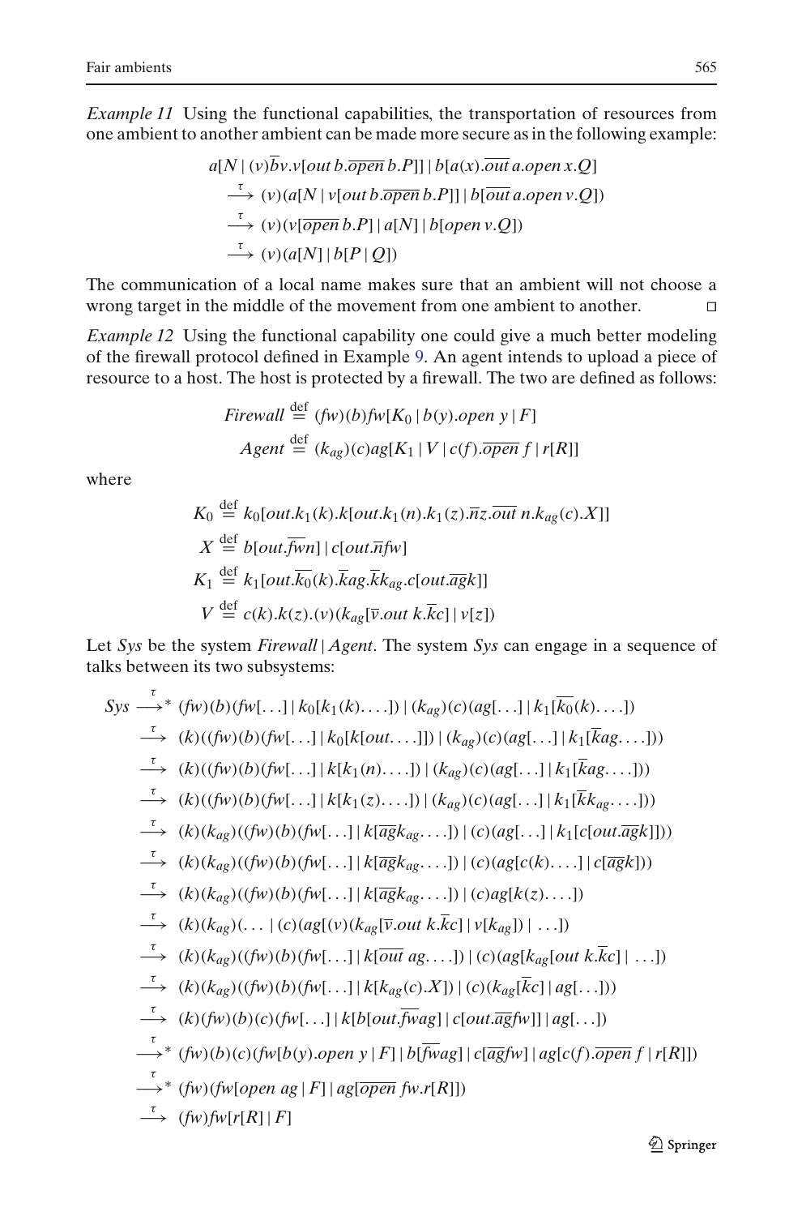*Example 11* Using the functional capabilities, the transportation of resources from one ambient to another ambient can be made more secure as in the following example:

$$
\begin{aligned}
& a[N \mid (v)\overline{b}v.v[out\, b.\overline{open}\, b.P]] \mid b[a(x).\overline{out}\, a.open\, x.Q] \\
& \xrightarrow{\tau} (v)(a[N \mid v[out\, b.\overline{open}\, b.P]] \mid b[\overline{out}\, a.open\, v.Q]) \\
& \xrightarrow{\tau} (v)(v[\overline{open}\, b.P] \mid a[N] \mid b[open\, v.Q]) \\
& \xrightarrow{\tau} (v)(a[N] \mid b[P \mid Q])
\end{aligned}
$$

The communication of a local name makes sure that an ambient will not choose a wrong target in the middle of the movement from one ambient to another. □

*Example 12* Using the functional capability one could give a much better modeling of the firewall protocol defined in Example 9. An agent intends to upload a piece of resource to a host. The host is protected by a firewall. The two are defined as follows:

$$
\begin{aligned}
Firewall &\stackrel{\text{def}}{=} (fw)(b)fw[K_0 \mid b(y).open\ y \mid F] \\
Agent &\stackrel{\text{def}}{=} (k_{ag})(c)ag[K_1 \mid V \mid c(f).\overline{open}\ f \mid r[R]]
\end{aligned}
$$

where

$$
\begin{aligned}
K_0 &\stackrel{\text{def}}{=} k_0[out.k_1(k).k[out.k_1(n).k_1(z).\overline{n}z.\overline{out}\ n.k_{ag}(c).X]] \\
X &\stackrel{\text{def}}{=} b[out.\overline{fw}n] \mid c[out.\overline{n}fw] \\
K_1 &\stackrel{\text{def}}{=} k_1[out.\overline{k_0}(k).\overline{k}ag.\overline{k}k_{ag}.c[out.\overline{ag}k]] \\
V &\stackrel{\text{def}}{=} c(k).k(z).(v)(k_{ag}[\overline{v}.out\ k.\overline{k}c] \mid v[z])
\end{aligned}
$$

Let *Sys* be the system *Firewall* | *Agent*. The system *Sys* can engage in a sequence of talks between its two subsystems:

$$
\begin{aligned}
Sys & \xrightarrow{\tau}{}^{*} (fw)(b)(fw[\ldots] \mid k_0[k_1(k).\ldots]) \mid (k_{ag})(c)(ag[\ldots] \mid k_1[\overline{k_0}(k).\ldots]) \\
& \xrightarrow{\tau} (k)((fw)(b)(fw[\ldots] \mid k_0[k[out.\ldots]]) \mid (k_{ag})(c)(ag[\ldots] \mid k_1[\overline{k}ag.\ldots])) \\
& \xrightarrow{\tau} (k)((fw)(b)(fw[\ldots] \mid k[k_1(n).\ldots]) \mid (k_{ag})(c)(ag[\ldots] \mid k_1[\overline{k}ag.\ldots])) \\
& \xrightarrow{\tau} (k)((fw)(b)(fw[\ldots] \mid k[k_1(z).\ldots]) \mid (k_{ag})(c)(ag[\ldots] \mid k_1[\overline{k}k_{ag}.\ldots])) \\
& \xrightarrow{\tau} (k)(k_{ag})((fw)(b)(fw[\ldots] \mid k[\overline{ag}k_{ag}.\ldots]) \mid (c)(ag[\ldots] \mid k_1[c[out.\overline{ag}k]])) \\
& \xrightarrow{\tau} (k)(k_{ag})((fw)(b)(fw[\ldots] \mid k[\overline{ag}k_{ag}.\ldots]) \mid (c)(ag[c(k).\ldots] \mid c[\overline{ag}k])) \\
& \xrightarrow{\tau} (k)(k_{ag})((fw)(b)(fw[\ldots] \mid k[\overline{ag}k_{ag}.\ldots]) \mid (c)ag[k(z).\ldots]) \\
& \xrightarrow{\tau} (k)(k_{ag})(\ldots \mid (c)(ag[(v)(k_{ag}[\overline{v}.out\ k.\overline{k}c] \mid v[k_{ag}]) \mid \ldots]) \\
& \xrightarrow{\tau} (k)(k_{ag})((fw)(b)(fw[\ldots] \mid k[\overline{out}\ ag.\ldots]) \mid (c)(ag[k_{ag}[out\ k.\overline{k}c] \mid \ldots]) \\
& \xrightarrow{\tau} (k)(k_{ag})((fw)(b)(fw[\ldots] \mid k[k_{ag}(c).X]) \mid (c)(k_{ag}[\overline{k}c] \mid ag[\ldots])) \\
& \xrightarrow{\tau} (k)(fw)(b)(c)(fw[\ldots] \mid k[b[out.\overline{fw}ag] \mid c[out.\overline{ag}fw]] \mid ag[\ldots]) \\
& \xrightarrow{\tau}{}^{*} (fw)(b)(c)(fw[b(y).open\ y \mid F] \mid b[\overline{fw}ag] \mid c[\overline{ag}fw] \mid ag[c(f).\overline{open}\ f \mid r[R]]) \\
& \xrightarrow{\tau}{}^{*} (fw)(fw[open\ ag \mid F] \mid ag[\overline{open}\ fw.r[R]]) \\
& \xrightarrow{\tau} (fw)fw[r[R] \mid F]
\end{aligned}
$$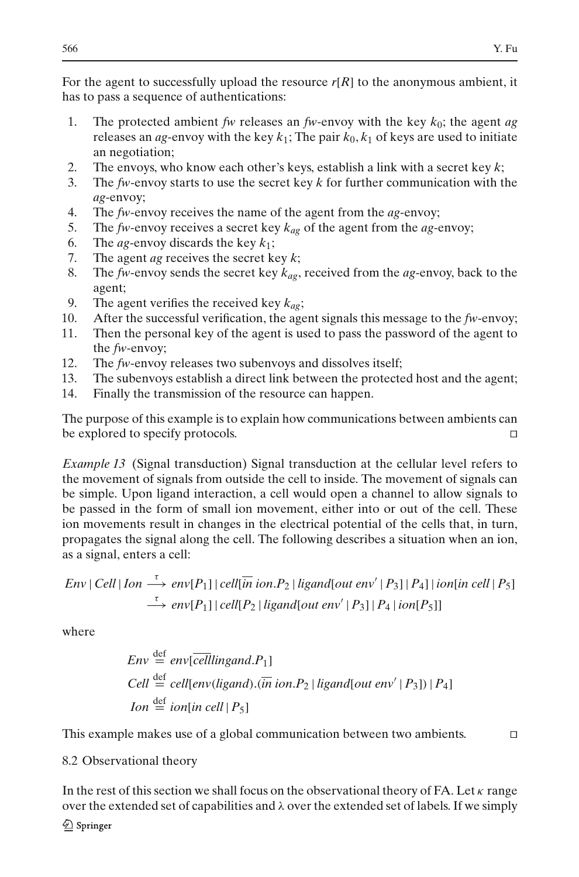For the agent to successfully upload the resource $r[R]$ to the anonymous ambient, it has to pass a sequence of authentications:

1. The protected ambient *fw* releases an *fw*-envoy with the key $k_0$; the agent *ag* releases an *ag*-envoy with the key $k_1$; The pair $k_0, k_1$ of keys are used to initiate an negotiation;
2. The envoys, who know each other's keys, establish a link with a secret key $k$;
3. The *fw*-envoy starts to use the secret key $k$ for further communication with the *ag*-envoy;
4. The *fw*-envoy receives the name of the agent from the *ag*-envoy;
5. The *fw*-envoy receives a secret key $k_{ag}$ of the agent from the *ag*-envoy;
6. The *ag*-envoy discards the key $k_1$;
7. The agent *ag* receives the secret key $k$;
8. The *fw*-envoy sends the secret key $k_{ag}$, received from the *ag*-envoy, back to the agent;
9. The agent verifies the received key $k_{ag}$;
10. After the successful verification, the agent signals this message to the *fw*-envoy;
11. Then the personal key of the agent is used to pass the password of the agent to the *fw*-envoy;
12. The *fw*-envoy releases two subenvoys and dissolves itself;
13. The subenvoys establish a direct link between the protected host and the agent;
14. Finally the transmission of the resource can happen.

The purpose of this example is to explain how communications between ambients can be explored to specify protocols. □

*Example 13* (Signal transduction) Signal transduction at the cellular level refers to the movement of signals from outside the cell to inside. The movement of signals can be simple. Upon ligand interaction, a cell would open a channel to allow signals to be passed in the form of small ion movement, either into or out of the cell. These ion movements result in changes in the electrical potential of the cells that, in turn, propagates the signal along the cell. The following describes a situation when an ion, as a signal, enters a cell:

$$
\begin{aligned}
Env \mid Cell \mid Ion &\xrightarrow{\tau} env[P_1] \mid cell[\overline{in}\, ion.P_2 \mid ligand[out\ env' \mid P_3] \mid P_4] \mid ion[in\ cell \mid P_5] \\
&\xrightarrow{\tau} env[P_1] \mid cell[P_2 \mid ligand[out\ env' \mid P_3] \mid P_4 \mid ion[P_5]]
\end{aligned}
$$

where

$$
\begin{aligned}
Env &\stackrel{\text{def}}{=} env[\overline{cell}lingand.P_1] \\
Cell &\stackrel{\text{def}}{=} cell[env(ligand).(\overline{in}\, ion.P_2 \mid ligand[out\ env' \mid P_3]) \mid P_4] \\
Ion &\stackrel{\text{def}}{=} ion[in\ cell \mid P_5]
\end{aligned}
$$

This example makes use of a global communication between two ambients. □

8.2 Observational theory

In the rest of this section we shall focus on the observational theory of FA. Let $\kappa$ range over the extended set of capabilities and $\lambda$ over the extended set of labels. If we simply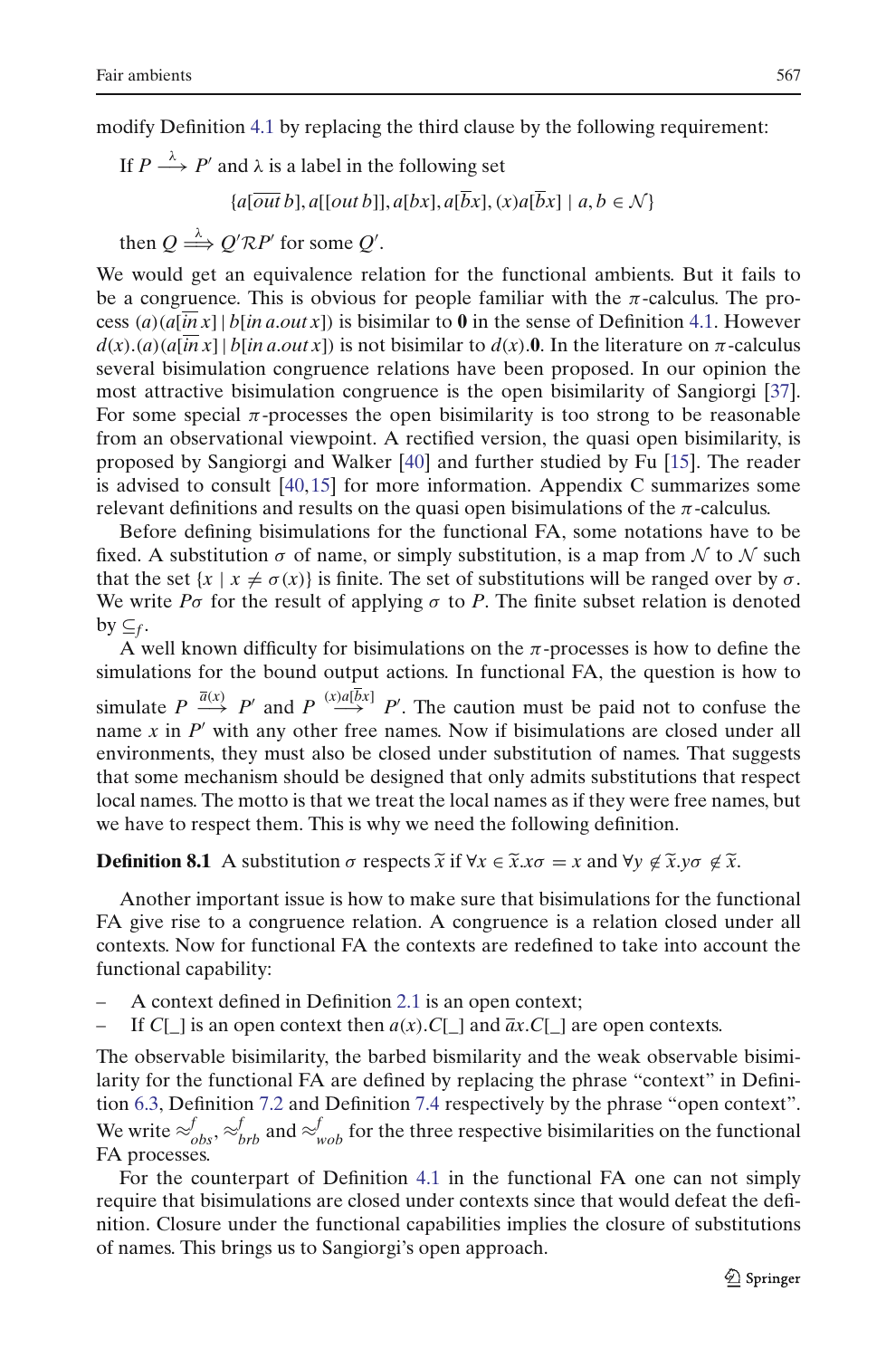modify Definition 4.1 by replacing the third clause by the following requirement:

If $P \xrightarrow{\lambda} P'$ and $\lambda$ is a label in the following set

$$\{a[\overline{out}\, b], a[[out\, b]], a[bx], a[\overline{b}x], (x)a[\overline{b}x] \mid a, b \in \mathcal{N}\}$$

then $Q \stackrel{\lambda}{\Longrightarrow} Q'\mathcal{R}P'$ for some $Q'$.

We would get an equivalence relation for the functional ambients. But it fails to be a congruence. This is obvious for people familiar with the $\pi$-calculus. The process $(a)(a[\overline{in}\, x] \mid b[in\, a.out\, x])$ is bisimilar to $\mathbf{0}$ in the sense of Definition 4.1. However $d(x).(a)(a[\overline{in}\, x] \mid b[in\, a.out\, x])$ is not bisimilar to $d(x).\mathbf{0}$. In the literature on $\pi$-calculus several bisimulation congruence relations have been proposed. In our opinion the most attractive bisimulation congruence is the open bisimilarity of Sangiorgi [37]. For some special $\pi$-processes the open bisimilarity is too strong to be reasonable from an observational viewpoint. A rectified version, the quasi open bisimilarity, is proposed by Sangiorgi and Walker [40] and further studied by Fu [15]. The reader is advised to consult [40,15] for more information. Appendix C summarizes some relevant definitions and results on the quasi open bisimulations of the $\pi$-calculus.

Before defining bisimulations for the functional FA, some notations have to be fixed. A substitution $\sigma$ of name, or simply substitution, is a map from $\mathcal{N}$ to $\mathcal{N}$ such that the set $\{x \mid x \neq \sigma(x)\}$ is finite. The set of substitutions will be ranged over by $\sigma$. We write $P\sigma$ for the result of applying $\sigma$ to $P$. The finite subset relation is denoted by $\subseteq_f$.

A well known difficulty for bisimulations on the $\pi$-processes is how to define the simulations for the bound output actions. In functional FA, the question is how to simulate $P \xrightarrow{\overline{a}(x)} P'$ and $P \xrightarrow{(x)a[\overline{b}x]} P'$. The caution must be paid not to confuse the name $x$ in $P'$ with any other free names. Now if bisimulations are closed under all environments, they must also be closed under substitution of names. That suggests that some mechanism should be designed that only admits substitutions that respect local names. The motto is that we treat the local names as if they were free names, but we have to respect them. This is why we need the following definition.

**Definition 8.1** A substitution $\sigma$ respects $\widetilde{x}$ if $\forall x \in \widetilde{x}.x\sigma = x$ and $\forall y \notin \widetilde{x}.y\sigma \notin \widetilde{x}$.

Another important issue is how to make sure that bisimulations for the functional FA give rise to a congruence relation. A congruence is a relation closed under all contexts. Now for functional FA the contexts are redefined to take into account the functional capability:

- A context defined in Definition 2.1 is an open context;
- If $C[\_]$ is an open context then $a(x).C[\_]$ and $\overline{a}x.C[\_]$ are open contexts.

The observable bisimilarity, the barbed bismilarity and the weak observable bisimilarity for the functional FA are defined by replacing the phrase "context" in Definition 6.3, Definition 7.2 and Definition 7.4 respectively by the phrase "open context". We write $\approx^f_{obs}$, $\approx^f_{brb}$ and $\approx^f_{wob}$ for the three respective bisimilarities on the functional FA processes.

For the counterpart of Definition 4.1 in the functional FA one can not simply require that bisimulations are closed under contexts since that would defeat the definition. Closure under the functional capabilities implies the closure of substitutions of names. This brings us to Sangiorgi's open approach.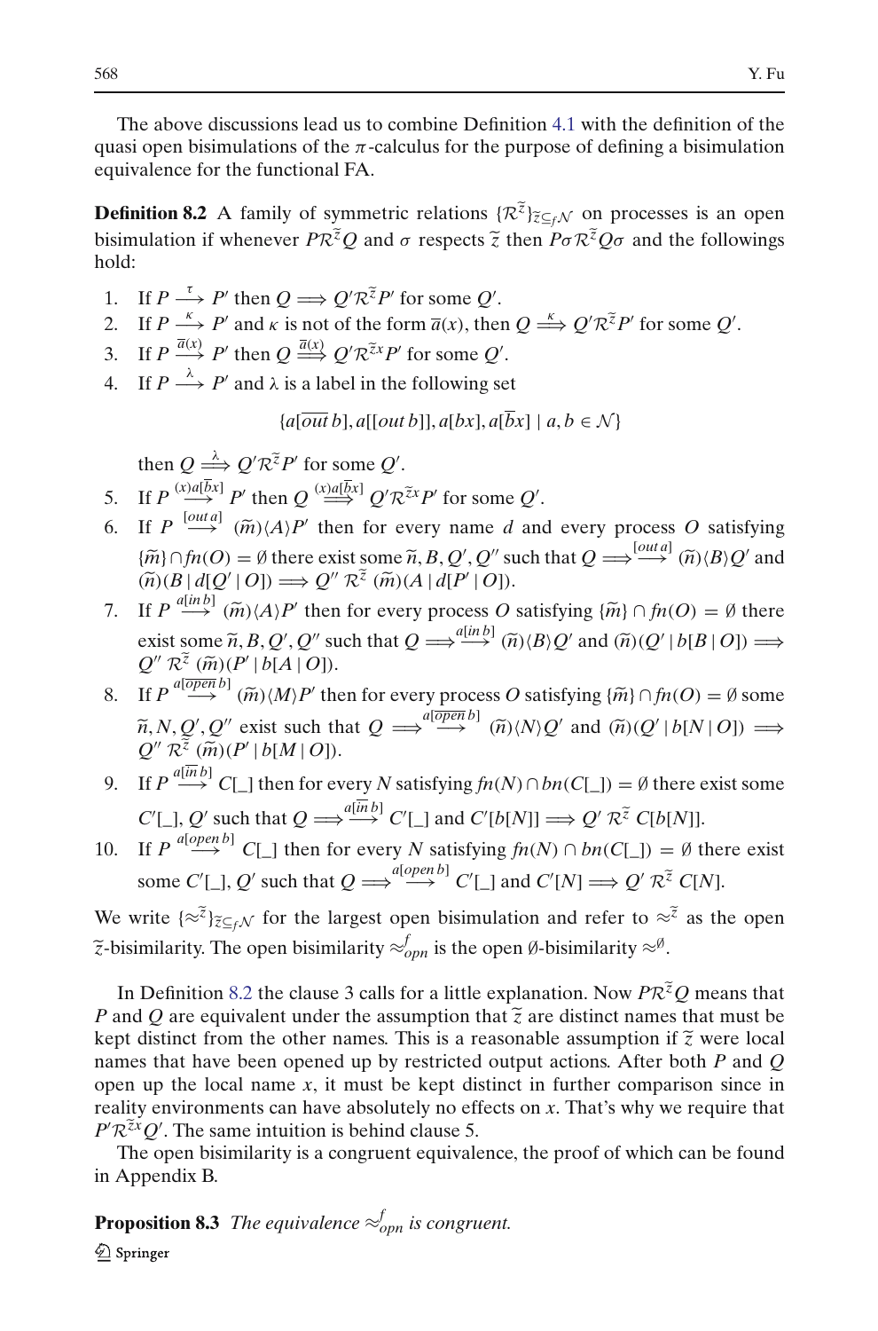The above discussions lead us to combine Definition 4.1 with the definition of the quasi open bisimulations of the $\pi$-calculus for the purpose of defining a bisimulation equivalence for the functional FA.

**Definition 8.2** A family of symmetric relations $\{\mathcal{R}^{\widetilde{z}}\}_{\widetilde{z}\subseteq_f\mathcal{N}}$ on processes is an open bisimulation if whenever $P\mathcal{R}^{\widetilde{z}}Q$ and $\sigma$ respects $\widetilde{z}$ then $P\sigma\mathcal{R}^{\widetilde{z}}Q\sigma$ and the followings hold:

1. If $P \stackrel{\tau}{\longrightarrow} P'$ then $Q \Longrightarrow Q'\mathcal{R}^{\widetilde{z}}P'$ for some $Q'$.
2. If $P \stackrel{\kappa}{\longrightarrow} P'$ and $\kappa$ is not of the form $\overline{a}(x)$, then $Q \stackrel{\kappa}{\Longrightarrow} Q'\mathcal{R}^{\widetilde{z}}P'$ for some $Q'$.
3. If $P \stackrel{\overline{a}(x)}{\longrightarrow} P'$ then $Q \stackrel{\overline{a}(x)}{\Longrightarrow} Q'\mathcal{R}^{\widetilde{z}x}P'$ for some $Q'$.
4. If $P \stackrel{\lambda}{\longrightarrow} P'$ and $\lambda$ is a label in the following set

   $$\{a[\overline{out}\, b], a[[out\, b]], a[bx], a[\overline{b}x] \mid a, b \in \mathcal{N}\}$$

   then $Q \stackrel{\lambda}{\Longrightarrow} Q'\mathcal{R}^{\widetilde{z}}P'$ for some $Q'$.
5. If $P \stackrel{(x)a[\overline{b}x]}{\longrightarrow} P'$ then $Q \stackrel{(x)a[\overline{b}x]}{\Longrightarrow} Q'\mathcal{R}^{\widetilde{z}x}P'$ for some $Q'$.
6. If $P \stackrel{[out\, a]}{\longrightarrow} (\widetilde{m})\langle A\rangle P'$ then for every name $d$ and every process $O$ satisfying $\{\widetilde{m}\}\cap fn(O) = \emptyset$ there exist some $\widetilde{n}, B, Q', Q''$ such that $Q \Longrightarrow\stackrel{[out\, a]}{\longrightarrow} (\widetilde{n})\langle B\rangle Q'$ and $(\widetilde{n})(B \mid d[Q' \mid O]) \Longrightarrow Q''\ \mathcal{R}^{\widetilde{z}}\ (\widetilde{m})(A \mid d[P' \mid O])$.
7. If $P \stackrel{a[in\, b]}{\longrightarrow} (\widetilde{m})\langle A\rangle P'$ then for every process $O$ satisfying $\{\widetilde{m}\} \cap fn(O) = \emptyset$ there exist some $\widetilde{n}, B, Q', Q''$ such that $Q \Longrightarrow\stackrel{a[in\, b]}{\longrightarrow} (\widetilde{n})\langle B\rangle Q'$ and $(\widetilde{n})(Q' \mid b[B \mid O]) \Longrightarrow Q''\ \mathcal{R}^{\widetilde{z}}\ (\widetilde{m})(P' \mid b[A \mid O])$.
8. If $P \stackrel{a[\overline{open}\, b]}{\longrightarrow} (\widetilde{m})\langle M\rangle P'$ then for every process $O$ satisfying $\{\widetilde{m}\} \cap fn(O) = \emptyset$ some $\widetilde{n}, N, Q', Q''$ exist such that $Q \Longrightarrow\stackrel{a[\overline{open}\, b]}{\longrightarrow} (\widetilde{n})\langle N\rangle Q'$ and $(\widetilde{n})(Q' \mid b[N \mid O]) \Longrightarrow Q''\ \mathcal{R}^{\widetilde{z}}\ (\widetilde{m})(P' \mid b[M \mid O])$.
9. If $P \stackrel{a[\overline{in}\, b]}{\longrightarrow} C[\_]$ then for every $N$ satisfying $fn(N) \cap bn(C[\_]) = \emptyset$ there exist some $C'[\_]$, $Q'$ such that $Q \Longrightarrow\stackrel{a[\overline{in}\, b]}{\longrightarrow} C'[\_]$ and $C'[b[N]] \Longrightarrow Q'\ \mathcal{R}^{\widetilde{z}}\ C[b[N]]$.
10. If $P \stackrel{a[open\, b]}{\longrightarrow} C[\_]$ then for every $N$ satisfying $fn(N) \cap bn(C[\_]) = \emptyset$ there exist some $C'[\_]$, $Q'$ such that $Q \Longrightarrow\stackrel{a[open\, b]}{\longrightarrow} C'[\_]$ and $C'[N] \Longrightarrow Q'\ \mathcal{R}^{\widetilde{z}}\ C[N]$.

We write $\{\approx^{\widetilde{z}}\}_{\widetilde{z}\subseteq_f\mathcal{N}}$ for the largest open bisimulation and refer to $\approx^{\widetilde{z}}$ as the open $\widetilde{z}$-bisimilarity. The open bisimilarity $\approx^f_{opn}$ is the open $\emptyset$-bisimilarity $\approx^{\emptyset}$.

In Definition 8.2 the clause 3 calls for a little explanation. Now $P\mathcal{R}^{\widetilde{z}}Q$ means that $P$ and $Q$ are equivalent under the assumption that $\widetilde{z}$ are distinct names that must be kept distinct from the other names. This is a reasonable assumption if $\widetilde{z}$ were local names that have been opened up by restricted output actions. After both $P$ and $Q$ open up the local name $x$, it must be kept distinct in further comparison since in reality environments can have absolutely no effects on $x$. That's why we require that $P'\mathcal{R}^{\widetilde{z}x}Q'$. The same intuition is behind clause 5.

The open bisimilarity is a congruent equivalence, the proof of which can be found in Appendix B.

**Proposition 8.3** *The equivalence $\approx^f_{opn}$ is congruent.*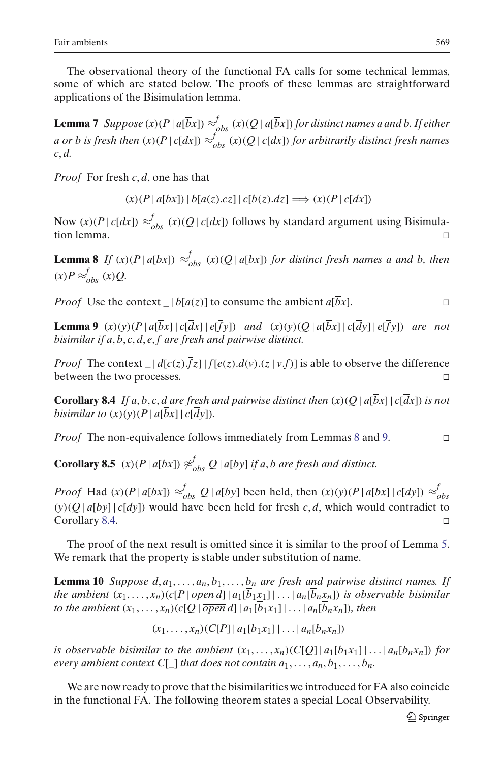The observational theory of the functional FA calls for some technical lemmas, some of which are stated below. The proofs of these lemmas are straightforward applications of the Bisimulation lemma.

**Lemma 7** *Suppose* $(x)(P \mid a[\overline{b}x]) \approx^f_{obs} (x)(Q \mid a[\overline{b}x])$ *for distinct names a and b. If either a or b is fresh then* $(x)(P \mid c[\overline{d}x]) \approx^f_{obs} (x)(Q \mid c[\overline{d}x])$ *for arbitrarily distinct fresh names* $c, d$.

*Proof* For fresh $c, d$, one has that

$$(x)(P \mid a[\overline{b}x]) \mid b[a(z).\overline{c}z] \mid c[b(z).\overline{d}z] \Longrightarrow (x)(P \mid c[\overline{d}x])$$

Now $(x)(P \mid c[\overline{d}x]) \approx^f_{obs} (x)(Q \mid c[\overline{d}x])$ follows by standard argument using Bisimulation lemma. □

**Lemma 8** *If* $(x)(P \mid a[\overline{b}x]) \approx^f_{obs} (x)(Q \mid a[\overline{b}x])$ *for distinct fresh names a and b, then* $(x)P \approx^f_{obs} (x)Q$.

*Proof* Use the context $\_ \mid b[a(z)]$ to consume the ambient $a[\overline{b}x]$. □

**Lemma 9** $(x)(y)(P \mid a[\overline{b}x] \mid c[\overline{d}x] \mid e[\overline{f}y])$ *and* $(x)(y)(Q \mid a[\overline{b}x] \mid c[\overline{d}y] \mid e[\overline{f}y])$ *are not bisimilar if* $a, b, c, d, e, f$ *are fresh and pairwise distinct.*

*Proof* The context $\_ \mid d[c(z).\overline{f}z] \mid f[e(z).d(v).(\overline{z} \mid v.f)]$ is able to observe the difference between the two processes. □

**Corollary 8.4** *If* $a, b, c, d$ *are fresh and pairwise distinct then* $(x)(Q \mid a[\overline{b}x] \mid c[\overline{d}x])$ *is not bisimilar to* $(x)(y)(P \mid a[\overline{b}x] \mid c[\overline{d}y])$.

*Proof* The non-equivalence follows immediately from Lemmas 8 and 9. □

**Corollary 8.5** $(x)(P \mid a[\overline{b}x]) \not\approx^f_{obs} Q \mid a[\overline{b}y]$ *if* $a, b$ *are fresh and distinct.*

*Proof* Had $(x)(P \mid a[\overline{b}x]) \approx^f_{obs} Q \mid a[\overline{b}y]$ been held, then $(x)(y)(P \mid a[\overline{b}x] \mid c[\overline{d}y]) \approx^f_{obs} (y)(Q \mid a[\overline{b}y] \mid c[\overline{d}y])$ would have been held for fresh $c, d$, which would contradict to Corollary 8.4. □

The proof of the next result is omitted since it is similar to the proof of Lemma 5. We remark that the property is stable under substitution of name.

**Lemma 10** *Suppose* $d, a_1, \ldots, a_n, b_1, \ldots, b_n$ *are fresh and pairwise distinct names. If the ambient* $(x_1, \ldots, x_n)(c[P \mid \overline{open}\, d] \mid a_1[\overline{b}_1 x_1] \mid \ldots \mid a_n[\overline{b}_n x_n])$ *is observable bisimilar to the ambient* $(x_1, \ldots, x_n)(c[Q \mid \overline{open}\, d] \mid a_1[\overline{b}_1 x_1] \mid \ldots \mid a_n[\overline{b}_n x_n])$, *then*

$$(x_1, \ldots, x_n)(C[P] \mid a_1[\overline{b}_1 x_1] \mid \ldots \mid a_n[\overline{b}_n x_n])$$

*is observable bisimilar to the ambient* $(x_1, \ldots, x_n)(C[Q] \mid a_1[\overline{b}_1 x_1] \mid \ldots \mid a_n[\overline{b}_n x_n])$ *for every ambient context* $C[\_]$ *that does not contain* $a_1, \ldots, a_n, b_1, \ldots, b_n$.

We are now ready to prove that the bisimilarities we introduced for FA also coincide in the functional FA. The following theorem states a special Local Observability.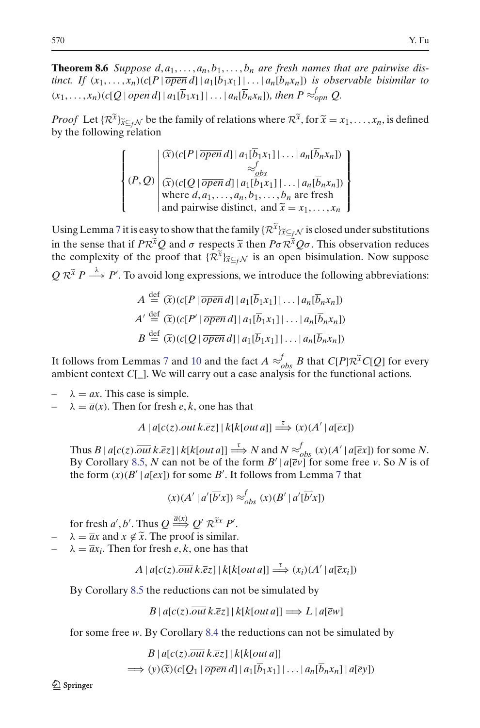**Theorem 8.6** *Suppose $d, a_1, \ldots, a_n, b_1, \ldots, b_n$ are fresh names that are pairwise distinct. If $(x_1, \ldots, x_n)(c[P \mid \overline{open}\, d] \mid a_1[\overline{b}_1 x_1] \mid \ldots \mid a_n[\overline{b}_n x_n])$ is observable bisimilar to $(x_1, \ldots, x_n)(c[Q \mid \overline{open}\, d] \mid a_1[\overline{b}_1 x_1] \mid \ldots \mid a_n[\overline{b}_n x_n])$, then $P \approx^f_{opn} Q$.*

*Proof* Let $\{\mathcal{R}^{\widetilde{x}}\}_{\widetilde{x} \subseteq_f \mathcal{N}}$ be the family of relations where $\mathcal{R}^{\widetilde{x}}$, for $\widetilde{x} = x_1, \ldots, x_n$, is defined by the following relation

$$\left\{ (P, Q) \;\middle|\; \begin{array}{c} (\widetilde{x})(c[P \mid \overline{open}\, d] \mid a_1[\overline{b}_1 x_1] \mid \ldots \mid a_n[\overline{b}_n x_n]) \\ \approx^f_{obs} \\ (\widetilde{x})(c[Q \mid \overline{open}\, d] \mid a_1[\overline{b}_1 x_1] \mid \ldots \mid a_n[\overline{b}_n x_n]) \\ \text{where } d, a_1, \ldots, a_n, b_1, \ldots, b_n \text{ are fresh} \\ \text{and pairwise distinct, and } \widetilde{x} = x_1, \ldots, x_n \end{array} \right\}$$

Using Lemma 7 it is easy to show that the family $\{\mathcal{R}^{\widetilde{x}}\}_{\widetilde{x} \subseteq_f \mathcal{N}}$ is closed under substitutions in the sense that if $P\mathcal{R}^{\widetilde{x}}Q$ and $\sigma$ respects $\widetilde{x}$ then $P\sigma\mathcal{R}^{\widetilde{x}}Q\sigma$. This observation reduces the complexity of the proof that $\{\mathcal{R}^{\widetilde{x}}\}_{\widetilde{x} \subseteq_f \mathcal{N}}$ is an open bisimulation. Now suppose $Q\,\mathcal{R}^{\widetilde{x}}\,P \xrightarrow{\lambda} P'$. To avoid long expressions, we introduce the following abbreviations:

$$A \stackrel{\text{def}}{=} (\widetilde{x})(c[P \mid \overline{open}\, d] \mid a_1[\overline{b}_1 x_1] \mid \ldots \mid a_n[\overline{b}_n x_n])$$

$$A' \stackrel{\text{def}}{=} (\widetilde{x})(c[P' \mid \overline{open}\, d] \mid a_1[\overline{b}_1 x_1] \mid \ldots \mid a_n[\overline{b}_n x_n])$$

$$B \stackrel{\text{def}}{=} (\widetilde{x})(c[Q \mid \overline{open}\, d] \mid a_1[\overline{b}_1 x_1] \mid \ldots \mid a_n[\overline{b}_n x_n])$$

It follows from Lemmas 7 and 10 and the fact $A \approx^f_{obs} B$ that $C[P]\mathcal{R}^{\widetilde{x}}C[Q]$ for every ambient context $C[\_]$. We will carry out a case analysis for the functional actions.

- $\lambda = ax$. This case is simple.
- $\lambda = \overline{a}(x)$. Then for fresh $e, k$, one has that

  $$A \mid a[c(z).\overline{out}\, k.\overline{e}z] \mid k[k[out\, a]] \stackrel{\tau}{\Longrightarrow} (x)(A' \mid a[\overline{e}x])$$

  Thus $B \mid a[c(z).\overline{out}\, k.\overline{e}z] \mid k[k[out\, a]] \stackrel{\tau}{\Longrightarrow} N$ and $N \approx^f_{obs} (x)(A' \mid a[\overline{e}x])$ for some $N$. By Corollary 8.5, $N$ can not be of the form $B' \mid a[\overline{e}v]$ for some free $v$. So $N$ is of the form $(x)(B' \mid a[\overline{e}x])$ for some $B'$. It follows from Lemma 7 that

  $$(x)(A' \mid a'[\overline{b'}x]) \approx^f_{obs} (x)(B' \mid a'[\overline{b'}x])$$

  for fresh $a', b'$. Thus $Q \stackrel{\overline{a}(x)}{\Longrightarrow} Q'\; \mathcal{R}^{\widetilde{x}x}\; P'$.
- $\lambda = \overline{a}x$ and $x \notin \widetilde{x}$. The proof is similar.
- $\lambda = \overline{a}x_i$. Then for fresh $e, k$, one has that

  $$A \mid a[c(z).\overline{out}\, k.\overline{e}z] \mid k[k[out\, a]] \stackrel{\tau}{\Longrightarrow} (x_i)(A' \mid a[\overline{e}x_i])$$

  By Corollary 8.5 the reductions can not be simulated by

  $$B \mid a[c(z).\overline{out}\, k.\overline{e}z] \mid k[k[out\, a]] \Longrightarrow L \mid a[\overline{e}w]$$

  for some free $w$. By Corollary 8.4 the reductions can not be simulated by

  $$\begin{array}{l} B \mid a[c(z).\overline{out}\, k.\overline{e}z] \mid k[k[out\, a]] \\ \Longrightarrow (y)(\widetilde{x})(c[Q_1 \mid \overline{open}\, d] \mid a_1[\overline{b}_1 x_1] \mid \ldots \mid a_n[\overline{b}_n x_n] \mid a[\overline{e}y]) \end{array}$$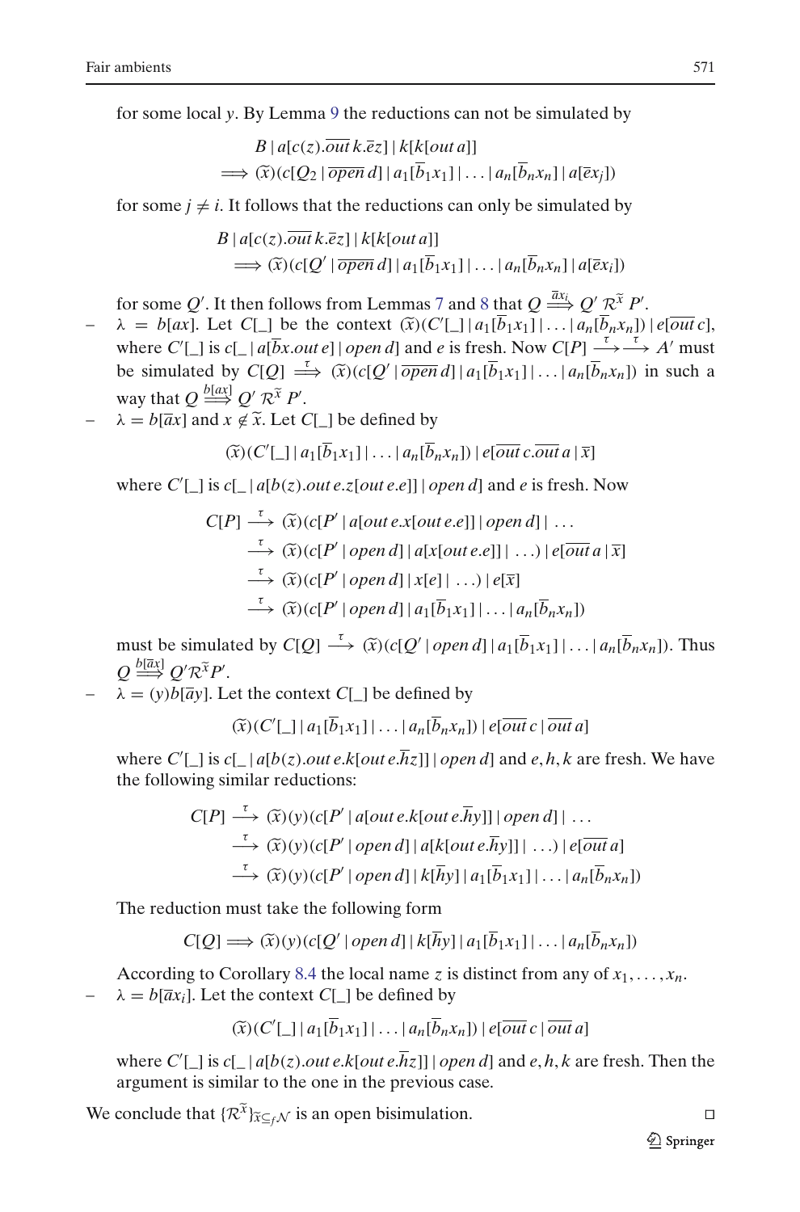for some local $y$. By Lemma 9 the reductions can not be simulated by

$$
\begin{aligned}
&B \mid a[c(z).\overline{out}\,k.\bar{e}z] \mid k[k[out\,a]]\\
&\Longrightarrow (\widetilde{x})(c[Q_2 \mid \overline{open}\,d] \mid a_1[\overline{b}_1 x_1] \mid \ldots \mid a_n[\overline{b}_n x_n] \mid a[\bar{e}x_j])
\end{aligned}
$$

for some $j \neq i$. It follows that the reductions can only be simulated by

$$
\begin{aligned}
&B \mid a[c(z).\overline{out}\,k.\bar{e}z] \mid k[k[out\,a]]\\
&\quad\Longrightarrow (\widetilde{x})(c[Q' \mid \overline{open}\,d] \mid a_1[\overline{b}_1 x_1] \mid \ldots \mid a_n[\overline{b}_n x_n] \mid a[\bar{e}x_i])
\end{aligned}
$$

for some $Q'$. It then follows from Lemmas 7 and 8 that $Q \overset{\bar{a}x_i}{\Longrightarrow} Q' \mathcal{R}^{\widetilde{x}} P'$.

- $\lambda = b[ax]$. Let $C[\_]$ be the context $(\widetilde{x})(C'[\_] \mid a_1[\overline{b}_1 x_1] \mid \ldots \mid a_n[\overline{b}_n x_n]) \mid e[\overline{out}\,c]$, where $C'[\_]$ is $c[\_ \mid a[\overline{b}x.out\,e] \mid open\,d]$ and $e$ is fresh. Now $C[P] \overset{\tau}{\longrightarrow}\overset{\tau}{\longrightarrow} A'$ must be simulated by $C[Q] \overset{\tau}{\Longrightarrow} (\widetilde{x})(c[Q' \mid \overline{open}\,d] \mid a_1[\overline{b}_1 x_1] \mid \ldots \mid a_n[\overline{b}_n x_n])$ in such a way that $Q \overset{b[ax]}{\Longrightarrow} Q' \mathcal{R}^{\widetilde{x}} P'$.
- $\lambda = b[\bar{a}x]$ and $x \notin \widetilde{x}$. Let $C[\_]$ be defined by

$$
(\widetilde{x})(C'[\_] \mid a_1[\overline{b}_1 x_1] \mid \ldots \mid a_n[\overline{b}_n x_n]) \mid e[\overline{out}\,c.\overline{out}\,a \mid \bar{x}]
$$

where $C'[\_]$ is $c[\_ \mid a[b(z).out\,e.z[out\,e.e]] \mid open\,d]$ and $e$ is fresh. Now

$$
\begin{aligned}
C[P] &\overset{\tau}{\longrightarrow} (\widetilde{x})(c[P' \mid a[out\,e.x[out\,e.e]] \mid open\,d] \mid \ldots\\
&\overset{\tau}{\longrightarrow} (\widetilde{x})(c[P' \mid open\,d] \mid a[x[out\,e.e]] \mid \ldots) \mid e[\overline{out}\,a \mid \bar{x}]\\
&\overset{\tau}{\longrightarrow} (\widetilde{x})(c[P' \mid open\,d] \mid x[e] \mid \ldots) \mid e[\bar{x}]\\
&\overset{\tau}{\longrightarrow} (\widetilde{x})(c[P' \mid open\,d] \mid a_1[\overline{b}_1 x_1] \mid \ldots \mid a_n[\overline{b}_n x_n])
\end{aligned}
$$

must be simulated by $C[Q] \overset{\tau}{\longrightarrow} (\widetilde{x})(c[Q' \mid open\,d] \mid a_1[\overline{b}_1 x_1] \mid \ldots \mid a_n[\overline{b}_n x_n])$. Thus $Q \overset{b[\bar{a}x]}{\Longrightarrow} Q' \mathcal{R}^{\widetilde{x}} P'$.
- $\lambda = (y)b[\bar{a}y]$. Let the context $C[\_]$ be defined by

$$
(\widetilde{x})(C'[\_] \mid a_1[\overline{b}_1 x_1] \mid \ldots \mid a_n[\overline{b}_n x_n]) \mid e[\overline{out}\,c \mid \overline{out}\,a]
$$

where $C'[\_]$ is $c[\_ \mid a[b(z).out\,e.k[out\,e.\bar{h}z]] \mid open\,d]$ and $e, h, k$ are fresh. We have the following similar reductions:

$$
\begin{aligned}
C[P] &\overset{\tau}{\longrightarrow} (\widetilde{x})(y)(c[P' \mid a[out\,e.k[out\,e.\bar{h}y]] \mid open\,d] \mid \ldots\\
&\overset{\tau}{\longrightarrow} (\widetilde{x})(y)(c[P' \mid open\,d] \mid a[k[out\,e.\bar{h}y]] \mid \ldots) \mid e[\overline{out}\,a]\\
&\overset{\tau}{\longrightarrow} (\widetilde{x})(y)(c[P' \mid open\,d] \mid k[\bar{h}y] \mid a_1[\overline{b}_1 x_1] \mid \ldots \mid a_n[\overline{b}_n x_n])
\end{aligned}
$$

The reduction must take the following form

$$
C[Q] \Longrightarrow (\widetilde{x})(y)(c[Q' \mid open\,d] \mid k[\bar{h}y] \mid a_1[\overline{b}_1 x_1] \mid \ldots \mid a_n[\overline{b}_n x_n])
$$

According to Corollary 8.4 the local name $z$ is distinct from any of $x_1, \ldots, x_n$.
- $\lambda = b[\bar{a}x_i]$. Let the context $C[\_]$ be defined by

$$
(\widetilde{x})(C'[\_] \mid a_1[\overline{b}_1 x_1] \mid \ldots \mid a_n[\overline{b}_n x_n]) \mid e[\overline{out}\,c \mid \overline{out}\,a]
$$

where $C'[\_]$ is $c[\_ \mid a[b(z).out\,e.k[out\,e.\bar{h}z]] \mid open\,d]$ and $e, h, k$ are fresh. Then the argument is similar to the one in the previous case.

We conclude that $\{\mathcal{R}^{\widetilde{x}}\}_{\widetilde{x} \subseteq_f \mathcal{N}}$ is an open bisimulation. □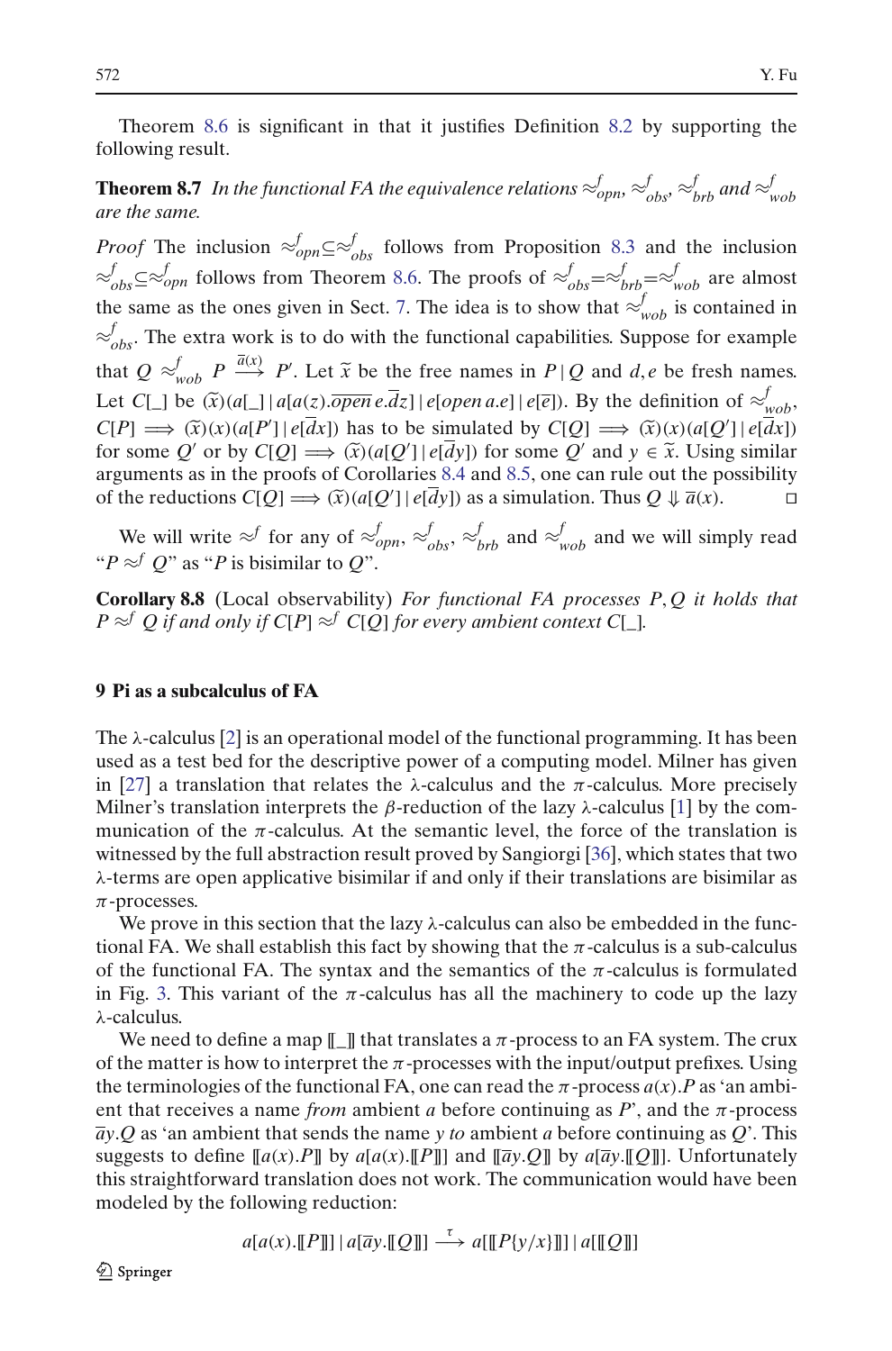Theorem 8.6 is significant in that it justifies Definition 8.2 by supporting the following result.

**Theorem 8.7** *In the functional FA the equivalence relations* $\approx^f_{opn}$, $\approx^f_{obs}$, $\approx^f_{brb}$ *and* $\approx^f_{wob}$ *are the same.*

*Proof* The inclusion $\approx^f_{opn} \subseteq \approx^f_{obs}$ follows from Proposition 8.3 and the inclusion $\approx^f_{obs} \subseteq \approx^f_{opn}$ follows from Theorem 8.6. The proofs of $\approx^f_{obs} = \approx^f_{brb} = \approx^f_{wob}$ are almost the same as the ones given in Sect. 7. The idea is to show that $\approx^f_{wob}$ is contained in $\approx^f_{obs}$. The extra work is to do with the functional capabilities. Suppose for example that $Q \approx^f_{wob} P \xrightarrow{\overline{a}(x)} P'$. Let $\widetilde{x}$ be the free names in $P \,|\, Q$ and $d, e$ be fresh names. Let $C[\_]$ be $(\widetilde{x})(a[\_] \,|\, a[a(z).\overline{open}\, e.\overline{d}z] \,|\, e[open\, a.e] \,|\, e[\overline{e}])$. By the definition of $\approx^f_{wob}$, $C[P] \Longrightarrow (\widetilde{x})(x)(a[P'] \,|\, e[\overline{d}x])$ has to be simulated by $C[Q] \Longrightarrow (\widetilde{x})(x)(a[Q'] \,|\, e[\overline{d}x])$ for some $Q'$ or by $C[Q] \Longrightarrow (\widetilde{x})(a[Q'] \,|\, e[\overline{d}y])$ for some $Q'$ and $y \in \widetilde{x}$. Using similar arguments as in the proofs of Corollaries 8.4 and 8.5, one can rule out the possibility of the reductions $C[Q] \Longrightarrow (\widetilde{x})(a[Q'] \,|\, e[\overline{d}y])$ as a simulation. Thus $Q \Downarrow \overline{a}(x)$. □

We will write $\approx^f$ for any of $\approx^f_{opn}$, $\approx^f_{obs}$, $\approx^f_{brb}$ and $\approx^f_{wob}$ and we will simply read "$P \approx^f Q$" as "$P$ is bisimilar to $Q$".

**Corollary 8.8** (Local observability) *For functional FA processes* $P, Q$ *it holds that* $P \approx^f Q$ *if and only if* $C[P] \approx^f C[Q]$ *for every ambient context* $C[\_]$.

## 9 Pi as a subcalculus of FA

The λ-calculus [2] is an operational model of the functional programming. It has been used as a test bed for the descriptive power of a computing model. Milner has given in [27] a translation that relates the λ-calculus and the π-calculus. More precisely Milner's translation interprets the β-reduction of the lazy λ-calculus [1] by the communication of the π-calculus. At the semantic level, the force of the translation is witnessed by the full abstraction result proved by Sangiorgi [36], which states that two λ-terms are open applicative bisimilar if and only if their translations are bisimilar as π-processes.

We prove in this section that the lazy λ-calculus can also be embedded in the functional FA. We shall establish this fact by showing that the π-calculus is a sub-calculus of the functional FA. The syntax and the semantics of the π-calculus is formulated in Fig. 3. This variant of the π-calculus has all the machinery to code up the lazy λ-calculus.

We need to define a map $[\![\_]\!]$ that translates a π-process to an FA system. The crux of the matter is how to interpret the π-processes with the input/output prefixes. Using the terminologies of the functional FA, one can read the π-process $a(x).P$ as 'an ambient that receives a name *from* ambient $a$ before continuing as $P$', and the π-process $\overline{a}y.Q$ as 'an ambient that sends the name $y$ *to* ambient $a$ before continuing as $Q$'. This suggests to define $[\![a(x).P]\!]$ by $a[a(x).[\![P]\!]]$ and $[\![\overline{a}y.Q]\!]$ by $a[\overline{a}y.[\![Q]\!]]$. Unfortunately this straightforward translation does not work. The communication would have been modeled by the following reduction:

$$a[a(x).[\![P]\!]] \,|\, a[\overline{a}y.[\![Q]\!]] \xrightarrow{\tau} a[[\![P\{y/x\}]\!]] \,|\, a[[\![Q]\!]]$$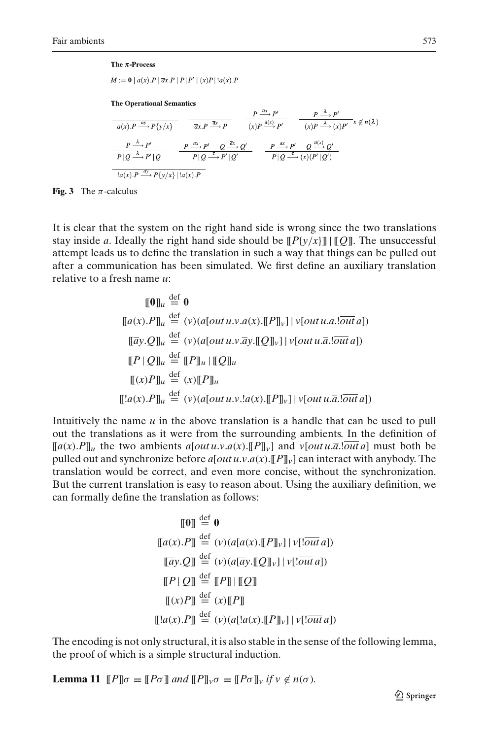**The π-Process**

$$M := \mathbf{0} \mid a(x).P \mid \overline{a}x.P \mid P \mid P' \mid (x)P \mid !a(x).P$$

**The Operational Semantics**

$$\frac{}{a(x).P \xrightarrow{ay} P\{y/x\}} \qquad \frac{}{\overline{a}x.P \xrightarrow{\overline{a}x} P} \qquad \frac{P \xrightarrow{\overline{a}x} P'}{(x)P \xrightarrow{\overline{a}(x)} P'} \qquad \frac{P \xrightarrow{\lambda} P'}{(x)P \xrightarrow{\lambda} (x)P'}\ x \notin n(\lambda)$$

$$\frac{P \xrightarrow{\lambda} P'}{P \mid Q \xrightarrow{\lambda} P' \mid Q} \qquad \frac{P \xrightarrow{ax} P' \quad Q \xrightarrow{\overline{a}x} Q'}{P \mid Q \xrightarrow{\tau} P' \mid Q'} \qquad \frac{P \xrightarrow{ax} P' \quad Q \xrightarrow{\overline{a}(x)} Q'}{P \mid Q \xrightarrow{\tau} (x)(P' \mid Q')}$$

$$\frac{}{!a(x).P \xrightarrow{ay} P\{y/x\} \mid !a(x).P}$$

**Fig. 3** The $\pi$-calculus

It is clear that the system on the right hand side is wrong since the two translations stay inside $a$. Ideally the right hand side should be $[\![P\{y/x\}]\!] \mid [\![Q]\!]$. The unsuccessful attempt leads us to define the translation in such a way that things can be pulled out after a communication has been simulated. We first define an auxiliary translation relative to a fresh name $u$:

$$\begin{aligned}
[\![\mathbf{0}]\!]_u &\overset{\text{def}}{=} \mathbf{0} \\
[\![a(x).P]\!]_u &\overset{\text{def}}{=} (v)(a[out\, u.v.a(x).[\![P]\!]_v] \mid v[out\, u.\overline{a}.!\overline{out}\, a]) \\
[\![\overline{a}y.Q]\!]_u &\overset{\text{def}}{=} (v)(a[out\, u.v.\overline{a}y.[\![Q]\!]_v] \mid v[out\, u.\overline{a}.!\overline{out}\, a]) \\
[\![P \mid Q]\!]_u &\overset{\text{def}}{=} [\![P]\!]_u \mid [\![Q]\!]_u \\
[\![(x)P]\!]_u &\overset{\text{def}}{=} (x)[\![P]\!]_u \\
[\![!a(x).P]\!]_u &\overset{\text{def}}{=} (v)(a[out\, u.v.!a(x).[\![P]\!]_v] \mid v[out\, u.\overline{a}.!\overline{out}\, a])
\end{aligned}$$

Intuitively the name $u$ in the above translation is a handle that can be used to pull out the translations as it were from the surrounding ambients. In the definition of $[\![a(x).P]\!]_u$ the two ambients $a[out\, u.v.a(x).[\![P]\!]_v]$ and $v[out\, u.\overline{a}.!\overline{out}\, a]$ must both be pulled out and synchronize before $a[out\, u.v.a(x).[\![P]\!]_v]$ can interact with anybody. The translation would be correct, and even more concise, without the synchronization. But the current translation is easy to reason about. Using the auxiliary definition, we can formally define the translation as follows:

$$\begin{aligned}
[\![\mathbf{0}]\!] &\overset{\text{def}}{=} \mathbf{0} \\
[\![a(x).P]\!] &\overset{\text{def}}{=} (v)(a[a(x).[\![P]\!]_v] \mid v[!\overline{out}\, a]) \\
[\![\overline{a}y.Q]\!] &\overset{\text{def}}{=} (v)(a[\overline{a}y.[\![Q]\!]_v] \mid v[!\overline{out}\, a]) \\
[\![P \mid Q]\!] &\overset{\text{def}}{=} [\![P]\!] \mid [\![Q]\!] \\
[\![(x)P]\!] &\overset{\text{def}}{=} (x)[\![P]\!] \\
[\![!a(x).P]\!] &\overset{\text{def}}{=} (v)(a[!a(x).[\![P]\!]_v] \mid v[!\overline{out}\, a])
\end{aligned}$$

The encoding is not only structural, it is also stable in the sense of the following lemma, the proof of which is a simple structural induction.

**Lemma 11** $[\![P]\!]\sigma \equiv [\![P\sigma]\!]$ *and* $[\![P]\!]_v\sigma \equiv [\![P\sigma]\!]_v$ *if* $v \notin n(\sigma)$.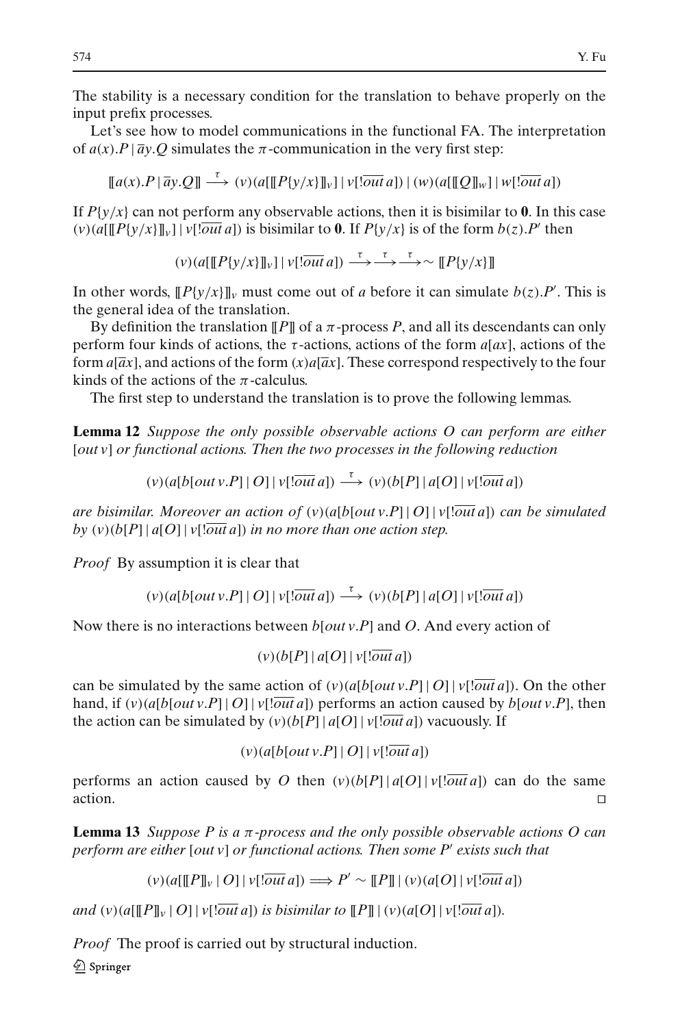The stability is a necessary condition for the translation to behave properly on the input prefix processes.

Let's see how to model communications in the functional FA. The interpretation of $a(x).P \mid \overline{a}y.Q$ simulates the $\pi$-communication in the very first step:

$$[\![a(x).P \mid \overline{a}y.Q]\!] \xrightarrow{\tau} (v)(a[[\![P\{y/x\}]\!]_v] \mid v[!\overline{out}\, a]) \mid (w)(a[[\![Q]\!]_w] \mid w[!\overline{out}\, a])$$

If $P\{y/x\}$ can not perform any observable actions, then it is bisimilar to $\mathbf{0}$. In this case $(v)(a[[\![P\{y/x\}]\!]_v] \mid v[!\overline{out}\, a])$ is bisimilar to $\mathbf{0}$. If $P\{y/x\}$ is of the form $b(z).P'$ then

$$(v)(a[[\![P\{y/x\}]\!]_v] \mid v[!\overline{out}\, a]) \xrightarrow{\tau}\xrightarrow{\tau}\xrightarrow{\tau}\sim [\![P\{y/x\}]\!]$$

In other words, $[\![P\{y/x\}]\!]_v$ must come out of $a$ before it can simulate $b(z).P'$. This is the general idea of the translation.

By definition the translation $[\![P]\!]$ of a $\pi$-process $P$, and all its descendants can only perform four kinds of actions, the $\tau$-actions, actions of the form $a[ax]$, actions of the form $a[\overline{a}x]$, and actions of the form $(x)a[\overline{a}x]$. These correspond respectively to the four kinds of the actions of the $\pi$-calculus.

The first step to understand the translation is to prove the following lemmas.

**Lemma 12** *Suppose the only possible observable actions $O$ can perform are either $[out\, v]$ or functional actions. Then the two processes in the following reduction*

$$(v)(a[b[out\, v.P] \mid O] \mid v[!\overline{out}\, a]) \xrightarrow{\tau} (v)(b[P] \mid a[O] \mid v[!\overline{out}\, a])$$

*are bisimilar. Moreover an action of $(v)(a[b[out\, v.P] \mid O] \mid v[!\overline{out}\, a])$ can be simulated by $(v)(b[P] \mid a[O] \mid v[!\overline{out}\, a])$ in no more than one action step.*

*Proof* By assumption it is clear that

$$(v)(a[b[out\, v.P] \mid O] \mid v[!\overline{out}\, a]) \xrightarrow{\tau} (v)(b[P] \mid a[O] \mid v[!\overline{out}\, a])$$

Now there is no interactions between $b[out\, v.P]$ and $O$. And every action of

$$(v)(b[P] \mid a[O] \mid v[!\overline{out}\, a])$$

can be simulated by the same action of $(v)(a[b[out\, v.P] \mid O] \mid v[!\overline{out}\, a])$. On the other hand, if $(v)(a[b[out\, v.P] \mid O] \mid v[!\overline{out}\, a])$ performs an action caused by $b[out\, v.P]$, then the action can be simulated by $(v)(b[P] \mid a[O] \mid v[!\overline{out}\, a])$ vacuously. If

$$(v)(a[b[out\, v.P] \mid O] \mid v[!\overline{out}\, a])$$

performs an action caused by $O$ then $(v)(b[P] \mid a[O] \mid v[!\overline{out}\, a])$ can do the same action. □

**Lemma 13** *Suppose $P$ is a $\pi$-process and the only possible observable actions $O$ can perform are either $[out\, v]$ or functional actions. Then some $P'$ exists such that*

$$(v)(a[[\![P]\!]_v \mid O] \mid v[!\overline{out}\, a]) \Longrightarrow P' \sim [\![P]\!] \mid (v)(a[O] \mid v[!\overline{out}\, a])$$

*and $(v)(a[[\![P]\!]_v \mid O] \mid v[!\overline{out}\, a])$ is bisimilar to $[\![P]\!] \mid (v)(a[O] \mid v[!\overline{out}\, a])$.*

*Proof* The proof is carried out by structural induction.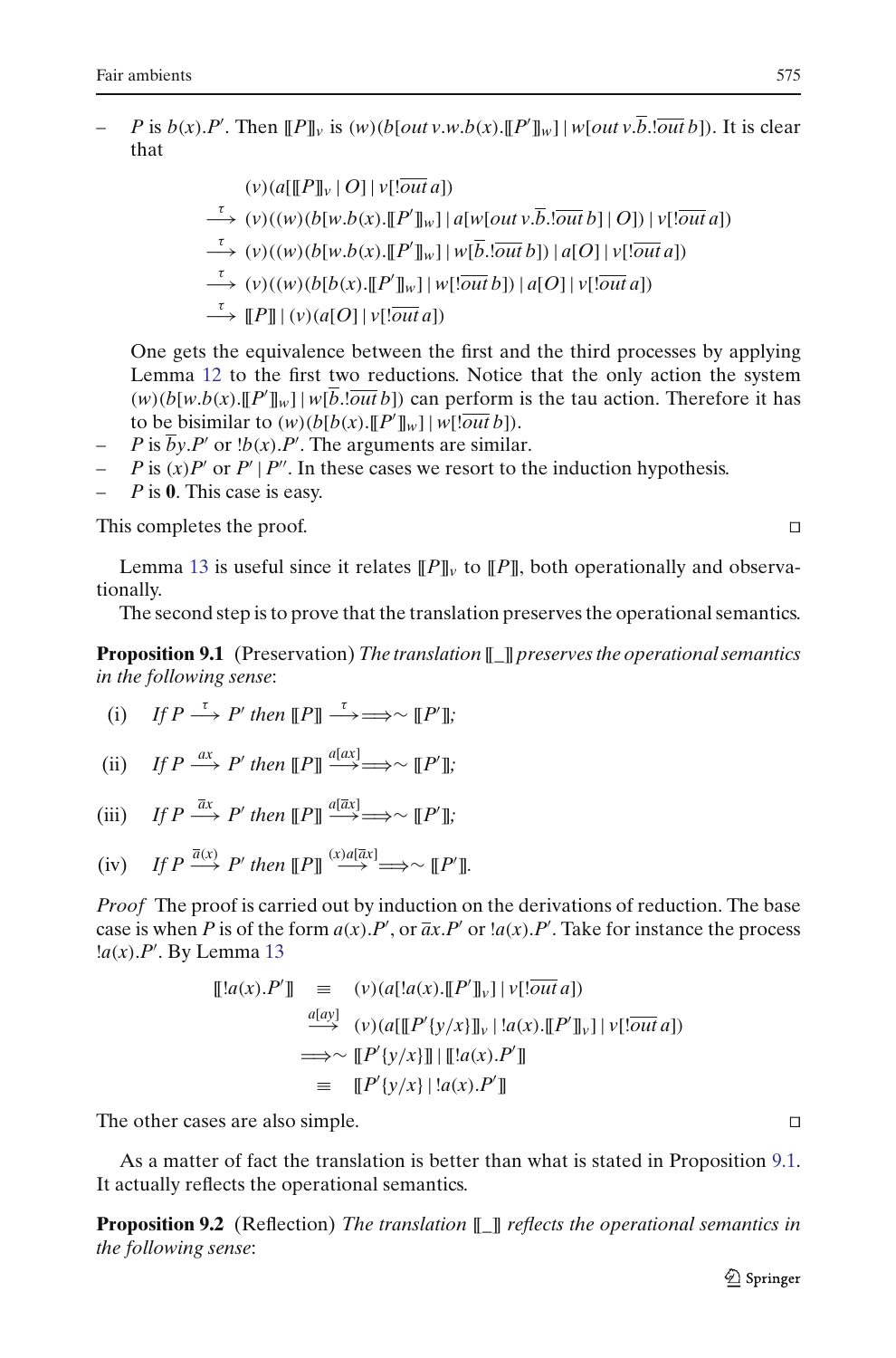– $P$ is $b(x).P'$. Then $[\![P]\!]_v$ is $(w)(b[out\, v.w.b(x).[\![P']\!]_w] \mid w[out\, v.\overline{b}.!\overline{out}\, b])$. It is clear that

$$
\begin{aligned}
& (v)(a[[\![P]\!]_v \mid O] \mid v[!\overline{out}\, a]) \\
\xrightarrow{\tau}\; & (v)((w)(b[w.b(x).[\![P']\!]_w] \mid a[w[out\, v.\overline{b}.!\overline{out}\, b] \mid O]) \mid v[!\overline{out}\, a]) \\
\xrightarrow{\tau}\; & (v)((w)(b[w.b(x).[\![P']\!]_w] \mid w[\overline{b}.!\overline{out}\, b]) \mid a[O] \mid v[!\overline{out}\, a]) \\
\xrightarrow{\tau}\; & (v)((w)(b[b(x).[\![P']\!]_w] \mid w[!\overline{out}\, b]) \mid a[O] \mid v[!\overline{out}\, a]) \\
\xrightarrow{\tau}\; & [\![P]\!] \mid (v)(a[O] \mid v[!\overline{out}\, a])
\end{aligned}
$$

One gets the equivalence between the first and the third processes by applying Lemma 12 to the first two reductions. Notice that the only action the system $(w)(b[w.b(x).[\![P']\!]_w] \mid w[\overline{b}.!\overline{out}\, b])$ can perform is the tau action. Therefore it has to be bisimilar to $(w)(b[b(x).[\![P']\!]_w] \mid w[!\overline{out}\, b])$.

– $P$ is $\overline{b}y.P'$ or $!b(x).P'$. The arguments are similar.

– $P$ is $(x)P'$ or $P' \mid P''$. In these cases we resort to the induction hypothesis.

– $P$ is $\mathbf{0}$. This case is easy.

This completes the proof. □

Lemma 13 is useful since it relates $[\![P]\!]_v$ to $[\![P]\!]$, both operationally and observationally.

The second step is to prove that the translation preserves the operational semantics.

**Proposition 9.1** (Preservation) *The translation* $[\![\_]\!]$ *preserves the operational semantics in the following sense*:

(i) *If* $P \xrightarrow{\tau} P'$ *then* $[\![P]\!] \xrightarrow{\tau}\Longrightarrow\sim [\![P']\!]$;

(ii) *If* $P \xrightarrow{ax} P'$ *then* $[\![P]\!] \xrightarrow{a[ax]}\Longrightarrow\sim [\![P']\!]$;

(iii) *If* $P \xrightarrow{\overline{a}x} P'$ *then* $[\![P]\!] \xrightarrow{a[\overline{a}x]}\Longrightarrow\sim [\![P']\!]$;

(iv) *If* $P \xrightarrow{\overline{a}(x)} P'$ *then* $[\![P]\!] \xrightarrow{(x)a[\overline{a}x]}\Longrightarrow\sim [\![P']\!]$.

*Proof* The proof is carried out by induction on the derivations of reduction. The base case is when $P$ is of the form $a(x).P'$, or $\overline{a}x.P'$ or $!a(x).P'$. Take for instance the process $!a(x).P'$. By Lemma 13

$$
\begin{aligned}
[\![!a(x).P']\!] \;&\equiv\; (v)(a[!a(x).[\![P']\!]_v] \mid v[!\overline{out}\, a]) \\
&\xrightarrow{a[ay]}\; (v)(a[[\![P'\{y/x\}]\!]_v \mid !a(x).[\![P']\!]_v] \mid v[!\overline{out}\, a]) \\
&\Longrightarrow\sim\; [\![P'\{y/x\}]\!] \mid [\![!a(x).P']\!] \\
&\equiv\; [\![P'\{y/x\} \mid !a(x).P']\!]
\end{aligned}
$$

The other cases are also simple. □

As a matter of fact the translation is better than what is stated in Proposition 9.1. It actually reflects the operational semantics.

**Proposition 9.2** (Reflection) *The translation* $[\![\_]\!]$ *reflects the operational semantics in the following sense*: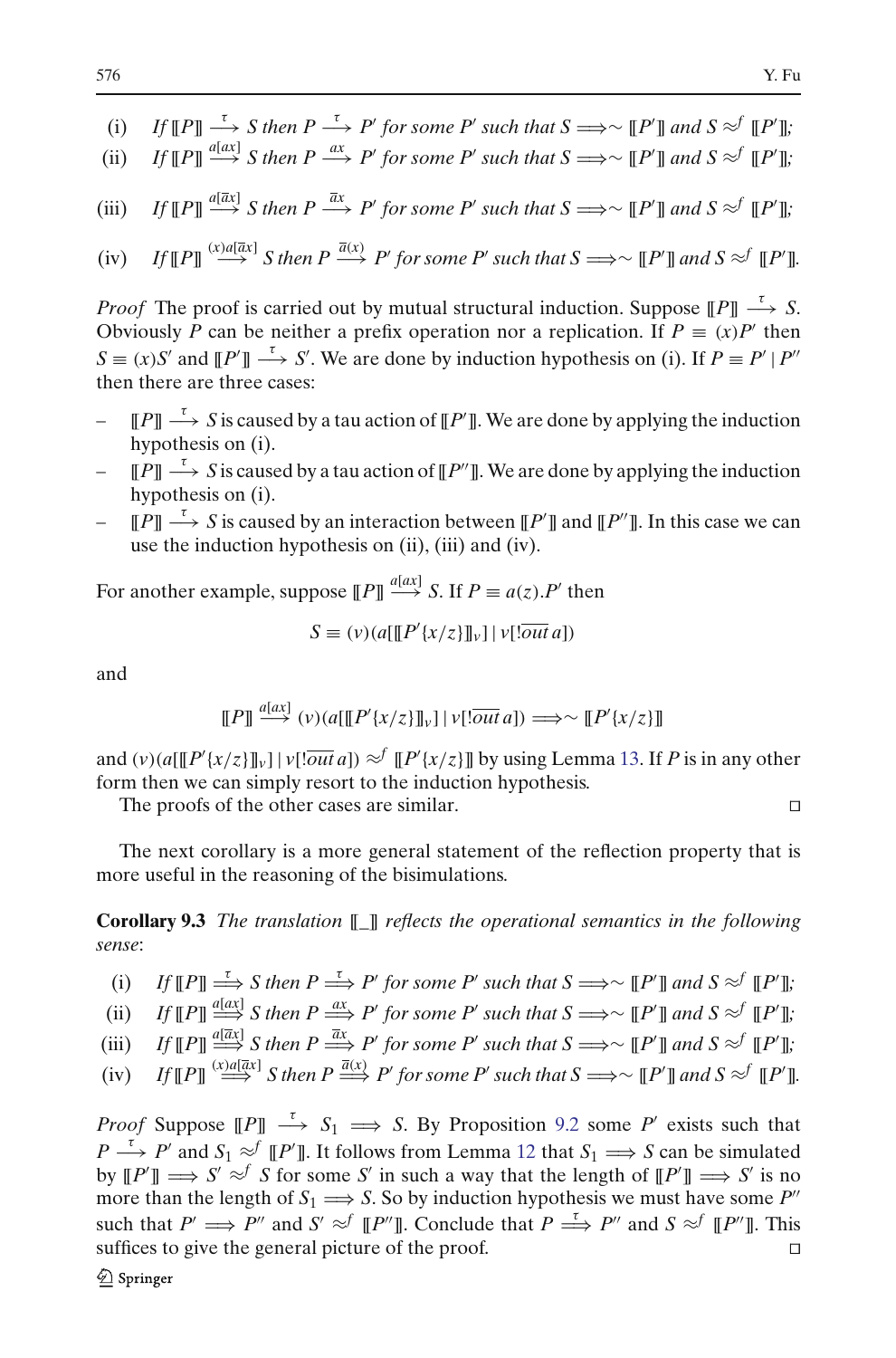(i) *If* $[\![P]\!] \stackrel{\tau}{\longrightarrow} S$ *then* $P \stackrel{\tau}{\longrightarrow} P'$ *for some* $P'$ *such that* $S \Longrightarrow\sim [\![P']\!]$ *and* $S \approx^f [\![P']\!]$;

(ii) *If* $[\![P]\!] \stackrel{a[ax]}{\longrightarrow} S$ *then* $P \stackrel{ax}{\longrightarrow} P'$ *for some* $P'$ *such that* $S \Longrightarrow\sim [\![P']\!]$ *and* $S \approx^f [\![P']\!]$;

(iii) *If* $[\![P]\!] \stackrel{a[\overline{a}x]}{\longrightarrow} S$ *then* $P \stackrel{\overline{a}x}{\longrightarrow} P'$ *for some* $P'$ *such that* $S \Longrightarrow\sim [\![P']\!]$ *and* $S \approx^f [\![P']\!]$;

(iv) *If* $[\![P]\!] \stackrel{(x)a[\overline{a}x]}{\longrightarrow} S$ *then* $P \stackrel{\overline{a}(x)}{\longrightarrow} P'$ *for some* $P'$ *such that* $S \Longrightarrow\sim [\![P']\!]$ *and* $S \approx^f [\![P']\!]$.

*Proof* The proof is carried out by mutual structural induction. Suppose $[\![P]\!] \stackrel{\tau}{\longrightarrow} S$. Obviously $P$ can be neither a prefix operation nor a replication. If $P \equiv (x)P'$ then $S \equiv (x)S'$ and $[\![P']\!] \stackrel{\tau}{\longrightarrow} S'$. We are done by induction hypothesis on (i). If $P \equiv P' \mid P''$ then there are three cases:

- $[\![P]\!] \stackrel{\tau}{\longrightarrow} S$ is caused by a tau action of $[\![P']\!]$. We are done by applying the induction hypothesis on (i).
- $[\![P]\!] \stackrel{\tau}{\longrightarrow} S$ is caused by a tau action of $[\![P'']\!]$. We are done by applying the induction hypothesis on (i).
- $[\![P]\!] \stackrel{\tau}{\longrightarrow} S$ is caused by an interaction between $[\![P']\!]$ and $[\![P'']\!]$. In this case we can use the induction hypothesis on (ii), (iii) and (iv).

For another example, suppose $[\![P]\!] \stackrel{a[ax]}{\longrightarrow} S$. If $P \equiv a(z).P'$ then

$$S \equiv (v)(a[[\![P'\{x/z\}]\!]_v] \mid v[!\overline{out}\, a])$$

and

$$[\![P]\!] \stackrel{a[ax]}{\longrightarrow} (v)(a[[\![P'\{x/z\}]\!]_v] \mid v[!\overline{out}\, a]) \Longrightarrow\sim [\![P'\{x/z\}]\!]$$

and $(v)(a[[\![P'\{x/z\}]\!]_v] \mid v[!\overline{out}\, a]) \approx^f [\![P'\{x/z\}]\!]$ by using Lemma 13. If $P$ is in any other form then we can simply resort to the induction hypothesis.

The proofs of the other cases are similar. □

The next corollary is a more general statement of the reflection property that is more useful in the reasoning of the bisimulations.

**Corollary 9.3** *The translation* $[\![\_]\!]$ *reflects the operational semantics in the following sense*:

(i) *If* $[\![P]\!] \stackrel{\tau}{\Longrightarrow} S$ *then* $P \stackrel{\tau}{\Longrightarrow} P'$ *for some* $P'$ *such that* $S \Longrightarrow\sim [\![P']\!]$ *and* $S \approx^f [\![P']\!]$;

(ii) *If* $[\![P]\!] \stackrel{a[ax]}{\Longrightarrow} S$ *then* $P \stackrel{ax}{\Longrightarrow} P'$ *for some* $P'$ *such that* $S \Longrightarrow\sim [\![P']\!]$ *and* $S \approx^f [\![P']\!]$;

(iii) *If* $[\![P]\!] \stackrel{a[\overline{a}x]}{\Longrightarrow} S$ *then* $P \stackrel{\overline{a}x}{\Longrightarrow} P'$ *for some* $P'$ *such that* $S \Longrightarrow\sim [\![P']\!]$ *and* $S \approx^f [\![P']\!]$;

(iv) *If* $[\![P]\!] \stackrel{(x)a[\overline{a}x]}{\Longrightarrow} S$ *then* $P \stackrel{\overline{a}(x)}{\Longrightarrow} P'$ *for some* $P'$ *such that* $S \Longrightarrow\sim [\![P']\!]$ *and* $S \approx^f [\![P']\!]$.

*Proof* Suppose $[\![P]\!] \stackrel{\tau}{\longrightarrow} S_1 \Longrightarrow S$. By Proposition 9.2 some $P'$ exists such that $P \stackrel{\tau}{\longrightarrow} P'$ and $S_1 \approx^f [\![P']\!]$. It follows from Lemma 12 that $S_1 \Longrightarrow S$ can be simulated by $[\![P']\!] \Longrightarrow S' \approx^f S$ for some $S'$ in such a way that the length of $[\![P']\!] \Longrightarrow S'$ is no more than the length of $S_1 \Longrightarrow S$. So by induction hypothesis we must have some $P''$ such that $P' \Longrightarrow P''$ and $S' \approx^f [\![P'']\!]$. Conclude that $P \stackrel{\tau}{\Longrightarrow} P''$ and $S \approx^f [\![P'']\!]$. This suffices to give the general picture of the proof. □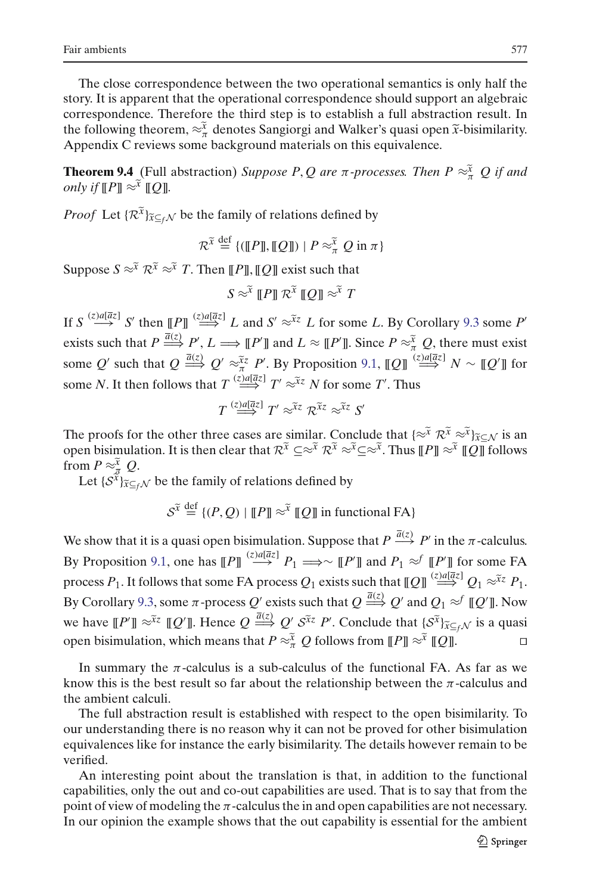The close correspondence between the two operational semantics is only half the story. It is apparent that the operational correspondence should support an algebraic correspondence. Therefore the third step is to establish a full abstraction result. In the following theorem, $\approx_{\pi}^{\widetilde{x}}$ denotes Sangiorgi and Walker's quasi open $\widetilde{x}$-bisimilarity. Appendix C reviews some background materials on this equivalence.

**Theorem 9.4** (Full abstraction) *Suppose $P, Q$ are $\pi$-processes. Then $P \approx_{\pi}^{\widetilde{x}} Q$ if and only if $[\![P]\!] \approx^{\widetilde{x}} [\![Q]\!]$.*

*Proof* Let $\{\mathcal{R}^{\widetilde{x}}\}_{\widetilde{x} \subseteq_f \mathcal{N}}$ be the family of relations defined by

$$\mathcal{R}^{\widetilde{x}} \stackrel{\text{def}}{=} \{([\![P]\!], [\![Q]\!]) \mid P \approx_{\pi}^{\widetilde{x}} Q \text{ in } \pi\}$$

Suppose $S \approx^{\widetilde{x}} \mathcal{R}^{\widetilde{x}} \approx^{\widetilde{x}} T$. Then $[\![P]\!], [\![Q]\!]$ exist such that

$$S \approx^{\widetilde{x}} [\![P]\!] \, \mathcal{R}^{\widetilde{x}} \, [\![Q]\!] \approx^{\widetilde{x}} T$$

If $S \stackrel{(z)a[\overline{a}z]}{\longrightarrow} S'$ then $[\![P]\!] \stackrel{(z)a[\overline{a}z]}{\Longrightarrow} L$ and $S' \approx^{\widetilde{x}z} L$ for some $L$. By Corollary 9.3 some $P'$ exists such that $P \stackrel{\overline{a}(z)}{\Longrightarrow} P'$, $L \Longrightarrow [\![P']\!]$ and $L \approx [\![P']\!]$. Since $P \approx_{\pi}^{\widetilde{x}} Q$, there must exist some $Q'$ such that $Q \stackrel{\overline{a}(z)}{\Longrightarrow} Q' \approx_{\pi}^{\widetilde{x}z} P'$. By Proposition 9.1, $[\![Q]\!] \stackrel{(z)a[\overline{a}z]}{\Longrightarrow} N \sim [\![Q']\!]$ for some $N$. It then follows that $T \stackrel{(z)a[\overline{a}z]}{\Longrightarrow} T' \approx^{\widetilde{x}z} N$ for some $T'$. Thus

$$T \stackrel{(z)a[\overline{a}z]}{\Longrightarrow} T' \approx^{\widetilde{x}z} \mathcal{R}^{\widetilde{x}z} \approx^{\widetilde{x}z} S'$$

The proofs for the other three cases are similar. Conclude that $\{\approx^{\widetilde{x}} \mathcal{R}^{\widetilde{x}} \approx^{\widetilde{x}}\}_{\widetilde{x} \subseteq \mathcal{N}}$ is an open bisimulation. It is then clear that $\mathcal{R}^{\widetilde{x}} \subseteq \approx^{\widetilde{x}} \mathcal{R}^{\widetilde{x}} \approx^{\widetilde{x}} \subseteq \approx^{\widetilde{x}}$. Thus $[\![P]\!] \approx^{\widetilde{x}} [\![Q]\!]$ follows from $P \approx_{\pi}^{\widetilde{x}} Q$.

Let $\{\mathcal{S}^{\widetilde{x}}\}_{\widetilde{x} \subseteq_f \mathcal{N}}$ be the family of relations defined by

$$\mathcal{S}^{\widetilde{x}} \stackrel{\text{def}}{=} \{(P, Q) \mid [\![P]\!] \approx^{\widetilde{x}} [\![Q]\!] \text{ in functional FA}\}$$

We show that it is a quasi open bisimulation. Suppose that $P \stackrel{\overline{a}(z)}{\longrightarrow} P'$ in the $\pi$-calculus. By Proposition 9.1, one has $[\![P]\!] \stackrel{(z)a[\overline{a}z]}{\longrightarrow} P_1 \Longrightarrow \sim [\![P']\!]$ and $P_1 \approx^f [\![P']\!]$ for some FA process $P_1$. It follows that some FA process $Q_1$ exists such that $[\![Q]\!] \stackrel{(z)a[\overline{a}z]}{\Longrightarrow} Q_1 \approx^{\widetilde{x}z} P_1$. By Corollary 9.3, some $\pi$-process $Q'$ exists such that $Q \stackrel{\overline{a}(z)}{\Longrightarrow} Q'$ and $Q_1 \approx^f [\![Q']\!]$. Now we have $[\![P']\!] \approx^{\widetilde{x}z} [\![Q']\!]$. Hence $Q \stackrel{\overline{a}(z)}{\Longrightarrow} Q' \, \mathcal{S}^{\widetilde{x}z} \, P'$. Conclude that $\{\mathcal{S}^{\widetilde{x}}\}_{\widetilde{x} \subseteq_f \mathcal{N}}$ is a quasi open bisimulation, which means that $P \approx_{\pi}^{\widetilde{x}} Q$ follows from $[\![P]\!] \approx^{\widetilde{x}} [\![Q]\!]$. □

In summary the $\pi$-calculus is a sub-calculus of the functional FA. As far as we know this is the best result so far about the relationship between the $\pi$-calculus and the ambient calculi.

The full abstraction result is established with respect to the open bisimilarity. To our understanding there is no reason why it can not be proved for other bisimulation equivalences like for instance the early bisimilarity. The details however remain to be verified.

An interesting point about the translation is that, in addition to the functional capabilities, only the out and co-out capabilities are used. That is to say that from the point of view of modeling the $\pi$-calculus the in and open capabilities are not necessary. In our opinion the example shows that the out capability is essential for the ambient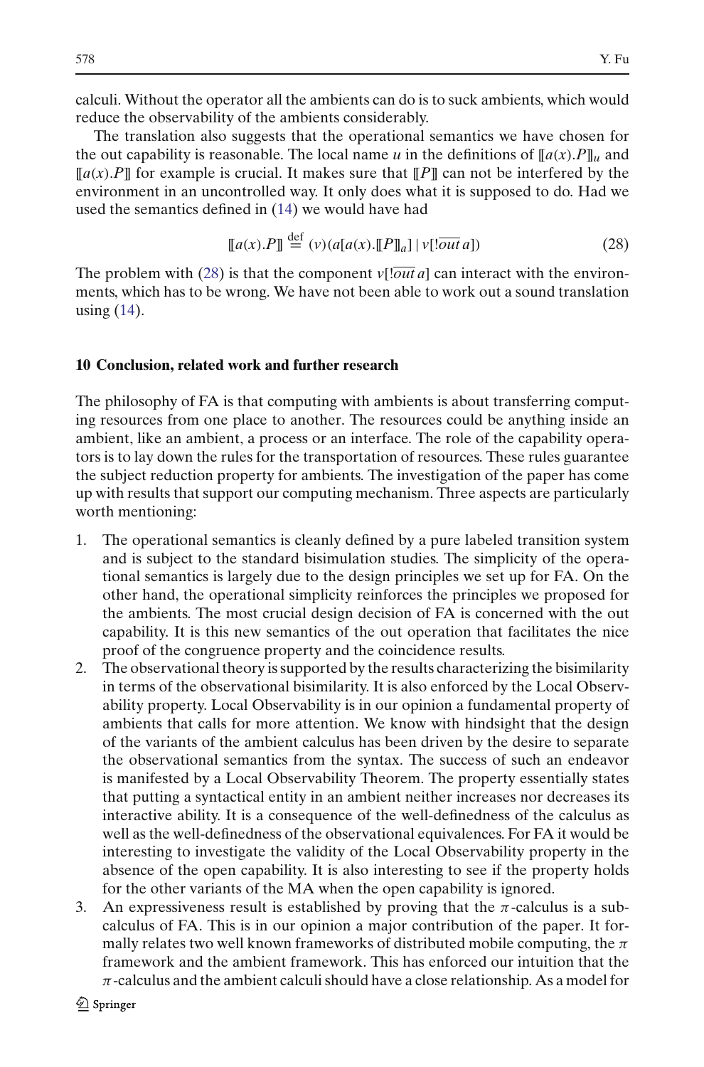calculi. Without the operator all the ambients can do is to suck ambients, which would reduce the observability of the ambients considerably.

The translation also suggests that the operational semantics we have chosen for the out capability is reasonable. The local name $u$ in the definitions of $[\![a(x).P]\!]_u$ and $[\![a(x).P]\!]$ for example is crucial. It makes sure that $[\![P]\!]$ can not be interfered by the environment in an uncontrolled way. It only does what it is supposed to do. Had we used the semantics defined in (14) we would have had

$$[\![a(x).P]\!] \stackrel{\text{def}}{=} (v)(a[a(x).[\![P]\!]_a] \mid v[!\overline{out}\, a]) \tag{28}$$

The problem with (28) is that the component $v[!\overline{out}\, a]$ can interact with the environments, which has to be wrong. We have not been able to work out a sound translation using (14).

## 10 Conclusion, related work and further research

The philosophy of FA is that computing with ambients is about transferring computing resources from one place to another. The resources could be anything inside an ambient, like an ambient, a process or an interface. The role of the capability operators is to lay down the rules for the transportation of resources. These rules guarantee the subject reduction property for ambients. The investigation of the paper has come up with results that support our computing mechanism. Three aspects are particularly worth mentioning:

1. The operational semantics is cleanly defined by a pure labeled transition system and is subject to the standard bisimulation studies. The simplicity of the operational semantics is largely due to the design principles we set up for FA. On the other hand, the operational simplicity reinforces the principles we proposed for the ambients. The most crucial design decision of FA is concerned with the out capability. It is this new semantics of the out operation that facilitates the nice proof of the congruence property and the coincidence results.
2. The observational theory is supported by the results characterizing the bisimilarity in terms of the observational bisimilarity. It is also enforced by the Local Observability property. Local Observability is in our opinion a fundamental property of ambients that calls for more attention. We know with hindsight that the design of the variants of the ambient calculus has been driven by the desire to separate the observational semantics from the syntax. The success of such an endeavor is manifested by a Local Observability Theorem. The property essentially states that putting a syntactical entity in an ambient neither increases nor decreases its interactive ability. It is a consequence of the well-definedness of the calculus as well as the well-definedness of the observational equivalences. For FA it would be interesting to investigate the validity of the Local Observability property in the absence of the open capability. It is also interesting to see if the property holds for the other variants of the MA when the open capability is ignored.
3. An expressiveness result is established by proving that the $\pi$-calculus is a subcalculus of FA. This is in our opinion a major contribution of the paper. It formally relates two well known frameworks of distributed mobile computing, the $\pi$ framework and the ambient framework. This has enforced our intuition that the $\pi$-calculus and the ambient calculi should have a close relationship. As a model for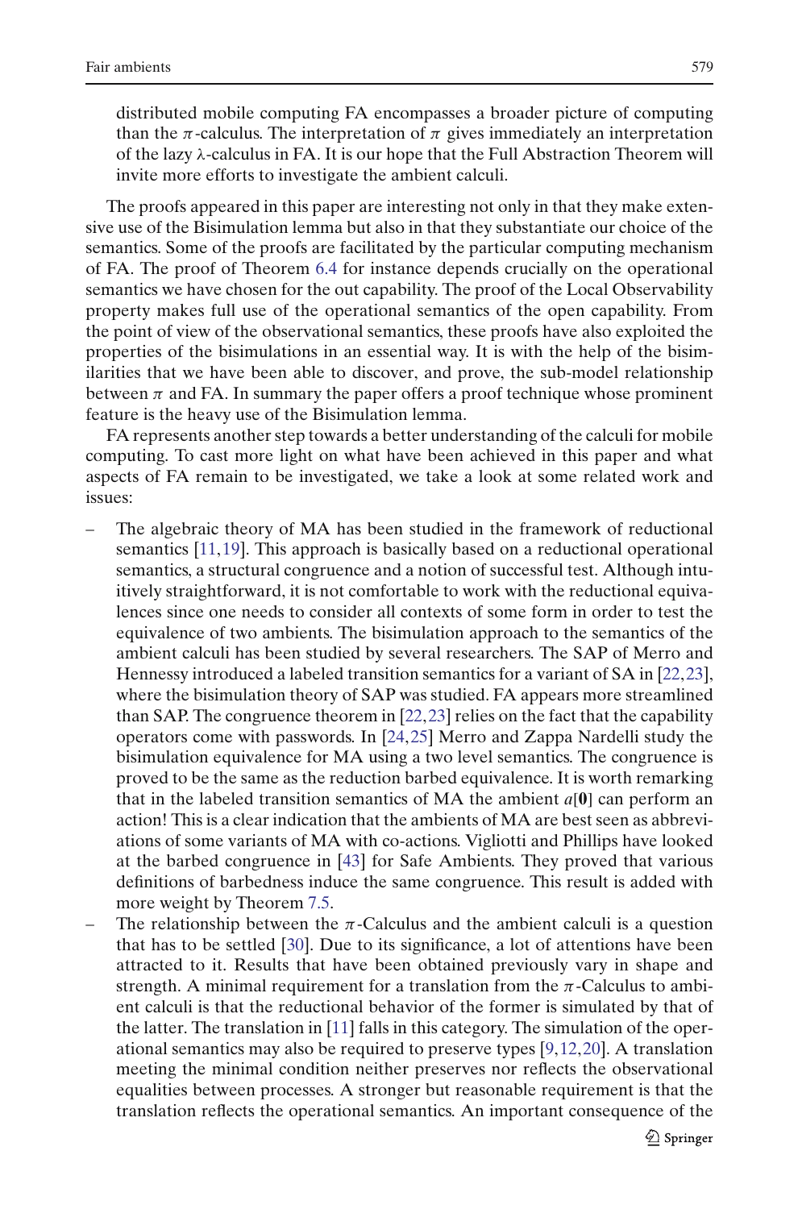distributed mobile computing FA encompasses a broader picture of computing than the $\pi$-calculus. The interpretation of $\pi$ gives immediately an interpretation of the lazy $\lambda$-calculus in FA. It is our hope that the Full Abstraction Theorem will invite more efforts to investigate the ambient calculi.

The proofs appeared in this paper are interesting not only in that they make extensive use of the Bisimulation lemma but also in that they substantiate our choice of the semantics. Some of the proofs are facilitated by the particular computing mechanism of FA. The proof of Theorem 6.4 for instance depends crucially on the operational semantics we have chosen for the out capability. The proof of the Local Observability property makes full use of the operational semantics of the open capability. From the point of view of the observational semantics, these proofs have also exploited the properties of the bisimulations in an essential way. It is with the help of the bisimilarities that we have been able to discover, and prove, the sub-model relationship between $\pi$ and FA. In summary the paper offers a proof technique whose prominent feature is the heavy use of the Bisimulation lemma.

FA represents another step towards a better understanding of the calculi for mobile computing. To cast more light on what have been achieved in this paper and what aspects of FA remain to be investigated, we take a look at some related work and issues:

- The algebraic theory of MA has been studied in the framework of reductional semantics [11,19]. This approach is basically based on a reductional operational semantics, a structural congruence and a notion of successful test. Although intuitively straightforward, it is not comfortable to work with the reductional equivalences since one needs to consider all contexts of some form in order to test the equivalence of two ambients. The bisimulation approach to the semantics of the ambient calculi has been studied by several researchers. The SAP of Merro and Hennessy introduced a labeled transition semantics for a variant of SA in [22,23], where the bisimulation theory of SAP was studied. FA appears more streamlined than SAP. The congruence theorem in [22,23] relies on the fact that the capability operators come with passwords. In [24,25] Merro and Zappa Nardelli study the bisimulation equivalence for MA using a two level semantics. The congruence is proved to be the same as the reduction barbed equivalence. It is worth remarking that in the labeled transition semantics of MA the ambient $a[\mathbf{0}]$ can perform an action! This is a clear indication that the ambients of MA are best seen as abbreviations of some variants of MA with co-actions. Vigliotti and Phillips have looked at the barbed congruence in [43] for Safe Ambients. They proved that various definitions of barbedness induce the same congruence. This result is added with more weight by Theorem 7.5.
- The relationship between the $\pi$-Calculus and the ambient calculi is a question that has to be settled [30]. Due to its significance, a lot of attentions have been attracted to it. Results that have been obtained previously vary in shape and strength. A minimal requirement for a translation from the $\pi$-Calculus to ambient calculi is that the reductional behavior of the former is simulated by that of the latter. The translation in [11] falls in this category. The simulation of the operational semantics may also be required to preserve types [9,12,20]. A translation meeting the minimal condition neither preserves nor reflects the observational equalities between processes. A stronger but reasonable requirement is that the translation reflects the operational semantics. An important consequence of the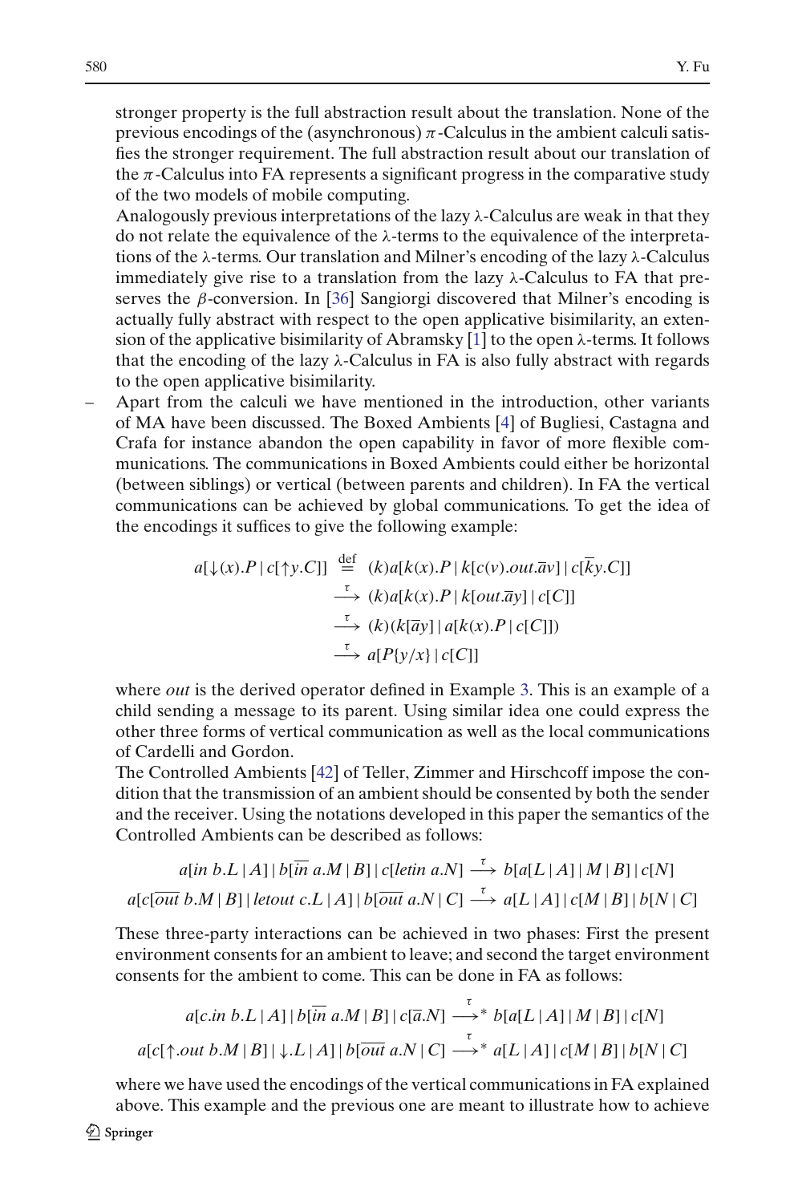stronger property is the full abstraction result about the translation. None of the previous encodings of the (asynchronous) $\pi$-Calculus in the ambient calculi satisfies the stronger requirement. The full abstraction result about our translation of the $\pi$-Calculus into FA represents a significant progress in the comparative study of the two models of mobile computing.

Analogously previous interpretations of the lazy λ-Calculus are weak in that they do not relate the equivalence of the λ-terms to the equivalence of the interpretations of the λ-terms. Our translation and Milner's encoding of the lazy λ-Calculus immediately give rise to a translation from the lazy λ-Calculus to FA that preserves the $\beta$-conversion. In [36] Sangiorgi discovered that Milner's encoding is actually fully abstract with respect to the open applicative bisimilarity, an extension of the applicative bisimilarity of Abramsky [1] to the open λ-terms. It follows that the encoding of the lazy λ-Calculus in FA is also fully abstract with regards to the open applicative bisimilarity.

– Apart from the calculi we have mentioned in the introduction, other variants of MA have been discussed. The Boxed Ambients [4] of Bugliesi, Castagna and Crafa for instance abandon the open capability in favor of more flexible communications. The communications in Boxed Ambients could either be horizontal (between siblings) or vertical (between parents and children). In FA the vertical communications can be achieved by global communications. To get the idea of the encodings it suffices to give the following example:

$$
\begin{aligned}
a[\downarrow(x).P \mid c[\uparrow y.C]] &\stackrel{\text{def}}{=} (k)a[k(x).P \mid k[c(v).out.\overline{a}v] \mid c[\overline{k}y.C]] \\
&\xrightarrow{\tau} (k)a[k(x).P \mid k[out.\overline{a}y] \mid c[C]] \\
&\xrightarrow{\tau} (k)(k[\overline{a}y] \mid a[k(x).P \mid c[C]]) \\
&\xrightarrow{\tau} a[P\{y/x\} \mid c[C]]
\end{aligned}
$$

where *out* is the derived operator defined in Example 3. This is an example of a child sending a message to its parent. Using similar idea one could express the other three forms of vertical communication as well as the local communications of Cardelli and Gordon.

The Controlled Ambients [42] of Teller, Zimmer and Hirschcoff impose the condition that the transmission of an ambient should be consented by both the sender and the receiver. Using the notations developed in this paper the semantics of the Controlled Ambients can be described as follows:

$$
a[in\ b.L \mid A] \mid b[\overline{in}\ a.M \mid B] \mid c[letin\ a.N] \xrightarrow{\tau} b[a[L \mid A] \mid M \mid B] \mid c[N]
$$
$$
a[c[\overline{out}\ b.M \mid B] \mid letout\ c.L \mid A] \mid b[\overline{out}\ a.N \mid C] \xrightarrow{\tau} a[L \mid A] \mid c[M \mid B] \mid b[N \mid C]
$$

These three-party interactions can be achieved in two phases: First the present environment consents for an ambient to leave; and second the target environment consents for the ambient to come. This can be done in FA as follows:

$$
a[c.in\ b.L \mid A] \mid b[\overline{in}\ a.M \mid B] \mid c[\overline{a}.N] \xrightarrow{\tau}{}^{*} b[a[L \mid A] \mid M \mid B] \mid c[N]
$$
$$
a[c[\uparrow.out\ b.M \mid B] \mid \downarrow.L \mid A] \mid b[\overline{out}\ a.N \mid C] \xrightarrow{\tau}{}^{*} a[L \mid A] \mid c[M \mid B] \mid b[N \mid C]
$$

where we have used the encodings of the vertical communications in FA explained above. This example and the previous one are meant to illustrate how to achieve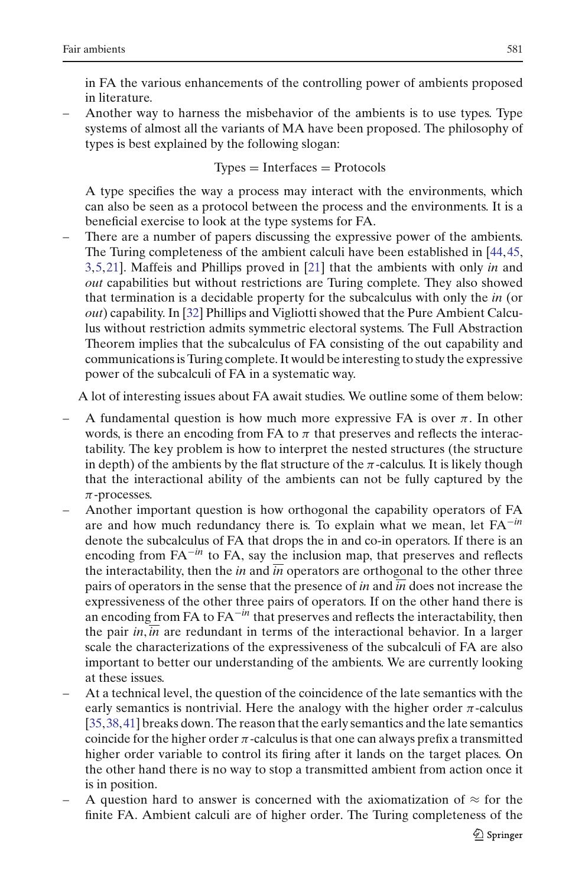in FA the various enhancements of the controlling power of ambients proposed in literature.

- Another way to harness the misbehavior of the ambients is to use types. Type systems of almost all the variants of MA have been proposed. The philosophy of types is best explained by the following slogan:

  $$\text{Types} = \text{Interfaces} = \text{Protocols}$$

  A type specifies the way a process may interact with the environments, which can also be seen as a protocol between the process and the environments. It is a beneficial exercise to look at the type systems for FA.
- There are a number of papers discussing the expressive power of the ambients. The Turing completeness of the ambient calculi have been established in [44,45,3,5,21]. Maffeis and Phillips proved in [21] that the ambients with only *in* and *out* capabilities but without restrictions are Turing complete. They also showed that termination is a decidable property for the subcalculus with only the *in* (or *out*) capability. In [32] Phillips and Vigliotti showed that the Pure Ambient Calculus without restriction admits symmetric electoral systems. The Full Abstraction Theorem implies that the subcalculus of FA consisting of the out capability and communications is Turing complete. It would be interesting to study the expressive power of the subcalculi of FA in a systematic way.

A lot of interesting issues about FA await studies. We outline some of them below:

- A fundamental question is how much more expressive FA is over $\pi$. In other words, is there an encoding from FA to $\pi$ that preserves and reflects the interactability. The key problem is how to interpret the nested structures (the structure in depth) of the ambients by the flat structure of the $\pi$-calculus. It is likely though that the interactional ability of the ambients can not be fully captured by the $\pi$-processes.
- Another important question is how orthogonal the capability operators of FA are and how much redundancy there is. To explain what we mean, let $\mathrm{FA}^{-in}$ denote the subcalculus of FA that drops the in and co-in operators. If there is an encoding from $\mathrm{FA}^{-in}$ to FA, say the inclusion map, that preserves and reflects the interactability, then the *in* and $\overline{in}$ operators are orthogonal to the other three pairs of operators in the sense that the presence of *in* and $\overline{in}$ does not increase the expressiveness of the other three pairs of operators. If on the other hand there is an encoding from FA to $\mathrm{FA}^{-in}$ that preserves and reflects the interactability, then the pair $in, \overline{in}$ are redundant in terms of the interactional behavior. In a larger scale the characterizations of the expressiveness of the subcalculi of FA are also important to better our understanding of the ambients. We are currently looking at these issues.
- At a technical level, the question of the coincidence of the late semantics with the early semantics is nontrivial. Here the analogy with the higher order $\pi$-calculus [35,38,41] breaks down. The reason that the early semantics and the late semantics coincide for the higher order $\pi$-calculus is that one can always prefix a transmitted higher order variable to control its firing after it lands on the target places. On the other hand there is no way to stop a transmitted ambient from action once it is in position.
- A question hard to answer is concerned with the axiomatization of $\approx$ for the finite FA. Ambient calculi are of higher order. The Turing completeness of the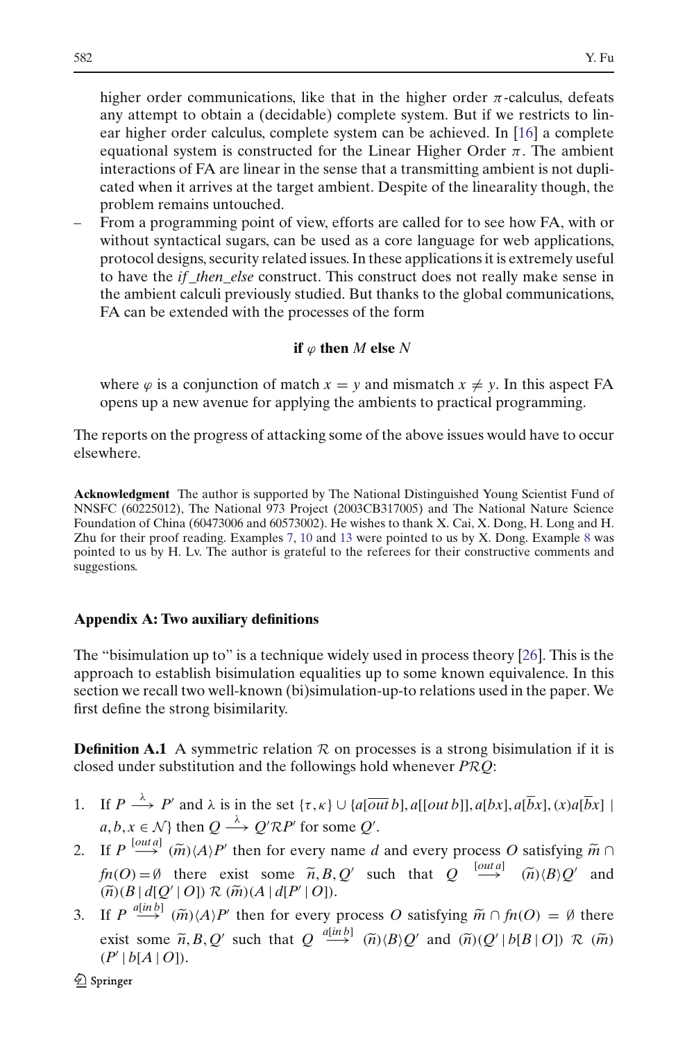higher order communications, like that in the higher order $\pi$-calculus, defeats any attempt to obtain a (decidable) complete system. But if we restricts to linear higher order calculus, complete system can be achieved. In [16] a complete equational system is constructed for the Linear Higher Order $\pi$. The ambient interactions of FA are linear in the sense that a transmitting ambient is not duplicated when it arrives at the target ambient. Despite of the linearality though, the problem remains untouched.

– From a programming point of view, efforts are called for to see how FA, with or without syntactical sugars, can be used as a core language for web applications, protocol designs, security related issues. In these applications it is extremely useful to have the *if_then_else* construct. This construct does not really make sense in the ambient calculi previously studied. But thanks to the global communications, FA can be extended with the processes of the form

$$\textbf{if } \varphi \textbf{ then } M \textbf{ else } N$$

where $\varphi$ is a conjunction of match $x = y$ and mismatch $x \neq y$. In this aspect FA opens up a new avenue for applying the ambients to practical programming.

The reports on the progress of attacking some of the above issues would have to occur elsewhere.

**Acknowledgment** The author is supported by The National Distinguished Young Scientist Fund of NNSFC (60225012), The National 973 Project (2003CB317005) and The National Nature Science Foundation of China (60473006 and 60573002). He wishes to thank X. Cai, X. Dong, H. Long and H. Zhu for their proof reading. Examples 7, 10 and 13 were pointed to us by X. Dong. Example 8 was pointed to us by H. Lv. The author is grateful to the referees for their constructive comments and suggestions.

## Appendix A: Two auxiliary definitions

The "bisimulation up to" is a technique widely used in process theory [26]. This is the approach to establish bisimulation equalities up to some known equivalence. In this section we recall two well-known (bi)simulation-up-to relations used in the paper. We first define the strong bisimilarity.

**Definition A.1** A symmetric relation $\mathcal{R}$ on processes is a strong bisimulation if it is closed under substitution and the followings hold whenever $P\mathcal{R}Q$:

1. If $P \xrightarrow{\lambda} P'$ and $\lambda$ is in the set $\{\tau, \kappa\} \cup \{a[\overline{out}\, b], a[[out\, b]], a[bx], a[\overline{b}x], (x)a[\overline{b}x] \mid a, b, x \in \mathcal{N}\}$ then $Q \xrightarrow{\lambda} Q'\mathcal{R}P'$ for some $Q'$.
2. If $P \xrightarrow{[out\, a]} (\widetilde{m})\langle A\rangle P'$ then for every name $d$ and every process $O$ satisfying $\widetilde{m} \cap fn(O) = \emptyset$ there exist some $\widetilde{n}, B, Q'$ such that $Q \xrightarrow{[out\, a]} (\widetilde{n})\langle B\rangle Q'$ and $(\widetilde{n})(B \mid d[Q' \mid O])\ \mathcal{R}\ (\widetilde{m})(A \mid d[P' \mid O])$.
3. If $P \xrightarrow{a[in\, b]} (\widetilde{m})\langle A\rangle P'$ then for every process $O$ satisfying $\widetilde{m} \cap fn(O) = \emptyset$ there exist some $\widetilde{n}, B, Q'$ such that $Q \xrightarrow{a[in\, b]} (\widetilde{n})\langle B\rangle Q'$ and $(\widetilde{n})(Q' \mid b[B \mid O])\ \mathcal{R}\ (\widetilde{m})(P' \mid b[A \mid O])$.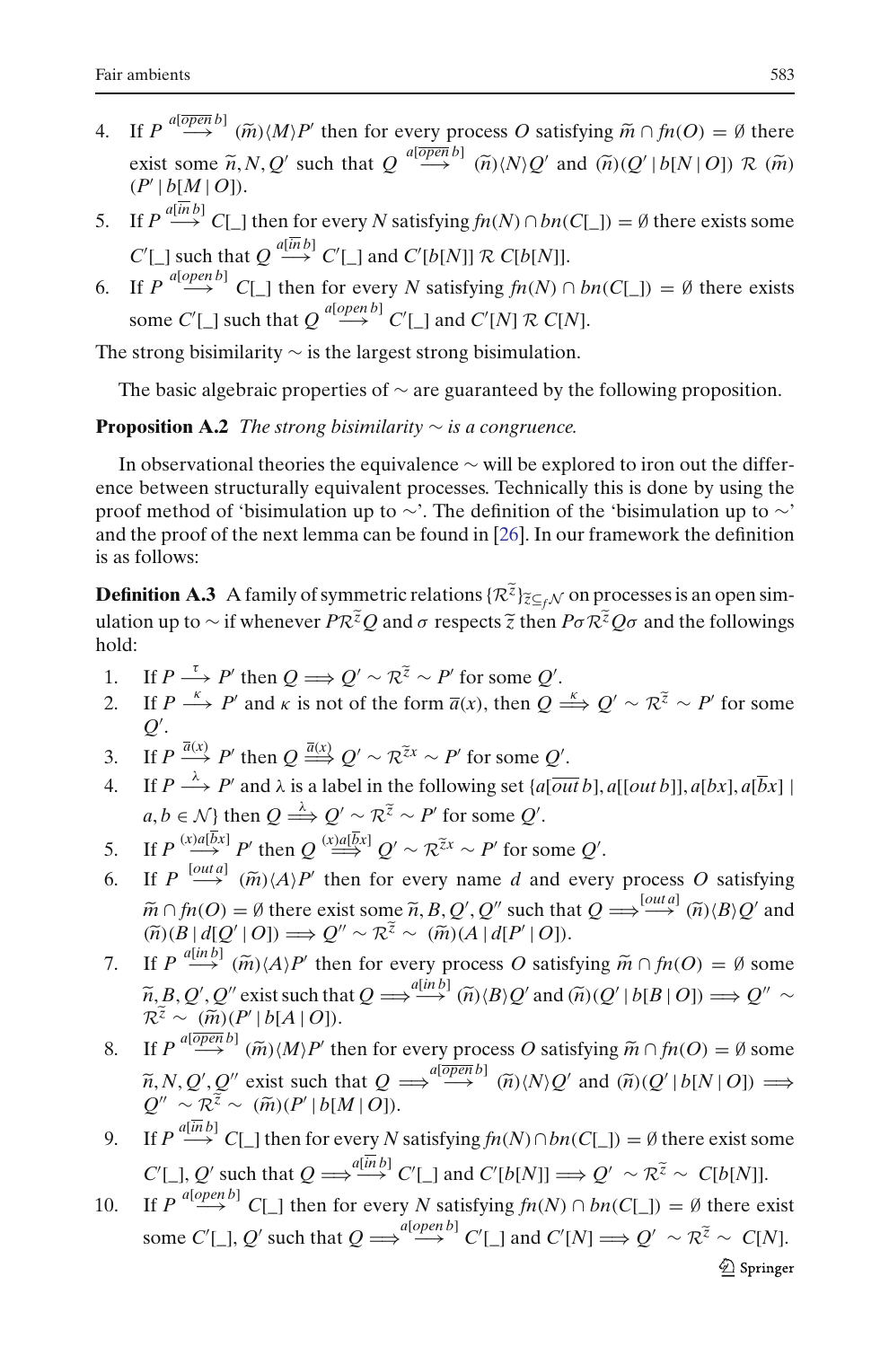4. If $P \stackrel{a[\overline{open}\, b]}{\longrightarrow} (\widetilde{m})\langle M\rangle P'$ then for every process $O$ satisfying $\widetilde{m} \cap fn(O) = \emptyset$ there exist some $\widetilde{n}, N, Q'$ such that $Q \stackrel{a[\overline{open}\, b]}{\longrightarrow} (\widetilde{n})\langle N\rangle Q'$ and $(\widetilde{n})(Q' \mid b[N \mid O])\ \mathcal{R}\ (\widetilde{m})(P' \mid b[M \mid O])$.
5. If $P \stackrel{a[\overline{in}\, b]}{\longrightarrow} C[\_]$ then for every $N$ satisfying $fn(N) \cap bn(C[\_]) = \emptyset$ there exists some $C'[\_]$ such that $Q \stackrel{a[\overline{in}\, b]}{\longrightarrow} C'[\_]$ and $C'[b[N]]\ \mathcal{R}\ C[b[N]]$.
6. If $P \stackrel{a[open\, b]}{\longrightarrow} C[\_]$ then for every $N$ satisfying $fn(N) \cap bn(C[\_]) = \emptyset$ there exists some $C'[\_]$ such that $Q \stackrel{a[open\, b]}{\longrightarrow} C'[\_]$ and $C'[N]\ \mathcal{R}\ C[N]$.

The strong bisimilarity $\sim$ is the largest strong bisimulation.

The basic algebraic properties of $\sim$ are guaranteed by the following proposition.

**Proposition A.2** *The strong bisimilarity $\sim$ is a congruence.*

In observational theories the equivalence $\sim$ will be explored to iron out the difference between structurally equivalent processes. Technically this is done by using the proof method of 'bisimulation up to $\sim$'. The definition of the 'bisimulation up to $\sim$' and the proof of the next lemma can be found in [26]. In our framework the definition is as follows:

**Definition A.3** A family of symmetric relations $\{\mathcal{R}^{\widetilde{z}}\}_{\widetilde{z} \subseteq_f \mathcal{N}}$ on processes is an open simulation up to $\sim$ if whenever $P\mathcal{R}^{\widetilde{z}}Q$ and $\sigma$ respects $\widetilde{z}$ then $P\sigma\mathcal{R}^{\widetilde{z}}Q\sigma$ and the followings hold:

1. If $P \stackrel{\tau}{\longrightarrow} P'$ then $Q \Longrightarrow Q' \sim \mathcal{R}^{\widetilde{z}} \sim P'$ for some $Q'$.
2. If $P \stackrel{\kappa}{\longrightarrow} P'$ and $\kappa$ is not of the form $\overline{a}(x)$, then $Q \stackrel{\kappa}{\Longrightarrow} Q' \sim \mathcal{R}^{\widetilde{z}} \sim P'$ for some $Q'$.
3. If $P \stackrel{\overline{a}(x)}{\longrightarrow} P'$ then $Q \stackrel{\overline{a}(x)}{\Longrightarrow} Q' \sim \mathcal{R}^{\widetilde{z}x} \sim P'$ for some $Q'$.
4. If $P \stackrel{\lambda}{\longrightarrow} P'$ and $\lambda$ is a label in the following set $\{a[\overline{out}\, b], a[[out\, b]], a[bx], a[\overline{b}x] \mid a, b \in \mathcal{N}\}$ then $Q \stackrel{\lambda}{\Longrightarrow} Q' \sim \mathcal{R}^{\widetilde{z}} \sim P'$ for some $Q'$.
5. If $P \stackrel{(x)a[\overline{b}x]}{\longrightarrow} P'$ then $Q \stackrel{(x)a[\overline{b}x]}{\Longrightarrow} Q' \sim \mathcal{R}^{\widetilde{z}x} \sim P'$ for some $Q'$.
6. If $P \stackrel{[out\, a]}{\longrightarrow} (\widetilde{m})\langle A\rangle P'$ then for every name $d$ and every process $O$ satisfying $\widetilde{m} \cap fn(O) = \emptyset$ there exist some $\widetilde{n}, B, Q', Q''$ such that $Q \Longrightarrow\stackrel{[out\, a]}{\longrightarrow} (\widetilde{n})\langle B\rangle Q'$ and $(\widetilde{n})(B \mid d[Q' \mid O]) \Longrightarrow Q'' \sim \mathcal{R}^{\widetilde{z}} \sim (\widetilde{m})(A \mid d[P' \mid O])$.
7. If $P \stackrel{a[in\, b]}{\longrightarrow} (\widetilde{m})\langle A\rangle P'$ then for every process $O$ satisfying $\widetilde{m} \cap fn(O) = \emptyset$ some $\widetilde{n}, B, Q', Q''$ exist such that $Q \Longrightarrow\stackrel{a[in\, b]}{\longrightarrow} (\widetilde{n})\langle B\rangle Q'$ and $(\widetilde{n})(Q' \mid b[B \mid O]) \Longrightarrow Q'' \sim \mathcal{R}^{\widetilde{z}} \sim (\widetilde{m})(P' \mid b[A \mid O])$.
8. If $P \stackrel{a[\overline{open}\, b]}{\longrightarrow} (\widetilde{m})\langle M\rangle P'$ then for every process $O$ satisfying $\widetilde{m} \cap fn(O) = \emptyset$ some $\widetilde{n}, N, Q', Q''$ exist such that $Q \Longrightarrow\stackrel{a[\overline{open}\, b]}{\longrightarrow} (\widetilde{n})\langle N\rangle Q'$ and $(\widetilde{n})(Q' \mid b[N \mid O]) \Longrightarrow Q'' \sim \mathcal{R}^{\widetilde{z}} \sim (\widetilde{m})(P' \mid b[M \mid O])$.
9. If $P \stackrel{a[\overline{in}\, b]}{\longrightarrow} C[\_]$ then for every $N$ satisfying $fn(N) \cap bn(C[\_]) = \emptyset$ there exist some $C'[\_], Q'$ such that $Q \Longrightarrow\stackrel{a[\overline{in}\, b]}{\longrightarrow} C'[\_]$ and $C'[b[N]] \Longrightarrow Q' \sim \mathcal{R}^{\widetilde{z}} \sim C[b[N]]$.
10. If $P \stackrel{a[open\, b]}{\longrightarrow} C[\_]$ then for every $N$ satisfying $fn(N) \cap bn(C[\_]) = \emptyset$ there exist some $C'[\_], Q'$ such that $Q \Longrightarrow\stackrel{a[open\, b]}{\longrightarrow} C'[\_]$ and $C'[N] \Longrightarrow Q' \sim \mathcal{R}^{\widetilde{z}} \sim C[N]$.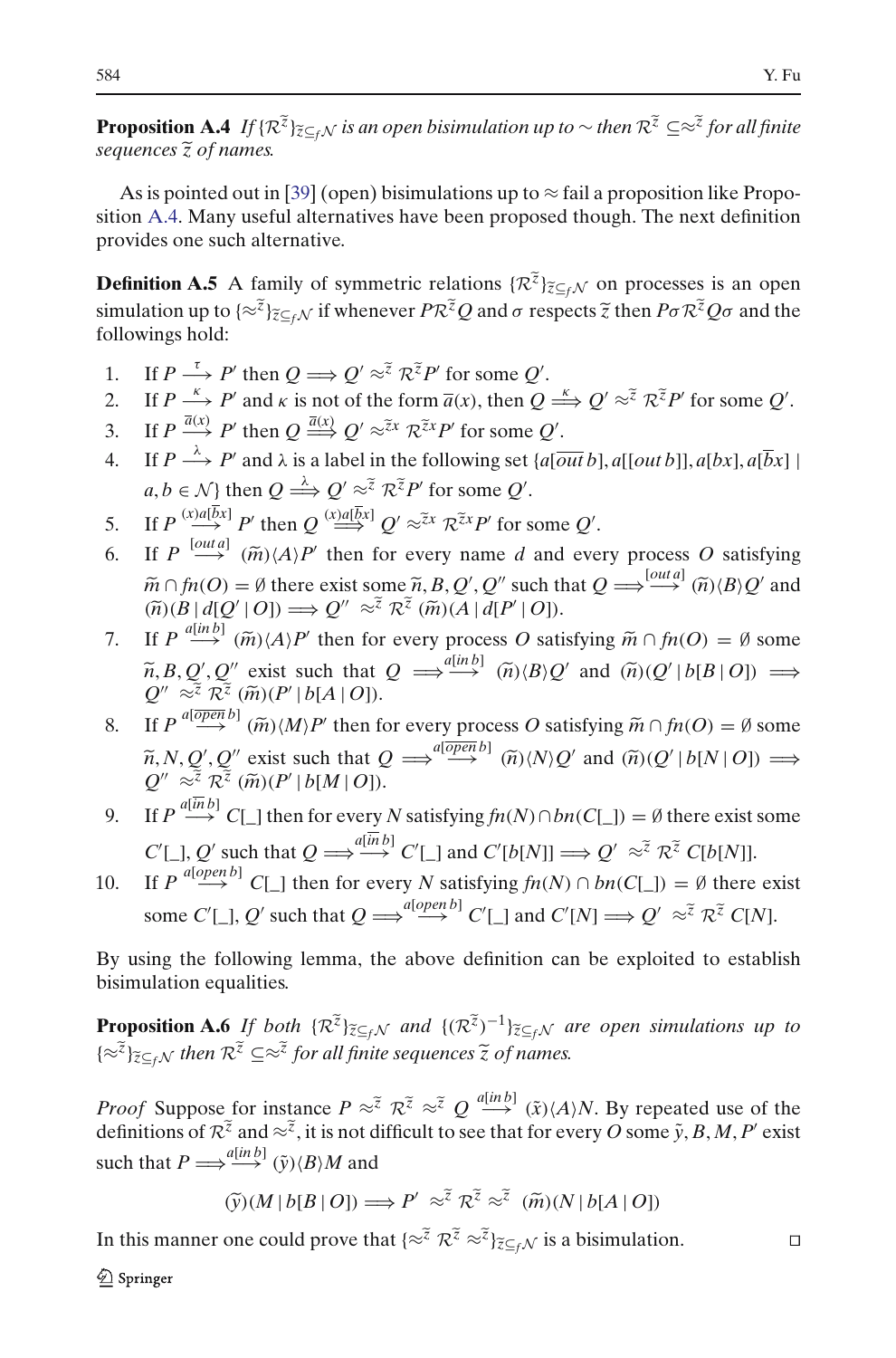**Proposition A.4** *If* $\{\mathcal{R}^{\widetilde{z}}\}_{\widetilde{z}\subseteq_f\mathcal{N}}$ *is an open bisimulation up to* $\sim$ *then* $\mathcal{R}^{\widetilde{z}} \subseteq \approx^{\widetilde{z}}$ *for all finite sequences* $\widetilde{z}$ *of names.*

As is pointed out in [39] (open) bisimulations up to $\approx$ fail a proposition like Proposition A.4. Many useful alternatives have been proposed though. The next definition provides one such alternative.

**Definition A.5** A family of symmetric relations $\{\mathcal{R}^{\widetilde{z}}\}_{\widetilde{z}\subseteq_f\mathcal{N}}$ on processes is an open simulation up to $\{\approx^{\widetilde{z}}\}_{\widetilde{z}\subseteq_f\mathcal{N}}$ if whenever $P\mathcal{R}^{\widetilde{z}}Q$ and $\sigma$ respects $\widetilde{z}$ then $P\sigma\mathcal{R}^{\widetilde{z}}Q\sigma$ and the followings hold:

1. If $P \xrightarrow{\tau} P'$ then $Q \Longrightarrow Q' \approx^{\widetilde{z}} \mathcal{R}^{\widetilde{z}}P'$ for some $Q'$.
2. If $P \xrightarrow{\kappa} P'$ and $\kappa$ is not of the form $\overline{a}(x)$, then $Q \stackrel{\kappa}{\Longrightarrow} Q' \approx^{\widetilde{z}} \mathcal{R}^{\widetilde{z}}P'$ for some $Q'$.
3. If $P \xrightarrow{\overline{a}(x)} P'$ then $Q \stackrel{\overline{a}(x)}{\Longrightarrow} Q' \approx^{\widetilde{z}x} \mathcal{R}^{\widetilde{z}x}P'$ for some $Q'$.
4. If $P \xrightarrow{\lambda} P'$ and $\lambda$ is a label in the following set $\{a[\overline{out}\,b], a[[out\,b]], a[bx], a[\overline{b}x] \mid a, b \in \mathcal{N}\}$ then $Q \stackrel{\lambda}{\Longrightarrow} Q' \approx^{\widetilde{z}} \mathcal{R}^{\widetilde{z}}P'$ for some $Q'$.
5. If $P \xrightarrow{(x)a[\overline{b}x]} P'$ then $Q \stackrel{(x)a[\overline{b}x]}{\Longrightarrow} Q' \approx^{\widetilde{z}x} \mathcal{R}^{\widetilde{z}x}P'$ for some $Q'$.
6. If $P \xrightarrow{[out\,a]} (\widetilde{m})\langle A\rangle P'$ then for every name $d$ and every process $O$ satisfying $\widetilde{m} \cap fn(O) = \emptyset$ there exist some $\widetilde{n}, B, Q', Q''$ such that $Q \stackrel{[out\,a]}{\Longrightarrow} (\widetilde{n})\langle B\rangle Q'$ and $(\widetilde{n})(B \mid d[Q' \mid O]) \Longrightarrow Q'' \approx^{\widetilde{z}} \mathcal{R}^{\widetilde{z}} (\widetilde{m})(A \mid d[P' \mid O])$.
7. If $P \xrightarrow{a[in\,b]} (\widetilde{m})\langle A\rangle P'$ then for every process $O$ satisfying $\widetilde{m} \cap fn(O) = \emptyset$ some $\widetilde{n}, B, Q', Q''$ exist such that $Q \stackrel{a[in\,b]}{\Longrightarrow} (\widetilde{n})\langle B\rangle Q'$ and $(\widetilde{n})(Q' \mid b[B \mid O]) \Longrightarrow Q'' \approx^{\widetilde{z}} \mathcal{R}^{\widetilde{z}} (\widetilde{m})(P' \mid b[A \mid O])$.
8. If $P \xrightarrow{a[\overline{open}\,b]} (\widetilde{m})\langle M\rangle P'$ then for every process $O$ satisfying $\widetilde{m} \cap fn(O) = \emptyset$ some $\widetilde{n}, N, Q', Q''$ exist such that $Q \stackrel{a[\overline{open}\,b]}{\Longrightarrow} (\widetilde{n})\langle N\rangle Q'$ and $(\widetilde{n})(Q' \mid b[N \mid O]) \Longrightarrow Q'' \approx^{\widetilde{z}} \mathcal{R}^{\widetilde{z}} (\widetilde{m})(P' \mid b[M \mid O])$.
9. If $P \xrightarrow{a[\overline{in}\,b]} C[\_]$ then for every $N$ satisfying $fn(N) \cap bn(C[\_]) = \emptyset$ there exist some $C'[\_], Q'$ such that $Q \stackrel{a[\overline{in}\,b]}{\Longrightarrow} C'[\_]$ and $C'[b[N]] \Longrightarrow Q' \approx^{\widetilde{z}} \mathcal{R}^{\widetilde{z}} C[b[N]]$.
10. If $P \xrightarrow{a[open\,b]} C[\_]$ then for every $N$ satisfying $fn(N) \cap bn(C[\_]) = \emptyset$ there exist some $C'[\_], Q'$ such that $Q \stackrel{a[open\,b]}{\Longrightarrow} C'[\_]$ and $C'[N] \Longrightarrow Q' \approx^{\widetilde{z}} \mathcal{R}^{\widetilde{z}} C[N]$.

By using the following lemma, the above definition can be exploited to establish bisimulation equalities.

**Proposition A.6** *If both* $\{\mathcal{R}^{\widetilde{z}}\}_{\widetilde{z}\subseteq_f\mathcal{N}}$ *and* $\{(\mathcal{R}^{\widetilde{z}})^{-1}\}_{\widetilde{z}\subseteq_f\mathcal{N}}$ *are open simulations up to* $\{\approx^{\widetilde{z}}\}_{\widetilde{z}\subseteq_f\mathcal{N}}$ *then* $\mathcal{R}^{\widetilde{z}} \subseteq \approx^{\widetilde{z}}$ *for all finite sequences* $\widetilde{z}$ *of names.*

*Proof* Suppose for instance $P \approx^{\widetilde{z}} \mathcal{R}^{\widetilde{z}} \approx^{\widetilde{z}} Q \xrightarrow{a[in\,b]} (\tilde{x})\langle A\rangle N$. By repeated use of the definitions of $\mathcal{R}^{\widetilde{z}}$ and $\approx^{\widetilde{z}}$, it is not difficult to see that for every $O$ some $\tilde{y}, B, M, P'$ exist such that $P \stackrel{a[in\,b]}{\Longrightarrow} (\tilde{y})\langle B\rangle M$ and

$$(\widetilde{y})(M \mid b[B \mid O]) \Longrightarrow P' \approx^{\widetilde{z}} \mathcal{R}^{\widetilde{z}} \approx^{\widetilde{z}} (\widetilde{m})(N \mid b[A \mid O])$$

In this manner one could prove that $\{\approx^{\widetilde{z}} \mathcal{R}^{\widetilde{z}} \approx^{\widetilde{z}}\}_{\widetilde{z}\subseteq_f\mathcal{N}}$ is a bisimulation. □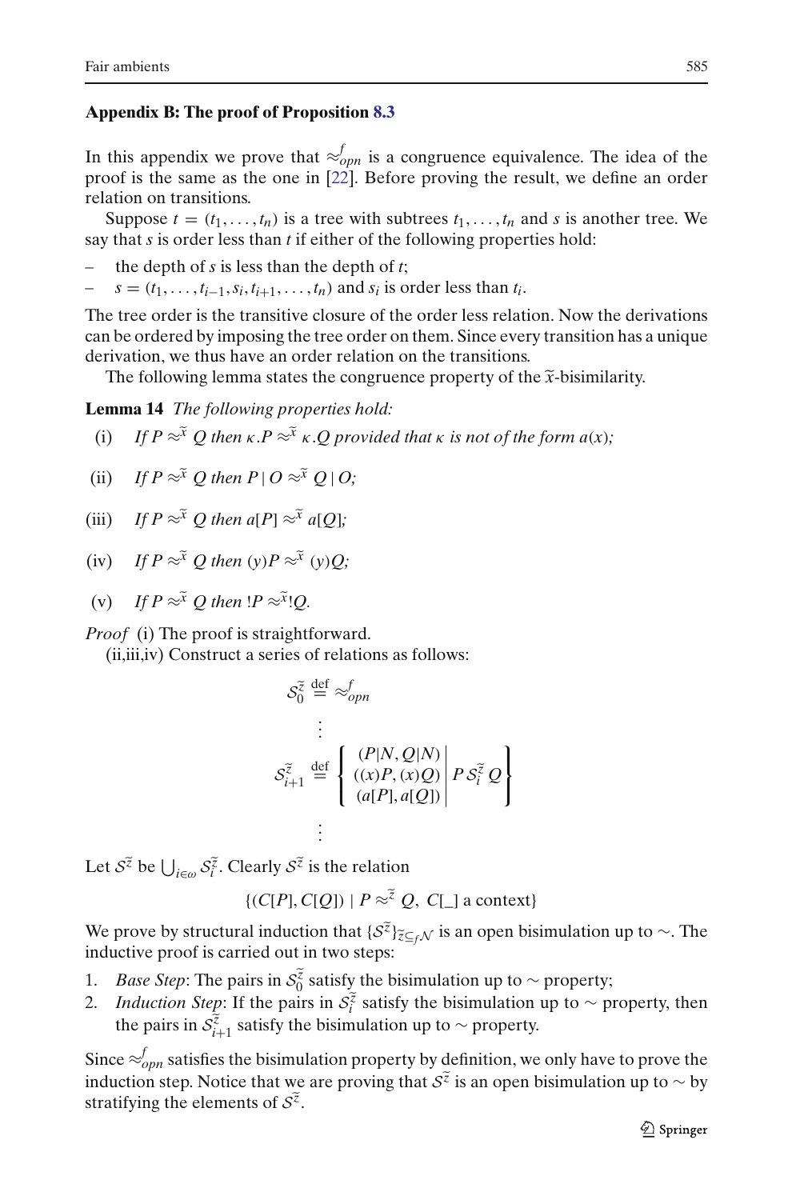## Appendix B: The proof of Proposition 8.3

In this appendix we prove that $\approx^f_{opn}$ is a congruence equivalence. The idea of the proof is the same as the one in [22]. Before proving the result, we define an order relation on transitions.

Suppose $t = (t_1, \ldots, t_n)$ is a tree with subtrees $t_1, \ldots, t_n$ and $s$ is another tree. We say that $s$ is order less than $t$ if either of the following properties hold:

- the depth of $s$ is less than the depth of $t$;
- $s = (t_1, \ldots, t_{i-1}, s_i, t_{i+1}, \ldots, t_n)$ and $s_i$ is order less than $t_i$.

The tree order is the transitive closure of the order less relation. Now the derivations can be ordered by imposing the tree order on them. Since every transition has a unique derivation, we thus have an order relation on the transitions.

The following lemma states the congruence property of the $\widetilde{x}$-bisimilarity.

**Lemma 14** *The following properties hold:*

(i) *If $P \approx^{\widetilde{x}} Q$ then $\kappa.P \approx^{\widetilde{x}} \kappa.Q$ provided that $\kappa$ is not of the form $a(x)$;*

(ii) *If $P \approx^{\widetilde{x}} Q$ then $P \,|\, O \approx^{\widetilde{x}} Q \,|\, O$;*

(iii) *If $P \approx^{\widetilde{x}} Q$ then $a[P] \approx^{\widetilde{x}} a[Q]$;*

(iv) *If $P \approx^{\widetilde{x}} Q$ then $(y)P \approx^{\widetilde{x}} (y)Q$;*

(v) *If $P \approx^{\widetilde{x}} Q$ then $!P \approx^{\widetilde{x}} !Q$.*

*Proof* (i) The proof is straightforward.

(ii,iii,iv) Construct a series of relations as follows:

$$\mathcal{S}^{\widetilde{z}}_0 \stackrel{\text{def}}{=} \approx^f_{opn}$$

$$\vdots$$

$$\mathcal{S}^{\widetilde{z}}_{i+1} \stackrel{\text{def}}{=} \left\{ \begin{array}{c} (P|N, Q|N) \\ ((x)P, (x)Q) \\ (a[P], a[Q]) \end{array} \middle| \; P \,\mathcal{S}^{\widetilde{z}}_i\, Q \right\}$$

$$\vdots$$

Let $\mathcal{S}^{\widetilde{z}}$ be $\bigcup_{i \in \omega} \mathcal{S}^{\widetilde{z}}_i$. Clearly $\mathcal{S}^{\widetilde{z}}$ is the relation

$$\{(C[P], C[Q]) \mid P \approx^{\widetilde{z}} Q,\ C[\_] \text{ a context}\}$$

We prove by structural induction that $\{\mathcal{S}^{\widetilde{z}}\}_{\widetilde{z} \subseteq_f \mathcal{N}}$ is an open bisimulation up to $\sim$. The inductive proof is carried out in two steps:

1. *Base Step*: The pairs in $\mathcal{S}^{\widetilde{z}}_0$ satisfy the bisimulation up to $\sim$ property;
2. *Induction Step*: If the pairs in $\mathcal{S}^{\widetilde{z}}_i$ satisfy the bisimulation up to $\sim$ property, then the pairs in $\mathcal{S}^{\widetilde{z}}_{i+1}$ satisfy the bisimulation up to $\sim$ property.

Since $\approx^f_{opn}$ satisfies the bisimulation property by definition, we only have to prove the induction step. Notice that we are proving that $\mathcal{S}^{\widetilde{z}}$ is an open bisimulation up to $\sim$ by stratifying the elements of $\mathcal{S}^{\widetilde{z}}$.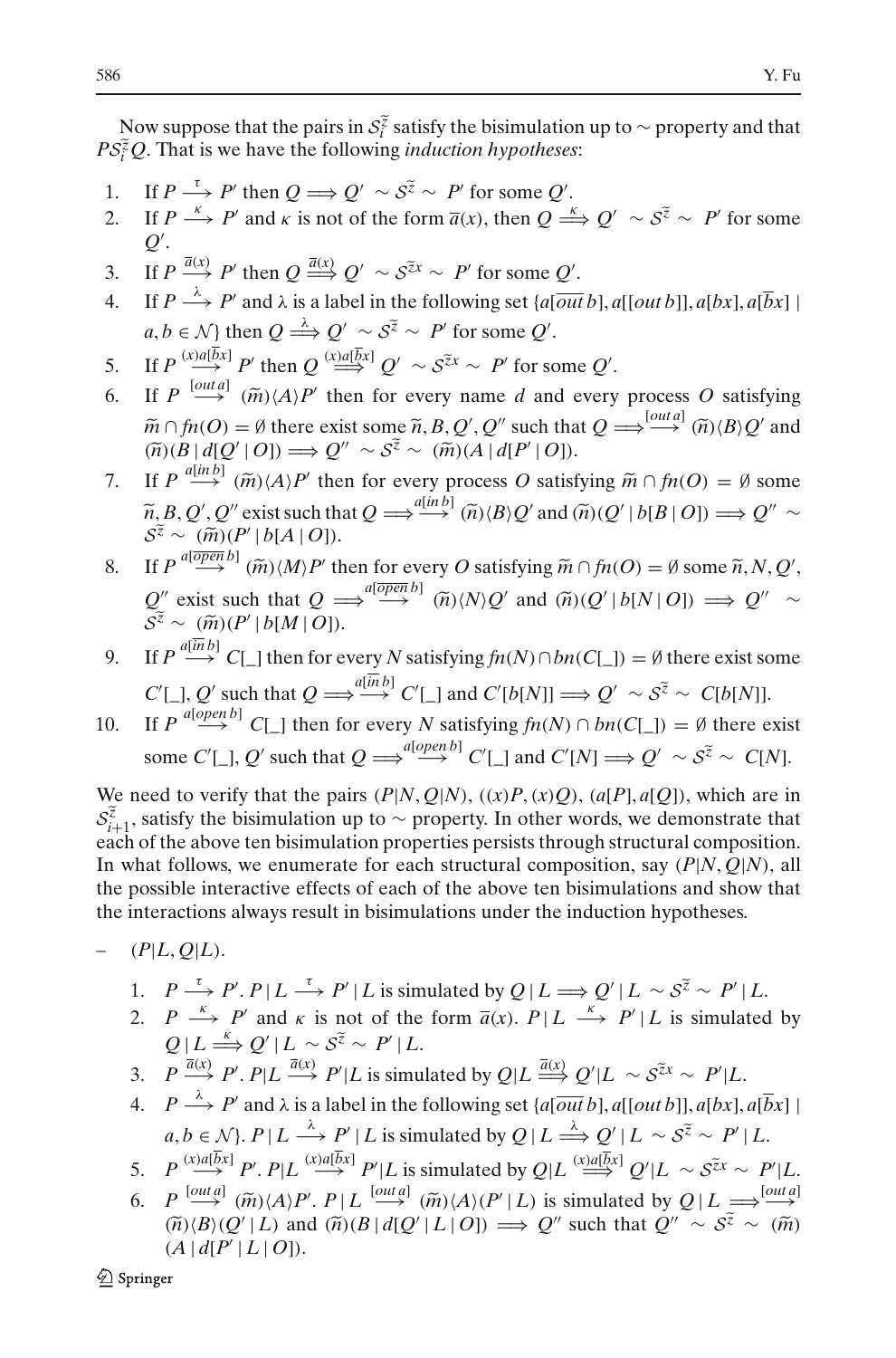Now suppose that the pairs in $\mathcal{S}_i^{\widetilde{z}}$ satisfy the bisimulation up to $\sim$ property and that $P\mathcal{S}_i^{\widetilde{z}}Q$. That is we have the following *induction hypotheses*:

1. If $P \stackrel{\tau}{\longrightarrow} P'$ then $Q \Longrightarrow Q' \sim \mathcal{S}^{\widetilde{z}} \sim P'$ for some $Q'$.
2. If $P \stackrel{\kappa}{\longrightarrow} P'$ and $\kappa$ is not of the form $\overline{a}(x)$, then $Q \stackrel{\kappa}{\Longrightarrow} Q' \sim \mathcal{S}^{\widetilde{z}} \sim P'$ for some $Q'$.
3. If $P \stackrel{\overline{a}(x)}{\longrightarrow} P'$ then $Q \stackrel{\overline{a}(x)}{\Longrightarrow} Q' \sim \mathcal{S}^{\widetilde{z}x} \sim P'$ for some $Q'$.
4. If $P \stackrel{\lambda}{\longrightarrow} P'$ and $\lambda$ is a label in the following set $\{a[\overline{out}\,b], a[[out\,b]], a[bx], a[\overline{b}x] \mid a, b \in \mathcal{N}\}$ then $Q \stackrel{\lambda}{\Longrightarrow} Q' \sim \mathcal{S}^{\widetilde{z}} \sim P'$ for some $Q'$.
5. If $P \stackrel{(x)a[\overline{b}x]}{\longrightarrow} P'$ then $Q \stackrel{(x)a[\overline{b}x]}{\Longrightarrow} Q' \sim \mathcal{S}^{\widetilde{z}x} \sim P'$ for some $Q'$.
6. If $P \stackrel{[out\,a]}{\longrightarrow} (\widetilde{m})\langle A\rangle P'$ then for every name $d$ and every process $O$ satisfying $\widetilde{m} \cap fn(O) = \emptyset$ there exist some $\widetilde{n}, B, Q', Q''$ such that $Q \Longrightarrow\stackrel{[out\,a]}{\longrightarrow} (\widetilde{n})\langle B\rangle Q'$ and $(\widetilde{n})(B \mid d[Q' \mid O]) \Longrightarrow Q'' \sim \mathcal{S}^{\widetilde{z}} \sim (\widetilde{m})(A \mid d[P' \mid O])$.
7. If $P \stackrel{a[in\,b]}{\longrightarrow} (\widetilde{m})\langle A\rangle P'$ then for every process $O$ satisfying $\widetilde{m} \cap fn(O) = \emptyset$ some $\widetilde{n}, B, Q', Q''$ exist such that $Q \Longrightarrow\stackrel{a[in\,b]}{\longrightarrow} (\widetilde{n})\langle B\rangle Q'$ and $(\widetilde{n})(Q' \mid b[B \mid O]) \Longrightarrow Q'' \sim \mathcal{S}^{\widetilde{z}} \sim (\widetilde{m})(P' \mid b[A \mid O])$.
8. If $P \stackrel{a[\overline{open}\,b]}{\longrightarrow} (\widetilde{m})\langle M\rangle P'$ then for every $O$ satisfying $\widetilde{m} \cap fn(O) = \emptyset$ some $\widetilde{n}, N, Q'$, $Q''$ exist such that $Q \Longrightarrow\stackrel{a[\overline{open}\,b]}{\longrightarrow} (\widetilde{n})\langle N\rangle Q'$ and $(\widetilde{n})(Q' \mid b[N \mid O]) \Longrightarrow Q'' \sim \mathcal{S}^{\widetilde{z}} \sim (\widetilde{m})(P' \mid b[M \mid O])$.
9. If $P \stackrel{a[\overline{in}\,b]}{\longrightarrow} C[\_]$ then for every $N$ satisfying $fn(N) \cap bn(C[\_]) = \emptyset$ there exist some $C'[\_], Q'$ such that $Q \Longrightarrow\stackrel{a[\overline{in}\,b]}{\longrightarrow} C'[\_]$ and $C'[b[N]] \Longrightarrow Q' \sim \mathcal{S}^{\widetilde{z}} \sim C[b[N]]$.
10. If $P \stackrel{a[open\,b]}{\longrightarrow} C[\_]$ then for every $N$ satisfying $fn(N) \cap bn(C[\_]) = \emptyset$ there exist some $C'[\_], Q'$ such that $Q \Longrightarrow\stackrel{a[open\,b]}{\longrightarrow} C'[\_]$ and $C'[N] \Longrightarrow Q' \sim \mathcal{S}^{\widetilde{z}} \sim C[N]$.

We need to verify that the pairs $(P|N, Q|N)$, $((x)P, (x)Q)$, $(a[P], a[Q])$, which are in $\mathcal{S}_{i+1}^{\widetilde{z}}$, satisfy the bisimulation up to $\sim$ property. In other words, we demonstrate that each of the above ten bisimulation properties persists through structural composition. In what follows, we enumerate for each structural composition, say $(P|N, Q|N)$, all the possible interactive effects of each of the above ten bisimulations and show that the interactions always result in bisimulations under the induction hypotheses.

- $(P|L, Q|L)$.
  1. $P \stackrel{\tau}{\longrightarrow} P'$. $P \mid L \stackrel{\tau}{\longrightarrow} P' \mid L$ is simulated by $Q \mid L \Longrightarrow Q' \mid L \sim \mathcal{S}^{\widetilde{z}} \sim P' \mid L$.
  2. $P \stackrel{\kappa}{\longrightarrow} P'$ and $\kappa$ is not of the form $\overline{a}(x)$. $P \mid L \stackrel{\kappa}{\longrightarrow} P' \mid L$ is simulated by $Q \mid L \stackrel{\kappa}{\Longrightarrow} Q' \mid L \sim \mathcal{S}^{\widetilde{z}} \sim P' \mid L$.
  3. $P \stackrel{\overline{a}(x)}{\longrightarrow} P'$. $P|L \stackrel{\overline{a}(x)}{\longrightarrow} P'|L$ is simulated by $Q|L \stackrel{\overline{a}(x)}{\Longrightarrow} Q'|L \sim \mathcal{S}^{\widetilde{z}x} \sim P'|L$.
  4. $P \stackrel{\lambda}{\longrightarrow} P'$ and $\lambda$ is a label in the following set $\{a[\overline{out}\,b], a[[out\,b]], a[bx], a[\overline{b}x] \mid a, b \in \mathcal{N}\}$. $P \mid L \stackrel{\lambda}{\longrightarrow} P' \mid L$ is simulated by $Q \mid L \stackrel{\lambda}{\Longrightarrow} Q' \mid L \sim \mathcal{S}^{\widetilde{z}} \sim P' \mid L$.
  5. $P \stackrel{(x)a[\overline{b}x]}{\longrightarrow} P'$. $P|L \stackrel{(x)a[\overline{b}x]}{\longrightarrow} P'|L$ is simulated by $Q|L \stackrel{(x)a[\overline{b}x]}{\Longrightarrow} Q'|L \sim \mathcal{S}^{\widetilde{z}x} \sim P'|L$.
  6. $P \stackrel{[out\,a]}{\longrightarrow} (\widetilde{m})\langle A\rangle P'$. $P \mid L \stackrel{[out\,a]}{\longrightarrow} (\widetilde{m})\langle A\rangle(P' \mid L)$ is simulated by $Q \mid L \Longrightarrow\stackrel{[out\,a]}{\longrightarrow} (\widetilde{n})\langle B\rangle(Q' \mid L)$ and $(\widetilde{n})(B \mid d[Q' \mid L \mid O]) \Longrightarrow Q''$ such that $Q'' \sim \mathcal{S}^{\widetilde{z}} \sim (\widetilde{m})(A \mid d[P' \mid L \mid O])$.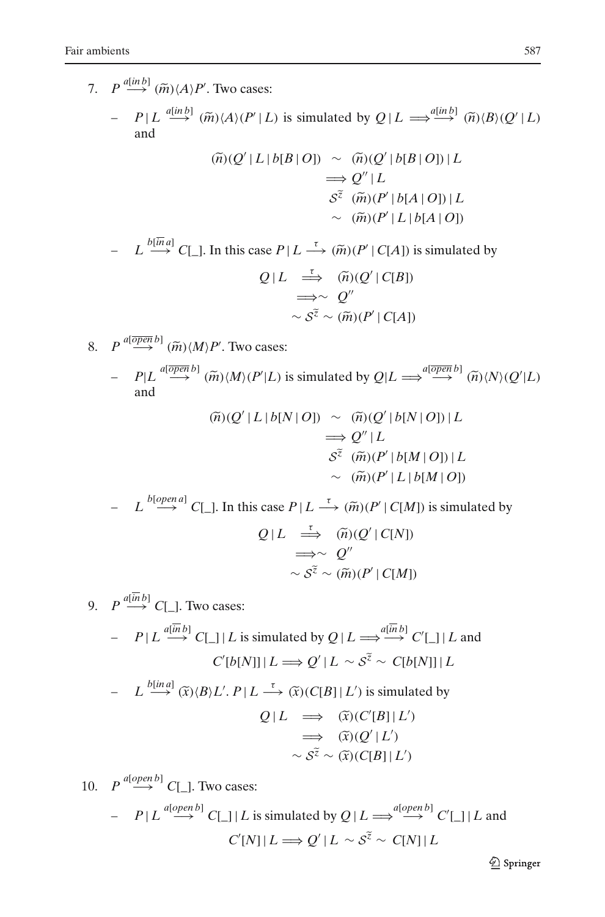7. $P \xrightarrow{a[in\, b]} (\widetilde{m})\langle A\rangle P'$. Two cases:

   – $P \mid L \xrightarrow{a[in\, b]} (\widetilde{m})\langle A\rangle(P' \mid L)$ is simulated by $Q \mid L \Longrightarrow\xrightarrow{a[in\, b]} (\widetilde{n})\langle B\rangle(Q' \mid L)$ and

$$
\begin{aligned}
(\widetilde{n})(Q' \mid L \mid b[B \mid O]) \;&\sim\; (\widetilde{n})(Q' \mid b[B \mid O]) \mid L \\
&\Longrightarrow Q'' \mid L \\
&\mathcal{S}^{\widetilde{z}} \;\; (\widetilde{m})(P' \mid b[A \mid O]) \mid L \\
&\sim\; (\widetilde{m})(P' \mid L \mid b[A \mid O])
\end{aligned}
$$

   – $L \xrightarrow{b[\overline{in}\, a]} C[\_]$. In this case $P \mid L \xrightarrow{\tau} (\widetilde{m})(P' \mid C[A])$ is simulated by

$$
\begin{aligned}
Q \mid L \;&\overset{\tau}{\Longrightarrow}\; (\widetilde{n})(Q' \mid C[B]) \\
&\Longrightarrow\sim\; Q'' \\
&\sim \mathcal{S}^{\widetilde{z}} \sim (\widetilde{m})(P' \mid C[A])
\end{aligned}
$$

8. $P \xrightarrow{a[\overline{open}\, b]} (\widetilde{m})\langle M\rangle P'$. Two cases:

   – $P|L \xrightarrow{a[\overline{open}\, b]} (\widetilde{m})\langle M\rangle(P'|L)$ is simulated by $Q|L \Longrightarrow\xrightarrow{a[\overline{open}\, b]} (\widetilde{n})\langle N\rangle(Q'|L)$ and

$$
\begin{aligned}
(\widetilde{n})(Q' \mid L \mid b[N \mid O]) \;&\sim\; (\widetilde{n})(Q' \mid b[N \mid O]) \mid L \\
&\Longrightarrow Q'' \mid L \\
&\mathcal{S}^{\widetilde{z}} \;\; (\widetilde{m})(P' \mid b[M \mid O]) \mid L \\
&\sim\; (\widetilde{m})(P' \mid L \mid b[M \mid O])
\end{aligned}
$$

   – $L \xrightarrow{b[open\, a]} C[\_]$. In this case $P \mid L \xrightarrow{\tau} (\widetilde{m})(P' \mid C[M])$ is simulated by

$$
\begin{aligned}
Q \mid L \;&\overset{\tau}{\Longrightarrow}\; (\widetilde{n})(Q' \mid C[N]) \\
&\Longrightarrow\sim\; Q'' \\
&\sim \mathcal{S}^{\widetilde{z}} \sim (\widetilde{m})(P' \mid C[M])
\end{aligned}
$$

9. $P \xrightarrow{a[\overline{in}\, b]} C[\_]$. Two cases:

   – $P \mid L \xrightarrow{a[\overline{in}\, b]} C[\_] \mid L$ is simulated by $Q \mid L \Longrightarrow\xrightarrow{a[\overline{in}\, b]} C'[\_] \mid L$ and

$$
C'[b[N]] \mid L \Longrightarrow Q' \mid L \;\sim \mathcal{S}^{\widetilde{z}} \sim\; C[b[N]] \mid L
$$

   – $L \xrightarrow{b[in\, a]} (\widetilde{x})\langle B\rangle L'$. $P \mid L \xrightarrow{\tau} (\widetilde{x})(C[B] \mid L')$ is simulated by

$$
\begin{aligned}
Q \mid L \;&\Longrightarrow\; (\widetilde{x})(C'[B] \mid L') \\
&\Longrightarrow\; (\widetilde{x})(Q' \mid L') \\
&\sim \mathcal{S}^{\widetilde{z}} \sim (\widetilde{x})(C[B] \mid L')
\end{aligned}
$$

10. $P \xrightarrow{a[open\, b]} C[\_]$. Two cases:

   – $P \mid L \xrightarrow{a[open\, b]} C[\_] \mid L$ is simulated by $Q \mid L \Longrightarrow\xrightarrow{a[open\, b]} C'[\_] \mid L$ and

$$
C'[N] \mid L \Longrightarrow Q' \mid L \;\sim \mathcal{S}^{\widetilde{z}} \sim\; C[N] \mid L
$$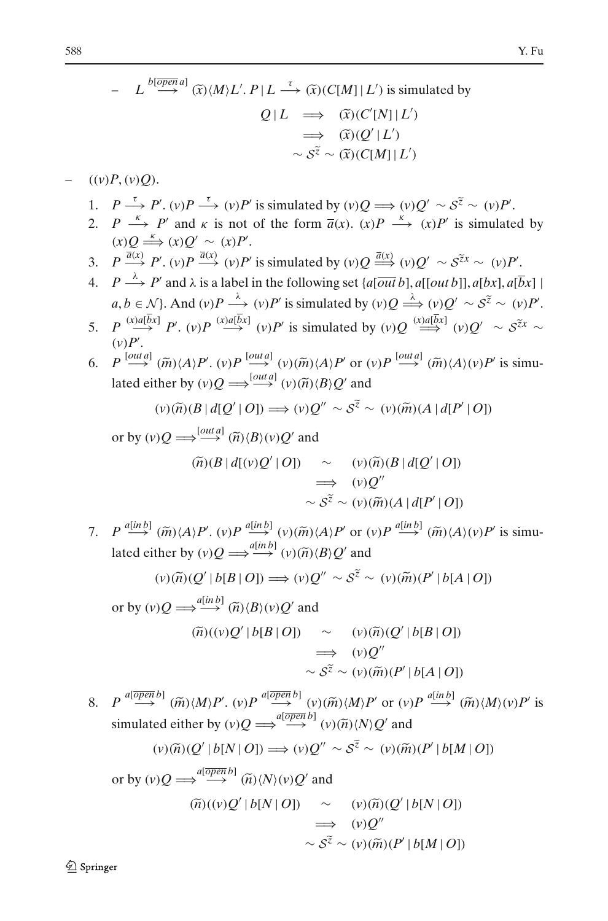– $L \stackrel{b[\overline{open}\, a]}{\longrightarrow} (\widetilde{x})\langle M\rangle L'.\ P \,|\, L \stackrel{\tau}{\longrightarrow} (\widetilde{x})(C[M] \,|\, L')$ is simulated by

$$
\begin{aligned}
Q \,|\, L &\Longrightarrow (\widetilde{x})(C'[N] \,|\, L') \\
&\Longrightarrow (\widetilde{x})(Q' \,|\, L') \\
&\sim \mathcal{S}^{\widetilde{z}} \sim (\widetilde{x})(C[M] \,|\, L')
\end{aligned}
$$

– $((v)P, (v)Q)$.

1. $P \stackrel{\tau}{\longrightarrow} P'$. $(v)P \stackrel{\tau}{\longrightarrow} (v)P'$ is simulated by $(v)Q \Longrightarrow (v)Q' \sim \mathcal{S}^{\widetilde{z}} \sim (v)P'$.
2. $P \stackrel{\kappa}{\longrightarrow} P'$ and $\kappa$ is not of the form $\overline{a}(x)$. $(x)P \stackrel{\kappa}{\longrightarrow} (x)P'$ is simulated by $(x)Q \stackrel{\kappa}{\Longrightarrow} (x)Q' \sim (x)P'$.
3. $P \stackrel{\overline{a}(x)}{\longrightarrow} P'$. $(v)P \stackrel{\overline{a}(x)}{\longrightarrow} (v)P'$ is simulated by $(v)Q \stackrel{\overline{a}(x)}{\Longrightarrow} (v)Q' \sim \mathcal{S}^{\widetilde{z}x} \sim (v)P'$.
4. $P \stackrel{\lambda}{\longrightarrow} P'$ and $\lambda$ is a label in the following set $\{a[\overline{out}\, b], a[[out\, b]], a[bx], a[\overline{b}x] \mid a, b \in \mathcal{N}\}$. And $(v)P \stackrel{\lambda}{\longrightarrow} (v)P'$ is simulated by $(v)Q \stackrel{\lambda}{\Longrightarrow} (v)Q' \sim \mathcal{S}^{\widetilde{z}} \sim (v)P'$.
5. $P \stackrel{(x)a[\overline{b}x]}{\longrightarrow} P'$. $(v)P \stackrel{(x)a[\overline{b}x]}{\longrightarrow} (v)P'$ is simulated by $(v)Q \stackrel{(x)a[\overline{b}x]}{\Longrightarrow} (v)Q' \sim \mathcal{S}^{\widetilde{z}x} \sim (v)P'$.
6. $P \stackrel{[out\, a]}{\longrightarrow} (\widetilde{m})\langle A\rangle P'$. $(v)P \stackrel{[out\, a]}{\longrightarrow} (v)(\widetilde{m})\langle A\rangle P'$ or $(v)P \stackrel{[out\, a]}{\longrightarrow} (\widetilde{m})\langle A\rangle (v)P'$ is simulated either by $(v)Q \Longrightarrow\stackrel{[out\, a]}{\longrightarrow} (v)(\widetilde{n})\langle B\rangle Q'$ and

$$(v)(\widetilde{n})(B \,|\, d[Q' \,|\, O]) \Longrightarrow (v)Q'' \sim \mathcal{S}^{\widetilde{z}} \sim (v)(\widetilde{m})(A \,|\, d[P' \,|\, O])$$

or by $(v)Q \Longrightarrow\stackrel{[out\, a]}{\longrightarrow} (\widetilde{n})\langle B\rangle (v)Q'$ and

$$
\begin{aligned}
(\widetilde{n})(B \,|\, d[(v)Q' \,|\, O]) &\sim (v)(\widetilde{n})(B \,|\, d[Q' \,|\, O]) \\
&\Longrightarrow (v)Q'' \\
&\sim \mathcal{S}^{\widetilde{z}} \sim (v)(\widetilde{m})(A \,|\, d[P' \,|\, O])
\end{aligned}
$$

7. $P \stackrel{a[in\, b]}{\longrightarrow} (\widetilde{m})\langle A\rangle P'$. $(v)P \stackrel{a[in\, b]}{\longrightarrow} (v)(\widetilde{m})\langle A\rangle P'$ or $(v)P \stackrel{a[in\, b]}{\longrightarrow} (\widetilde{m})\langle A\rangle (v)P'$ is simulated either by $(v)Q \Longrightarrow\stackrel{a[in\, b]}{\longrightarrow} (v)(\widetilde{n})\langle B\rangle Q'$ and

$$(v)(\widetilde{n})(Q' \,|\, b[B \,|\, O]) \Longrightarrow (v)Q'' \sim \mathcal{S}^{\widetilde{z}} \sim (v)(\widetilde{m})(P' \,|\, b[A \,|\, O])$$

or by $(v)Q \Longrightarrow\stackrel{a[in\, b]}{\longrightarrow} (\widetilde{n})\langle B\rangle (v)Q'$ and

$$
\begin{aligned}
(\widetilde{n})((v)Q' \,|\, b[B \,|\, O]) &\sim (v)(\widetilde{n})(Q' \,|\, b[B \,|\, O]) \\
&\Longrightarrow (v)Q'' \\
&\sim \mathcal{S}^{\widetilde{z}} \sim (v)(\widetilde{m})(P' \,|\, b[A \,|\, O])
\end{aligned}
$$

8. $P \stackrel{a[\overline{open}\, b]}{\longrightarrow} (\widetilde{m})\langle M\rangle P'$. $(v)P \stackrel{a[\overline{open}\, b]}{\longrightarrow} (v)(\widetilde{m})\langle M\rangle P'$ or $(v)P \stackrel{a[in\, b]}{\longrightarrow} (\widetilde{m})\langle M\rangle (v)P'$ is simulated either by $(v)Q \Longrightarrow\stackrel{a[\overline{open}\, b]}{\longrightarrow} (v)(\widetilde{n})\langle N\rangle Q'$ and

$$(v)(\widetilde{n})(Q' \,|\, b[N \,|\, O]) \Longrightarrow (v)Q'' \sim \mathcal{S}^{\widetilde{z}} \sim (v)(\widetilde{m})(P' \,|\, b[M \,|\, O])$$

or by $(v)Q \Longrightarrow\stackrel{a[\overline{open}\, b]}{\longrightarrow} (\widetilde{n})\langle N\rangle (v)Q'$ and

$$
\begin{aligned}
(\widetilde{n})((v)Q' \,|\, b[N \,|\, O]) &\sim (v)(\widetilde{n})(Q' \,|\, b[N \,|\, O]) \\
&\Longrightarrow (v)Q'' \\
&\sim \mathcal{S}^{\widetilde{z}} \sim (v)(\widetilde{m})(P' \,|\, b[M \,|\, O])
\end{aligned}
$$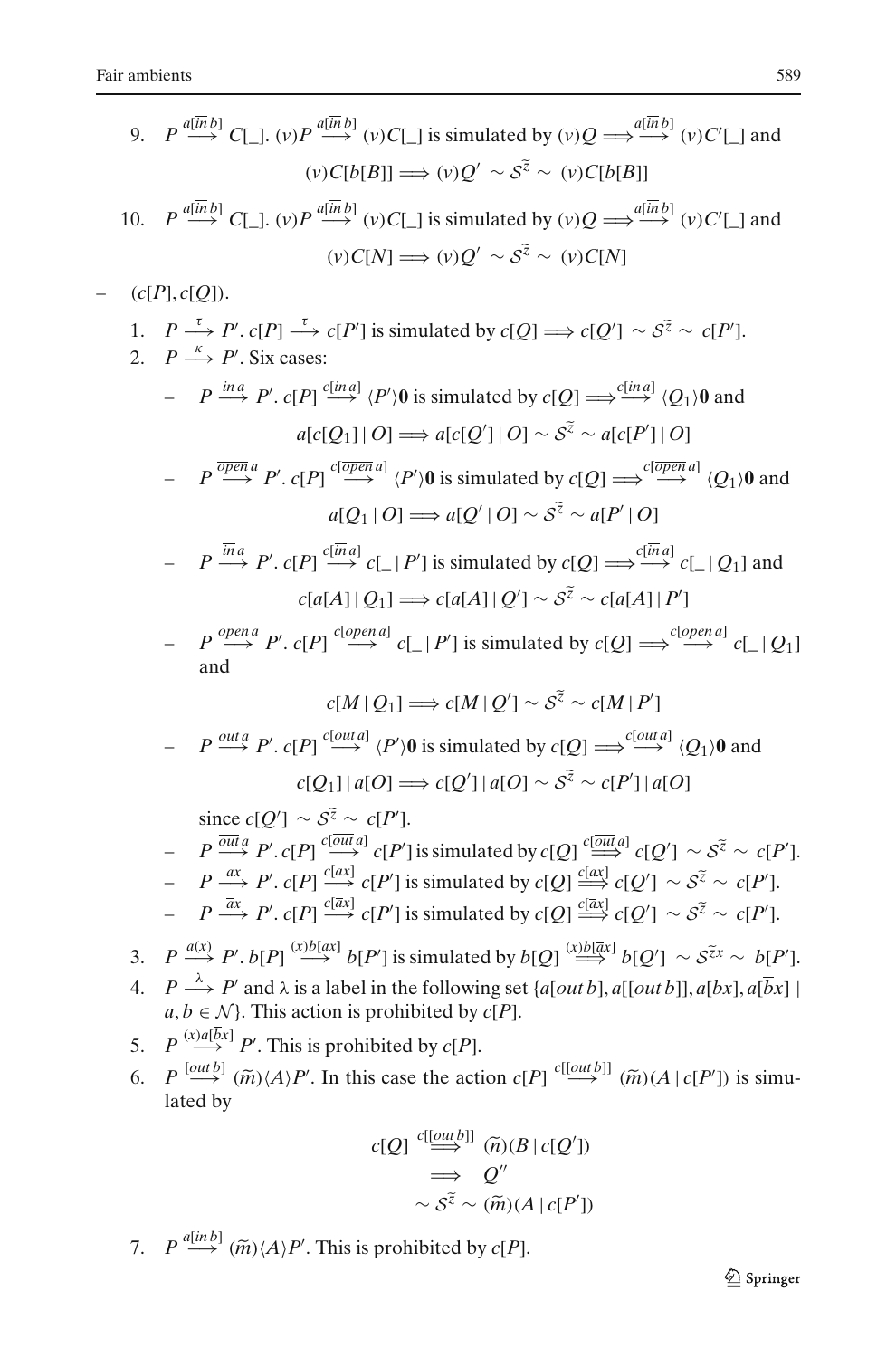9. $P \xrightarrow{a[\overline{in}\, b]} C[\_]$. $(\nu)P \xrightarrow{a[\overline{in}\, b]} (\nu)C[\_]$ is simulated by $(\nu)Q \Longrightarrow\xrightarrow{a[\overline{in}\, b]} (\nu)C'[\_]$ and

$$(\nu)C[b[B]] \Longrightarrow (\nu)Q' \sim \mathcal{S}^{\tilde{z}} \sim (\nu)C[b[B]]$$

10. $P \xrightarrow{a[\overline{in}\, b]} C[\_]$. $(\nu)P \xrightarrow{a[\overline{in}\, b]} (\nu)C[\_]$ is simulated by $(\nu)Q \Longrightarrow\xrightarrow{a[\overline{in}\, b]} (\nu)C'[\_]$ and

$$(\nu)C[N] \Longrightarrow (\nu)Q' \sim \mathcal{S}^{\tilde{z}} \sim (\nu)C[N]$$

– $(c[P], c[Q])$.

1. $P \xrightarrow{\tau} P'$. $c[P] \xrightarrow{\tau} c[P']$ is simulated by $c[Q] \Longrightarrow c[Q'] \sim \mathcal{S}^{\tilde{z}} \sim c[P']$.
2. $P \xrightarrow{\kappa} P'$. Six cases:

   – $P \xrightarrow{in\, a} P'$. $c[P] \xrightarrow{c[in\, a]} \langle P'\rangle\mathbf{0}$ is simulated by $c[Q] \Longrightarrow\xrightarrow{c[in\, a]} \langle Q_1\rangle\mathbf{0}$ and

   $$a[c[Q_1] \mid O] \Longrightarrow a[c[Q'] \mid O] \sim \mathcal{S}^{\tilde{z}} \sim a[c[P'] \mid O]$$

   – $P \xrightarrow{\overline{open}\, a} P'$. $c[P] \xrightarrow{c[\overline{open}\, a]} \langle P'\rangle\mathbf{0}$ is simulated by $c[Q] \Longrightarrow\xrightarrow{c[\overline{open}\, a]} \langle Q_1\rangle\mathbf{0}$ and

   $$a[Q_1 \mid O] \Longrightarrow a[Q' \mid O] \sim \mathcal{S}^{\tilde{z}} \sim a[P' \mid O]$$

   – $P \xrightarrow{\overline{in}\, a} P'$. $c[P] \xrightarrow{c[\overline{in}\, a]} c[\_ \mid P']$ is simulated by $c[Q] \Longrightarrow\xrightarrow{c[\overline{in}\, a]} c[\_ \mid Q_1]$ and

   $$c[a[A] \mid Q_1] \Longrightarrow c[a[A] \mid Q'] \sim \mathcal{S}^{\tilde{z}} \sim c[a[A] \mid P']$$

   – $P \xrightarrow{open\, a} P'$. $c[P] \xrightarrow{c[open\, a]} c[\_ \mid P']$ is simulated by $c[Q] \Longrightarrow\xrightarrow{c[open\, a]} c[\_ \mid Q_1]$ and

   $$c[M \mid Q_1] \Longrightarrow c[M \mid Q'] \sim \mathcal{S}^{\tilde{z}} \sim c[M \mid P']$$

   – $P \xrightarrow{out\, a} P'$. $c[P] \xrightarrow{c[out\, a]} \langle P'\rangle\mathbf{0}$ is simulated by $c[Q] \Longrightarrow\xrightarrow{c[out\, a]} \langle Q_1\rangle\mathbf{0}$ and

   $$c[Q_1] \mid a[O] \Longrightarrow c[Q'] \mid a[O] \sim \mathcal{S}^{\tilde{z}} \sim c[P'] \mid a[O]$$

   since $c[Q'] \sim \mathcal{S}^{\tilde{z}} \sim c[P']$.

   – $P \xrightarrow{\overline{out}\, a} P'$. $c[P] \xrightarrow{c[\overline{out}\, a]} c[P']$ is simulated by $c[Q] \stackrel{c[\overline{out}\, a]}{\Longrightarrow} c[Q'] \sim \mathcal{S}^{\tilde{z}} \sim c[P']$.

   – $P \xrightarrow{ax} P'$. $c[P] \xrightarrow{c[ax]} c[P']$ is simulated by $c[Q] \stackrel{c[ax]}{\Longrightarrow} c[Q'] \sim \mathcal{S}^{\tilde{z}} \sim c[P']$.

   – $P \xrightarrow{\overline{a}x} P'$. $c[P] \xrightarrow{c[\overline{a}x]} c[P']$ is simulated by $c[Q] \stackrel{c[\overline{a}x]}{\Longrightarrow} c[Q'] \sim \mathcal{S}^{\tilde{z}} \sim c[P']$.

3. $P \xrightarrow{\overline{a}(x)} P'$. $b[P] \xrightarrow{(x)b[\overline{a}x]} b[P']$ is simulated by $b[Q] \stackrel{(x)b[\overline{a}x]}{\Longrightarrow} b[Q'] \sim \mathcal{S}^{\tilde{z}x} \sim b[P']$.
4. $P \xrightarrow{\lambda} P'$ and $\lambda$ is a label in the following set $\{a[\overline{out}\, b], a[[out\, b]], a[bx], a[\overline{b}x] \mid a, b \in \mathcal{N}\}$. This action is prohibited by $c[P]$.
5. $P \xrightarrow{(x)a[\overline{b}x]} P'$. This is prohibited by $c[P]$.
6. $P \xrightarrow{[out\, b]} (\widetilde{m})\langle A\rangle P'$. In this case the action $c[P] \xrightarrow{c[[out\, b]]} (\widetilde{m})(A \mid c[P'])$ is simulated by

$$\begin{aligned} c[Q] &\stackrel{c[[out\, b]]}{\Longrightarrow} (\widetilde{n})(B \mid c[Q']) \\ &\Longrightarrow Q'' \\ &\sim \mathcal{S}^{\tilde{z}} \sim (\widetilde{m})(A \mid c[P']) \end{aligned}$$

7. $P \xrightarrow{a[in\, b]} (\widetilde{m})\langle A\rangle P'$. This is prohibited by $c[P]$.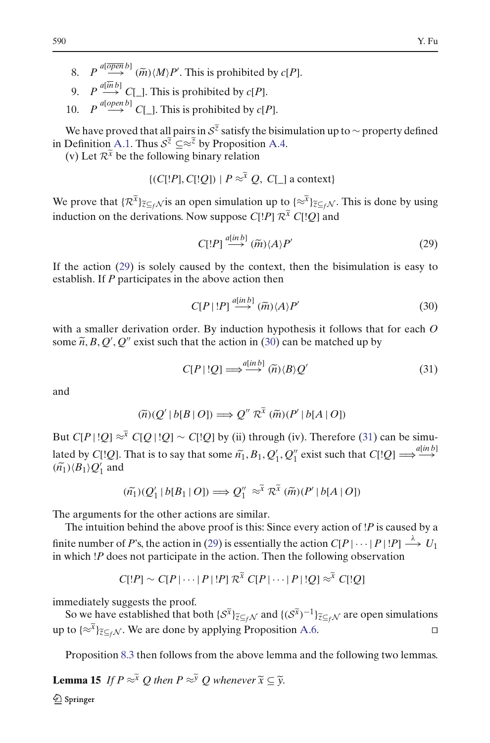8. $P \stackrel{a[\overline{open}\, b]}{\longrightarrow} (\widetilde{m})\langle M\rangle P'$. This is prohibited by $c[P]$.
9. $P \stackrel{a[\overline{in}\, b]}{\longrightarrow} C[\_]$. This is prohibited by $c[P]$.
10. $P \stackrel{a[open\, b]}{\longrightarrow} C[\_]$. This is prohibited by $c[P]$.

We have proved that all pairs in $\mathcal{S}^{\widetilde{z}}$ satisfy the bisimulation up to $\sim$ property defined in Definition A.1. Thus $\mathcal{S}^{\widetilde{z}} \subseteq \approx^{\widetilde{z}}$ by Proposition A.4.

(v) Let $\mathcal{R}^{\widetilde{x}}$ be the following binary relation

$$\{(C[!P], C[!Q]) \mid P \approx^{\widetilde{x}} Q,\ C[\_] \text{ a context}\}$$

We prove that $\{\mathcal{R}^{\widetilde{x}}\}_{\widetilde{z}\subseteq_f \mathcal{N}}$is an open simulation up to $\{\approx^{\widetilde{x}}\}_{\widetilde{z}\subseteq_f \mathcal{N}}$. This is done by using induction on the derivations. Now suppose $C[!P]\ \mathcal{R}^{\widetilde{x}}\ C[!Q]$ and

$$C[!P] \stackrel{a[in\, b]}{\longrightarrow} (\widetilde{m})\langle A\rangle P' \tag{29}$$

If the action (29) is solely caused by the context, then the bisimulation is easy to establish. If $P$ participates in the above action then

$$C[P \mid !P] \stackrel{a[in\, b]}{\longrightarrow} (\widetilde{m})\langle A\rangle P' \tag{30}$$

with a smaller derivation order. By induction hypothesis it follows that for each $O$ some $\widetilde{n}, B, Q', Q''$ exist such that the action in (30) can be matched up by

$$C[P \mid !Q] \stackrel{a[in\, b]}{\Longrightarrow} (\widetilde{n})\langle B\rangle Q' \tag{31}$$

and

$$(\widetilde{n})(Q' \mid b[B \mid O]) \Longrightarrow Q''\ \mathcal{R}^{\widetilde{x}}\ (\widetilde{m})(P' \mid b[A \mid O])$$

But $C[P \mid !Q] \approx^{\widetilde{x}} C[Q \mid !Q] \sim C[!Q]$ by (ii) through (iv). Therefore (31) can be simulated by $C[!Q]$. That is to say that some $\widetilde{n_1}, B_1, Q_1', Q_1''$ exist such that $C[!Q] \stackrel{a[in\, b]}{\Longrightarrow} (\widetilde{n_1})\langle B_1\rangle Q_1'$ and

$$(\widetilde{n_1})(Q_1' \mid b[B_1 \mid O]) \Longrightarrow Q_1''\ \approx^{\widetilde{x}}\ \mathcal{R}^{\widetilde{x}}\ (\widetilde{m})(P' \mid b[A \mid O])$$

The arguments for the other actions are similar.

The intuition behind the above proof is this: Since every action of $!P$ is caused by a finite number of $P$'s, the action in (29) is essentially the action $C[P \mid \cdots \mid P \mid !P] \stackrel{\lambda}{\longrightarrow} U_1$ in which $!P$ does not participate in the action. Then the following observation

$$C[!P] \sim C[P \mid \cdots \mid P \mid !P]\ \mathcal{R}^{\widetilde{x}}\ C[P \mid \cdots \mid P \mid !Q] \approx^{\widetilde{x}} C[!Q]$$

immediately suggests the proof.

So we have established that both $\{\mathcal{S}^{\widetilde{x}}\}_{\widetilde{z}\subseteq_f \mathcal{N}}$ and $\{(\mathcal{S}^{\widetilde{x}})^{-1}\}_{\widetilde{z}\subseteq_f \mathcal{N}}$ are open simulations up to $\{\approx^{\widetilde{x}}\}_{\widetilde{z}\subseteq_f \mathcal{N}}$. We are done by applying Proposition A.6. □

Proposition 8.3 then follows from the above lemma and the following two lemmas.

**Lemma 15** *If $P \approx^{\widetilde{x}} Q$ then $P \approx^{\widetilde{y}} Q$ whenever $\widetilde{x} \subseteq \widetilde{y}$.*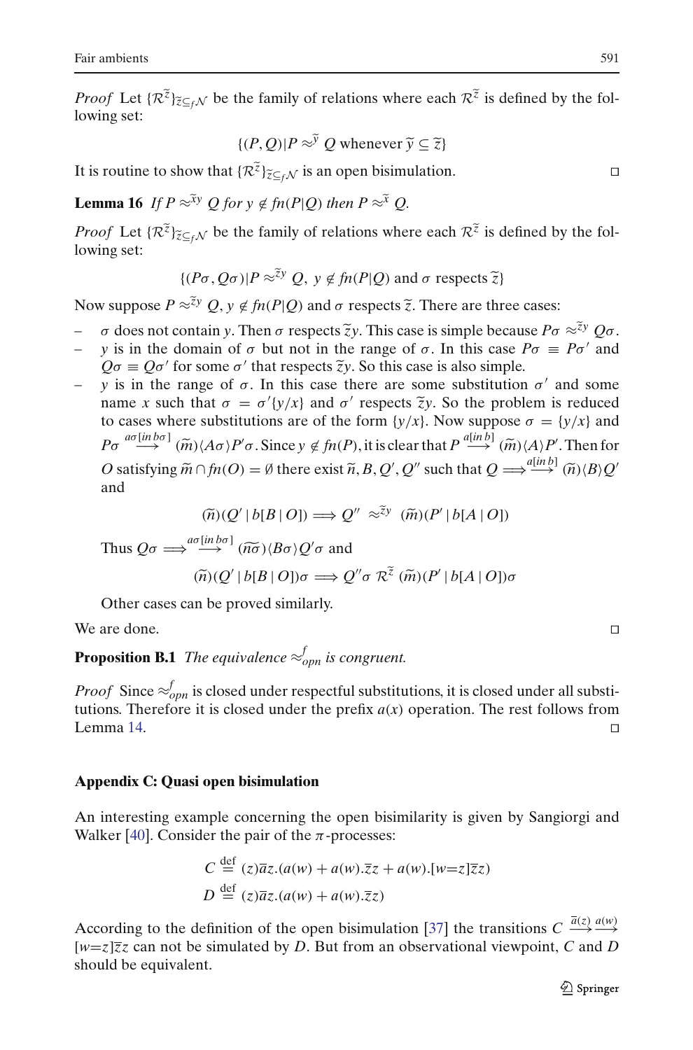*Proof* Let $\{\mathcal{R}^{\widetilde{z}}\}_{\widetilde{z}\subseteq_f \mathcal{N}}$ be the family of relations where each $\mathcal{R}^{\widetilde{z}}$ is defined by the following set:

$$\{(P, Q) | P \approx^{\widetilde{y}} Q \text{ whenever } \widetilde{y} \subseteq \widetilde{z}\}$$

It is routine to show that $\{\mathcal{R}^{\widetilde{z}}\}_{\widetilde{z}\subseteq_f \mathcal{N}}$ is an open bisimulation. □

**Lemma 16** *If $P \approx^{\widetilde{x}y} Q$ for $y \notin fn(P|Q)$ then $P \approx^{\widetilde{x}} Q$.*

*Proof* Let $\{\mathcal{R}^{\widetilde{z}}\}_{\widetilde{z}\subseteq_f \mathcal{N}}$ be the family of relations where each $\mathcal{R}^{\widetilde{z}}$ is defined by the following set:

$$\{(P\sigma, Q\sigma) | P \approx^{\widetilde{z}y} Q,\ y \notin fn(P|Q) \text{ and } \sigma \text{ respects } \widetilde{z}\}$$

Now suppose $P \approx^{\widetilde{z}y} Q$, $y \notin fn(P|Q)$ and $\sigma$ respects $\widetilde{z}$. There are three cases:

- $\sigma$ does not contain $y$. Then $\sigma$ respects $\widetilde{z}y$. This case is simple because $P\sigma \approx^{\widetilde{z}y} Q\sigma$.
- $y$ is in the domain of $\sigma$ but not in the range of $\sigma$. In this case $P\sigma \equiv P\sigma'$ and $Q\sigma \equiv Q\sigma'$ for some $\sigma'$ that respects $\widetilde{z}y$. So this case is also simple.
- $y$ is in the range of $\sigma$. In this case there are some substitution $\sigma'$ and some name $x$ such that $\sigma = \sigma'\{y/x\}$ and $\sigma'$ respects $\widetilde{z}y$. So the problem is reduced to cases where substitutions are of the form $\{y/x\}$. Now suppose $\sigma = \{y/x\}$ and $P\sigma \stackrel{a\sigma[in\, b\sigma]}{\longrightarrow} (\widetilde{m})\langle A\sigma\rangle P'\sigma$. Since $y \notin fn(P)$, it is clear that $P \stackrel{a[in\, b]}{\longrightarrow} (\widetilde{m})\langle A\rangle P'$. Then for $O$ satisfying $\widetilde{m} \cap fn(O) = \emptyset$ there exist $\widetilde{n}, B, Q', Q''$ such that $Q \stackrel{a[in\, b]}{\Longrightarrow} (\widetilde{n})\langle B\rangle Q'$ and

  $$(\widetilde{n})(Q' \mid b[B \mid O]) \Longrightarrow Q'' \approx^{\widetilde{z}y} (\widetilde{m})(P' \mid b[A \mid O])$$

  Thus $Q\sigma \stackrel{a\sigma[in\, b\sigma]}{\Longrightarrow} (\widetilde{n\sigma})\langle B\sigma\rangle Q'\sigma$ and

  $$(\widetilde{n})(Q' \mid b[B \mid O])\sigma \Longrightarrow Q''\sigma\ \mathcal{R}^{\widetilde{z}}\ (\widetilde{m})(P' \mid b[A \mid O])\sigma$$

  Other cases can be proved similarly.

We are done. □

**Proposition B.1** *The equivalence $\approx^{f}_{opn}$ is congruent.*

*Proof* Since $\approx^{f}_{opn}$ is closed under respectful substitutions, it is closed under all substitutions. Therefore it is closed under the prefix $a(x)$ operation. The rest follows from Lemma 14. □

## Appendix C: Quasi open bisimulation

An interesting example concerning the open bisimilarity is given by Sangiorgi and Walker [40]. Consider the pair of the $\pi$-processes:

$$C \stackrel{\text{def}}{=} (z)\overline{a}z.(a(w) + a(w).\overline{z}z + a(w).[w{=}z]\overline{z}z)$$
$$D \stackrel{\text{def}}{=} (z)\overline{a}z.(a(w) + a(w).\overline{z}z)$$

According to the definition of the open bisimulation [37] the transitions $C \stackrel{\overline{a}(z)}{\longrightarrow} \stackrel{a(w)}{\longrightarrow} [w{=}z]\overline{z}z$ can not be simulated by $D$. But from an observational viewpoint, $C$ and $D$ should be equivalent.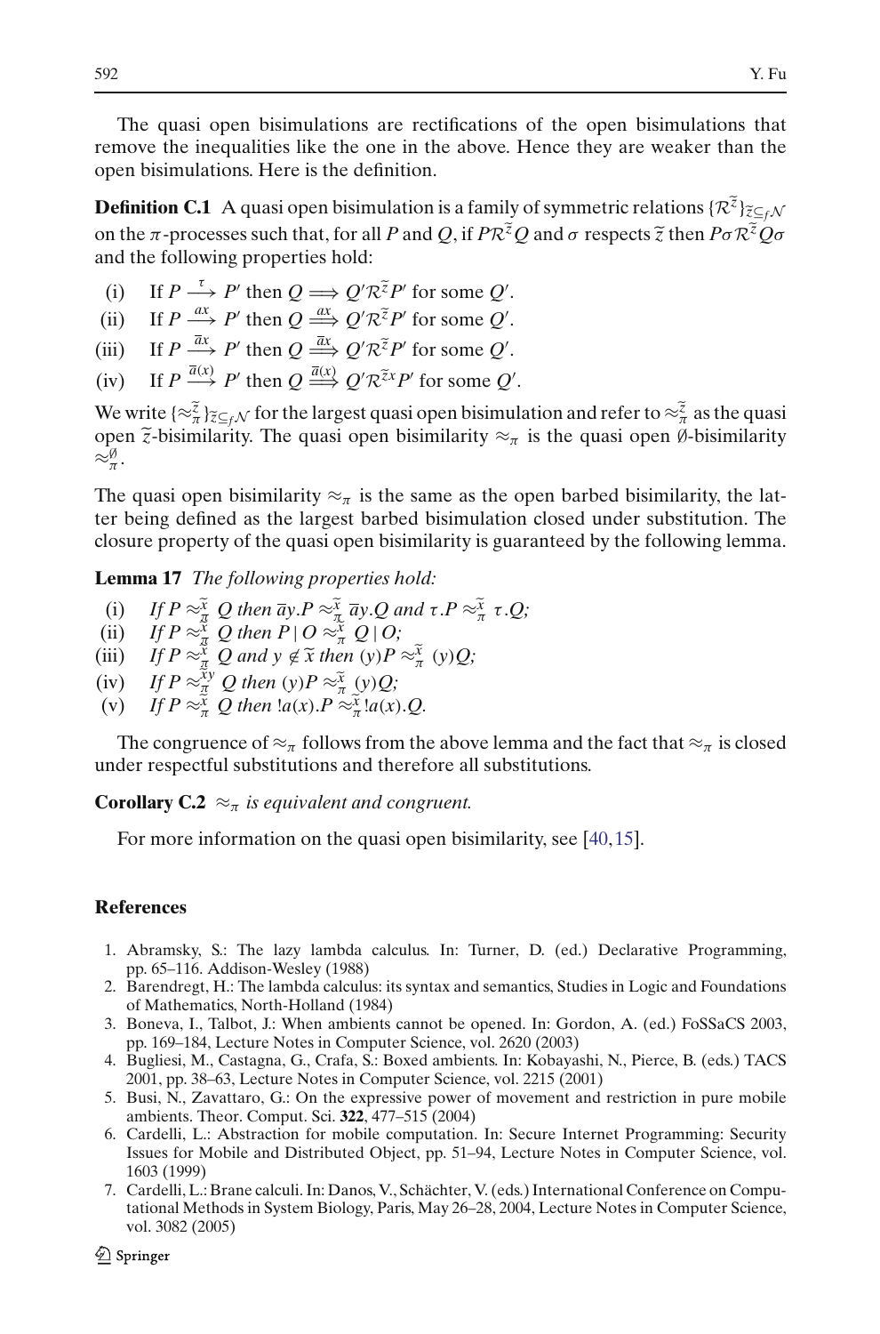The quasi open bisimulations are rectifications of the open bisimulations that remove the inequalities like the one in the above. Hence they are weaker than the open bisimulations. Here is the definition.

**Definition C.1** A quasi open bisimulation is a family of symmetric relations $\{\mathcal{R}^{\widetilde{z}}\}_{\widetilde{z}\subseteq_f \mathcal{N}}$ on the $\pi$-processes such that, for all $P$ and $Q$, if $P\mathcal{R}^{\widetilde{z}}Q$ and $\sigma$ respects $\widetilde{z}$ then $P\sigma\mathcal{R}^{\widetilde{z}}Q\sigma$ and the following properties hold:

(i) If $P \xrightarrow{\tau} P'$ then $Q \Longrightarrow Q'\mathcal{R}^{\widetilde{z}}P'$ for some $Q'$.

(ii) If $P \xrightarrow{ax} P'$ then $Q \stackrel{ax}{\Longrightarrow} Q'\mathcal{R}^{\widetilde{z}}P'$ for some $Q'$.

(iii) If $P \xrightarrow{\overline{a}x} P'$ then $Q \stackrel{\overline{a}x}{\Longrightarrow} Q'\mathcal{R}^{\widetilde{z}}P'$ for some $Q'$.

(iv) If $P \xrightarrow{\overline{a}(x)} P'$ then $Q \stackrel{\overline{a}(x)}{\Longrightarrow} Q'\mathcal{R}^{\widetilde{z}x}P'$ for some $Q'$.

We write $\{\approx_\pi^{\widetilde{z}}\}_{\widetilde{z}\subseteq_f \mathcal{N}}$ for the largest quasi open bisimulation and refer to $\approx_\pi^{\widetilde{z}}$ as the quasi open $\widetilde{z}$-bisimilarity. The quasi open bisimilarity $\approx_\pi$ is the quasi open $\emptyset$-bisimilarity $\approx_\pi^{\emptyset}$.

The quasi open bisimilarity $\approx_\pi$ is the same as the open barbed bisimilarity, the latter being defined as the largest barbed bisimulation closed under substitution. The closure property of the quasi open bisimilarity is guaranteed by the following lemma.

**Lemma 17** *The following properties hold:*

(i) *If $P \approx_\pi^{\widetilde{x}} Q$ then $\overline{a}y.P \approx_\pi^{\widetilde{x}} \overline{a}y.Q$ and $\tau.P \approx_\pi^{\widetilde{x}} \tau.Q$;*

(ii) *If $P \approx_\pi^{\widetilde{x}} Q$ then $P \,|\, O \approx_\pi^{\widetilde{x}} Q \,|\, O$;*

(iii) *If $P \approx_\pi^{\widetilde{x}} Q$ and $y \notin \widetilde{x}$ then $(y)P \approx_\pi^{\widetilde{x}} (y)Q$;*

(iv) *If $P \approx_\pi^{\widetilde{x}y} Q$ then $(y)P \approx_\pi^{\widetilde{x}} (y)Q$;*

(v) *If $P \approx_\pi^{\widetilde{x}} Q$ then $!a(x).P \approx_\pi^{\widetilde{x}} !a(x).Q$.*

The congruence of $\approx_\pi$ follows from the above lemma and the fact that $\approx_\pi$ is closed under respectful substitutions and therefore all substitutions.

**Corollary C.2** $\approx_\pi$ *is equivalent and congruent.*

For more information on the quasi open bisimilarity, see [40,15].

## References

1. Abramsky, S.: The lazy lambda calculus. In: Turner, D. (ed.) Declarative Programming, pp. 65–116. Addison-Wesley (1988)
2. Barendregt, H.: The lambda calculus: its syntax and semantics, Studies in Logic and Foundations of Mathematics, North-Holland (1984)
3. Boneva, I., Talbot, J.: When ambients cannot be opened. In: Gordon, A. (ed.) FoSSaCS 2003, pp. 169–184, Lecture Notes in Computer Science, vol. 2620 (2003)
4. Bugliesi, M., Castagna, G., Crafa, S.: Boxed ambients. In: Kobayashi, N., Pierce, B. (eds.) TACS 2001, pp. 38–63, Lecture Notes in Computer Science, vol. 2215 (2001)
5. Busi, N., Zavattaro, G.: On the expressive power of movement and restriction in pure mobile ambients. Theor. Comput. Sci. **322**, 477–515 (2004)
6. Cardelli, L.: Abstraction for mobile computation. In: Secure Internet Programming: Security Issues for Mobile and Distributed Object, pp. 51–94, Lecture Notes in Computer Science, vol. 1603 (1999)
7. Cardelli, L.: Brane calculi. In: Danos, V., Schächter, V. (eds.) International Conference on Computational Methods in System Biology, Paris, May 26–28, 2004, Lecture Notes in Computer Science, vol. 3082 (2005)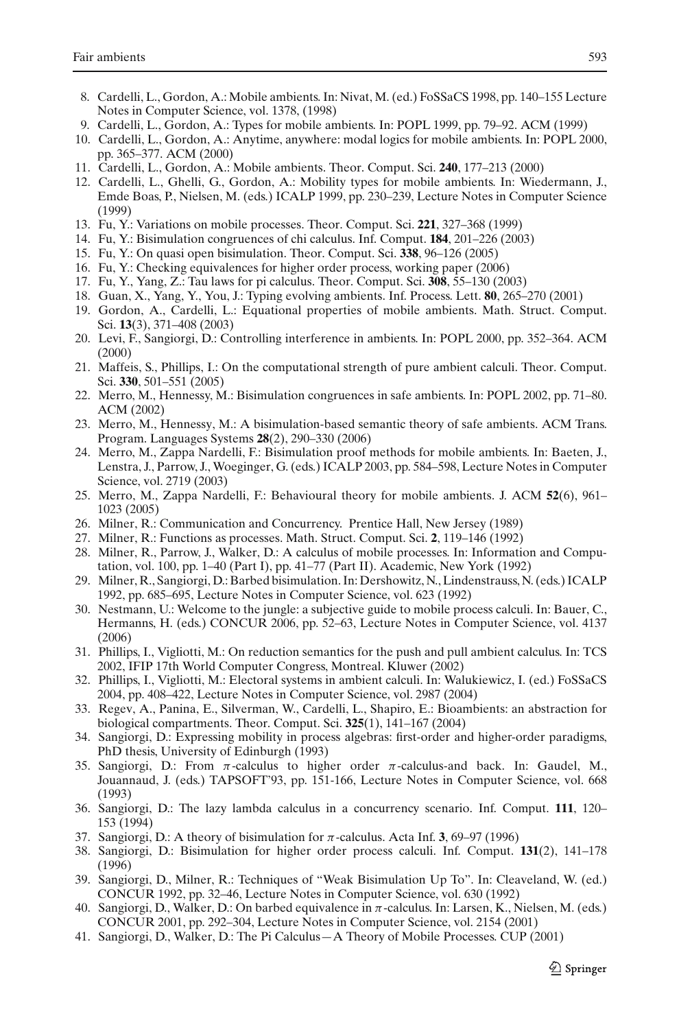8. Cardelli, L., Gordon, A.: Mobile ambients. In: Nivat, M. (ed.) FoSSaCS 1998, pp. 140–155 Lecture Notes in Computer Science, vol. 1378, (1998)
9. Cardelli, L., Gordon, A.: Types for mobile ambients. In: POPL 1999, pp. 79–92. ACM (1999)
10. Cardelli, L., Gordon, A.: Anytime, anywhere: modal logics for mobile ambients. In: POPL 2000, pp. 365–377. ACM (2000)
11. Cardelli, L., Gordon, A.: Mobile ambients. Theor. Comput. Sci. **240**, 177–213 (2000)
12. Cardelli, L., Ghelli, G., Gordon, A.: Mobility types for mobile ambients. In: Wiedermann, J., Emde Boas, P., Nielsen, M. (eds.) ICALP 1999, pp. 230–239, Lecture Notes in Computer Science (1999)
13. Fu, Y.: Variations on mobile processes. Theor. Comput. Sci. **221**, 327–368 (1999)
14. Fu, Y.: Bisimulation congruences of chi calculus. Inf. Comput. **184**, 201–226 (2003)
15. Fu, Y.: On quasi open bisimulation. Theor. Comput. Sci. **338**, 96–126 (2005)
16. Fu, Y.: Checking equivalences for higher order process, working paper (2006)
17. Fu, Y., Yang, Z.: Tau laws for pi calculus. Theor. Comput. Sci. **308**, 55–130 (2003)
18. Guan, X., Yang, Y., You, J.: Typing evolving ambients. Inf. Process. Lett. **80**, 265–270 (2001)
19. Gordon, A., Cardelli, L.: Equational properties of mobile ambients. Math. Struct. Comput. Sci. **13**(3), 371–408 (2003)
20. Levi, F., Sangiorgi, D.: Controlling interference in ambients. In: POPL 2000, pp. 352–364. ACM (2000)
21. Maffeis, S., Phillips, I.: On the computational strength of pure ambient calculi. Theor. Comput. Sci. **330**, 501–551 (2005)
22. Merro, M., Hennessy, M.: Bisimulation congruences in safe ambients. In: POPL 2002, pp. 71–80. ACM (2002)
23. Merro, M., Hennessy, M.: A bisimulation-based semantic theory of safe ambients. ACM Trans. Program. Languages Systems **28**(2), 290–330 (2006)
24. Merro, M., Zappa Nardelli, F.: Bisimulation proof methods for mobile ambients. In: Baeten, J., Lenstra, J., Parrow, J., Woeginger, G. (eds.) ICALP 2003, pp. 584–598, Lecture Notes in Computer Science, vol. 2719 (2003)
25. Merro, M., Zappa Nardelli, F.: Behavioural theory for mobile ambients. J. ACM **52**(6), 961–1023 (2005)
26. Milner, R.: Communication and Concurrency. Prentice Hall, New Jersey (1989)
27. Milner, R.: Functions as processes. Math. Struct. Comput. Sci. **2**, 119–146 (1992)
28. Milner, R., Parrow, J., Walker, D.: A calculus of mobile processes. In: Information and Computation, vol. 100, pp. 1–40 (Part I), pp. 41–77 (Part II). Academic, New York (1992)
29. Milner, R., Sangiorgi, D.: Barbed bisimulation. In: Dershowitz, N., Lindenstrauss, N. (eds.) ICALP 1992, pp. 685–695, Lecture Notes in Computer Science, vol. 623 (1992)
30. Nestmann, U.: Welcome to the jungle: a subjective guide to mobile process calculi. In: Bauer, C., Hermanns, H. (eds.) CONCUR 2006, pp. 52–63, Lecture Notes in Computer Science, vol. 4137 (2006)
31. Phillips, I., Vigliotti, M.: On reduction semantics for the push and pull ambient calculus. In: TCS 2002, IFIP 17th World Computer Congress, Montreal. Kluwer (2002)
32. Phillips, I., Vigliotti, M.: Electoral systems in ambient calculi. In: Walukiewicz, I. (ed.) FoSSaCS 2004, pp. 408–422, Lecture Notes in Computer Science, vol. 2987 (2004)
33. Regev, A., Panina, E., Silverman, W., Cardelli, L., Shapiro, E.: Bioambients: an abstraction for biological compartments. Theor. Comput. Sci. **325**(1), 141–167 (2004)
34. Sangiorgi, D.: Expressing mobility in process algebras: first-order and higher-order paradigms, PhD thesis, University of Edinburgh (1993)
35. Sangiorgi, D.: From $\pi$-calculus to higher order $\pi$-calculus-and back. In: Gaudel, M., Jouannaud, J. (eds.) TAPSOFT'93, pp. 151-166, Lecture Notes in Computer Science, vol. 668 (1993)
36. Sangiorgi, D.: The lazy lambda calculus in a concurrency scenario. Inf. Comput. **111**, 120–153 (1994)
37. Sangiorgi, D.: A theory of bisimulation for $\pi$-calculus. Acta Inf. **3**, 69–97 (1996)
38. Sangiorgi, D.: Bisimulation for higher order process calculi. Inf. Comput. **131**(2), 141–178 (1996)
39. Sangiorgi, D., Milner, R.: Techniques of "Weak Bisimulation Up To". In: Cleaveland, W. (ed.) CONCUR 1992, pp. 32–46, Lecture Notes in Computer Science, vol. 630 (1992)
40. Sangiorgi, D., Walker, D.: On barbed equivalence in $\pi$-calculus. In: Larsen, K., Nielsen, M. (eds.) CONCUR 2001, pp. 292–304, Lecture Notes in Computer Science, vol. 2154 (2001)
41. Sangiorgi, D., Walker, D.: The Pi Calculus—A Theory of Mobile Processes. CUP (2001)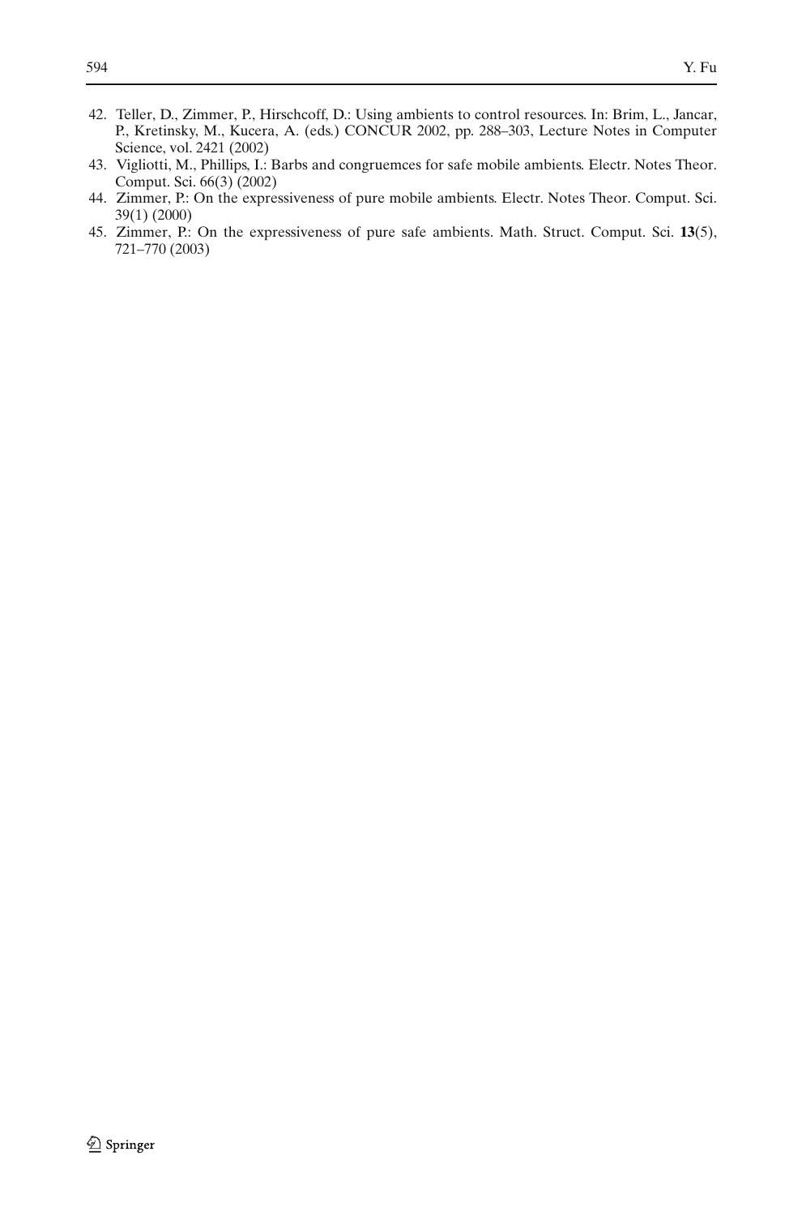42. Teller, D., Zimmer, P., Hirschcoff, D.: Using ambients to control resources. In: Brim, L., Jancar, P., Kretinsky, M., Kucera, A. (eds.) CONCUR 2002, pp. 288–303, Lecture Notes in Computer Science, vol. 2421 (2002)
43. Vigliotti, M., Phillips, I.: Barbs and congruemces for safe mobile ambients. Electr. Notes Theor. Comput. Sci. 66(3) (2002)
44. Zimmer, P.: On the expressiveness of pure mobile ambients. Electr. Notes Theor. Comput. Sci. 39(1) (2000)
45. Zimmer, P.: On the expressiveness of pure safe ambients. Math. Struct. Comput. Sci. **13**(5), 721–770 (2003)